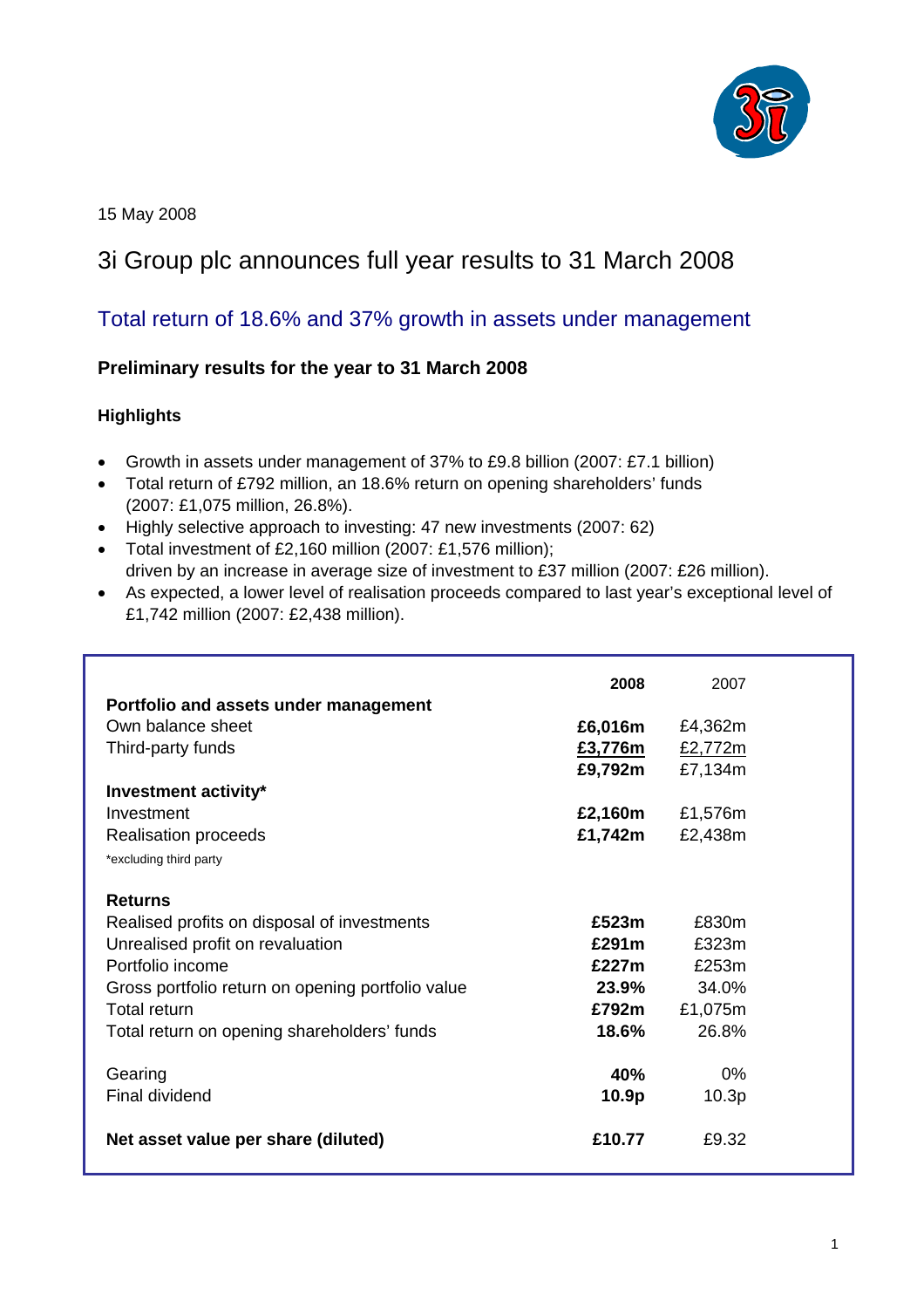15 May 2008

# 3i Group plc announces full year results to 31 March 2008

## Total return of 18.6% and 37% growth in assets under management

### Preliminary results for the year to 31 March 2008

#### Highlights

- Growth in assets under management of 37% to £9.8 billion (2007: £7.1 billion)
- Total return of £792 million, an 18.6% return on opening shareholders' funds (2007: £1,075 million, 26.8%).
- Highly selective approach to investing: 47 new investments (2007: 62)
- Total investment of £2,160 million (2007: £1,576 million); driven by an increase in average size of investment to £37 million (2007: £26 million).
- As expected, a lower level of realisation proceeds compared to last year's exceptional level of £1,742 million (2007: £2,438 million).

| | **2008** | 2007 |
|---|---|---|
| **Portfolio and assets under management** | | |
| Own balance sheet | **£6,016m** | £4,362m |
| Third-party funds | **£3,776m** | £2,772m |
| | **£9,792m** | £7,134m |
| **Investment activity*** | | |
| Investment | **£2,160m** | £1,576m |
| Realisation proceeds | **£1,742m** | £2,438m |
| *excluding third party | | |
| **Returns** | | |
| Realised profits on disposal of investments | **£523m** | £830m |
| Unrealised profit on revaluation | **£291m** | £323m |
| Portfolio income | **£227m** | £253m |
| Gross portfolio return on opening portfolio value | **23.9%** | 34.0% |
| Total return | **£792m** | £1,075m |
| Total return on opening shareholders' funds | **18.6%** | 26.8% |
| Gearing | **40%** | 0% |
| Final dividend | **10.9p** | 10.3p |
| **Net asset value per share (diluted)** | **£10.77** | £9.32 |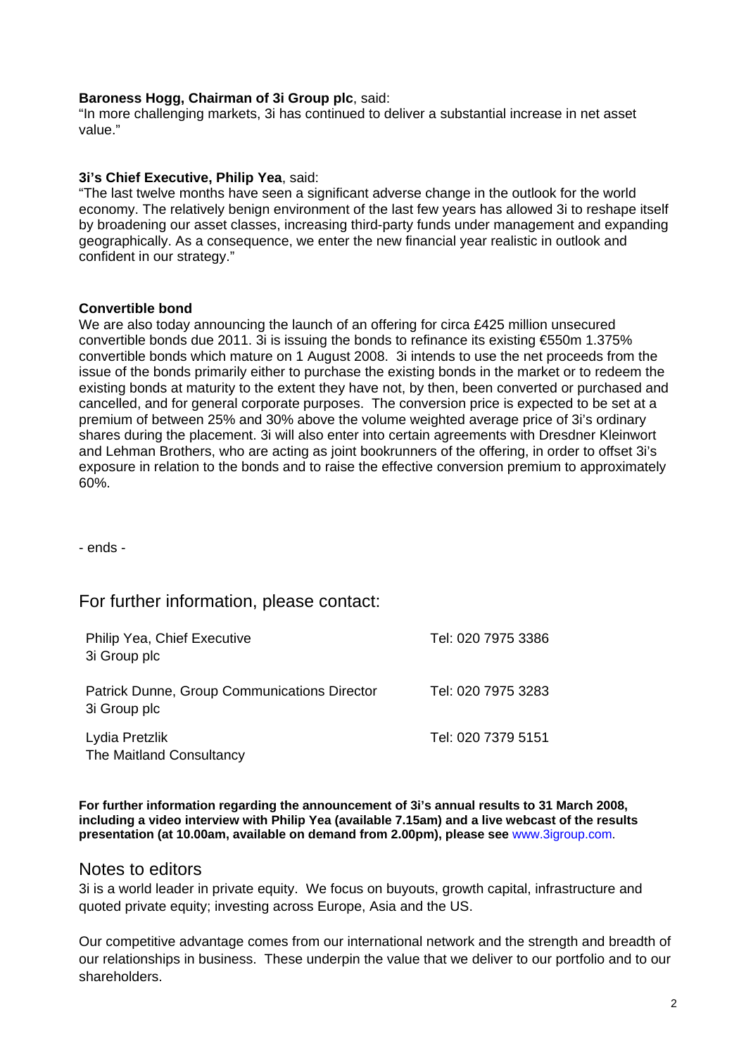**Baroness Hogg, Chairman of 3i Group plc**, said:
"In more challenging markets, 3i has continued to deliver a substantial increase in net asset value."

**3i's Chief Executive, Philip Yea**, said:
"The last twelve months have seen a significant adverse change in the outlook for the world economy. The relatively benign environment of the last few years has allowed 3i to reshape itself by broadening our asset classes, increasing third-party funds under management and expanding geographically. As a consequence, we enter the new financial year realistic in outlook and confident in our strategy."

**Convertible bond**

We are also today announcing the launch of an offering for circa £425 million unsecured convertible bonds due 2011. 3i is issuing the bonds to refinance its existing €550m 1.375% convertible bonds which mature on 1 August 2008. 3i intends to use the net proceeds from the issue of the bonds primarily either to purchase the existing bonds in the market or to redeem the existing bonds at maturity to the extent they have not, by then, been converted or purchased and cancelled, and for general corporate purposes. The conversion price is expected to be set at a premium of between 25% and 30% above the volume weighted average price of 3i's ordinary shares during the placement. 3i will also enter into certain agreements with Dresdner Kleinwort and Lehman Brothers, who are acting as joint bookrunners of the offering, in order to offset 3i's exposure in relation to the bonds and to raise the effective conversion premium to approximately 60%.

- ends -

## For further information, please contact:

| | |
|---|---|
| Philip Yea, Chief Executive<br>3i Group plc | Tel: 020 7975 3386 |
| Patrick Dunne, Group Communications Director<br>3i Group plc | Tel: 020 7975 3283 |
| Lydia Pretzlik<br>The Maitland Consultancy | Tel: 020 7379 5151 |

**For further information regarding the announcement of 3i's annual results to 31 March 2008, including a video interview with Philip Yea (available 7.15am) and a live webcast of the results presentation (at 10.00am, available on demand from 2.00pm), please see** www.3igroup.com.

## Notes to editors

3i is a world leader in private equity. We focus on buyouts, growth capital, infrastructure and quoted private equity; investing across Europe, Asia and the US.

Our competitive advantage comes from our international network and the strength and breadth of our relationships in business. These underpin the value that we deliver to our portfolio and to our shareholders.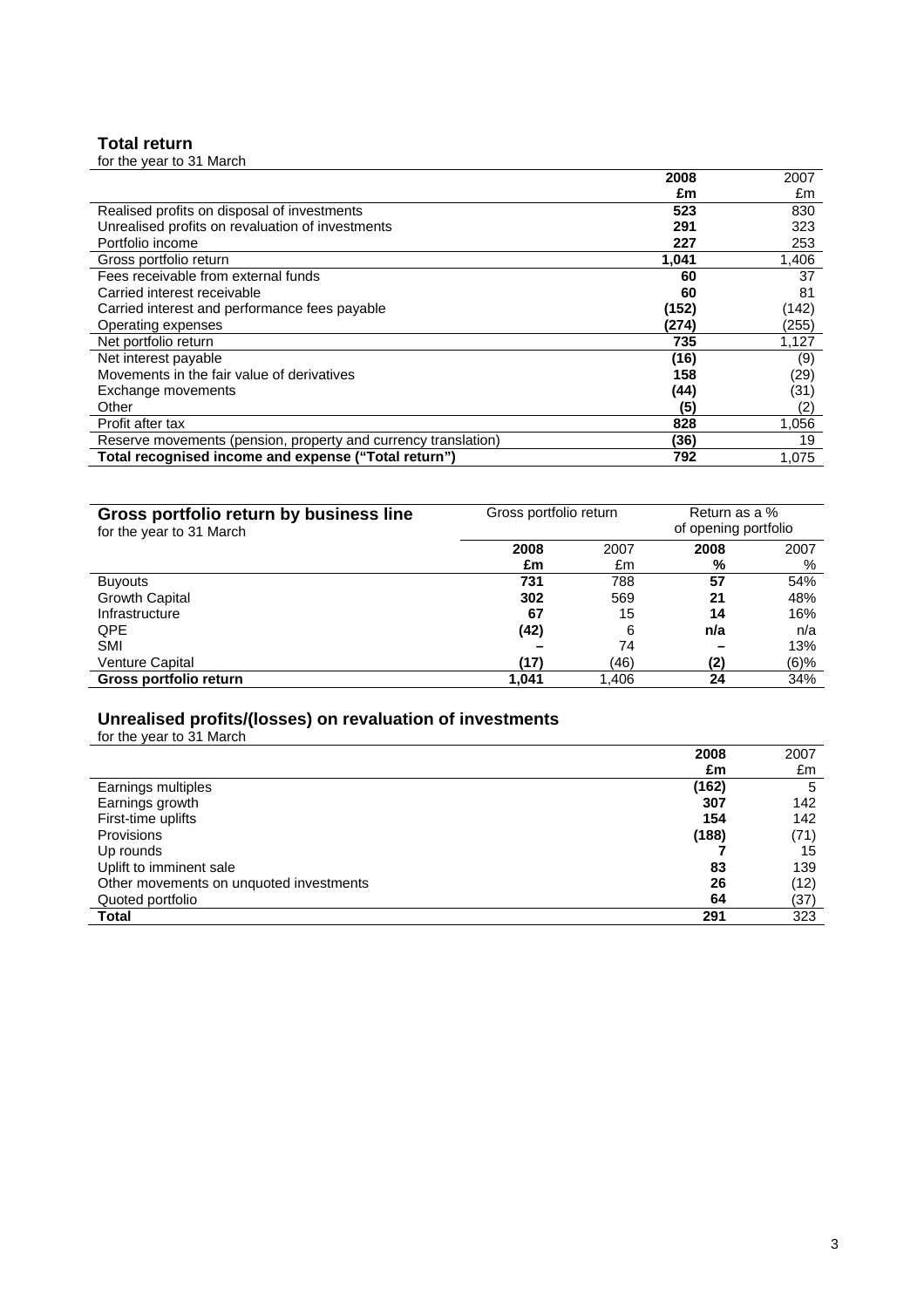## Total return

for the year to 31 March

| | 2008 £m | 2007 £m |
|---|---|---|
| Realised profits on disposal of investments | **523** | 830 |
| Unrealised profits on revaluation of investments | **291** | 323 |
| Portfolio income | **227** | 253 |
| Gross portfolio return | **1,041** | 1,406 |
| Fees receivable from external funds | **60** | 37 |
| Carried interest receivable | **60** | 81 |
| Carried interest and performance fees payable | **(152)** | (142) |
| Operating expenses | **(274)** | (255) |
| Net portfolio return | **735** | 1,127 |
| Net interest payable | **(16)** | (9) |
| Movements in the fair value of derivatives | **158** | (29) |
| Exchange movements | **(44)** | (31) |
| Other | **(5)** | (2) |
| Profit after tax | **828** | 1,056 |
| Reserve movements (pension, property and currency translation) | **(36)** | 19 |
| **Total recognised income and expense ("Total return")** | **792** | 1,075 |

## Gross portfolio return by business line

for the year to 31 March

| | Gross portfolio return | | Return as a % of opening portfolio | |
|---|---|---|---|---|
| | **2008 £m** | 2007 £m | **2008 %** | 2007 % |
| Buyouts | **731** | 788 | **57** | 54% |
| Growth Capital | **302** | 569 | **21** | 48% |
| Infrastructure | **67** | 15 | **14** | 16% |
| QPE | **(42)** | 6 | **n/a** | n/a |
| SMI | **–** | 74 | **–** | 13% |
| Venture Capital | **(17)** | (46) | **(2)** | (6)% |
| **Gross portfolio return** | **1,041** | 1,406 | **24** | 34% |

## Unrealised profits/(losses) on revaluation of investments

for the year to 31 March

| | 2008 £m | 2007 £m |
|---|---|---|
| Earnings multiples | **(162)** | 5 |
| Earnings growth | **307** | 142 |
| First-time uplifts | **154** | 142 |
| Provisions | **(188)** | (71) |
| Up rounds | **7** | 15 |
| Uplift to imminent sale | **83** | 139 |
| Other movements on unquoted investments | **26** | (12) |
| Quoted portfolio | **64** | (37) |
| **Total** | **291** | 323 |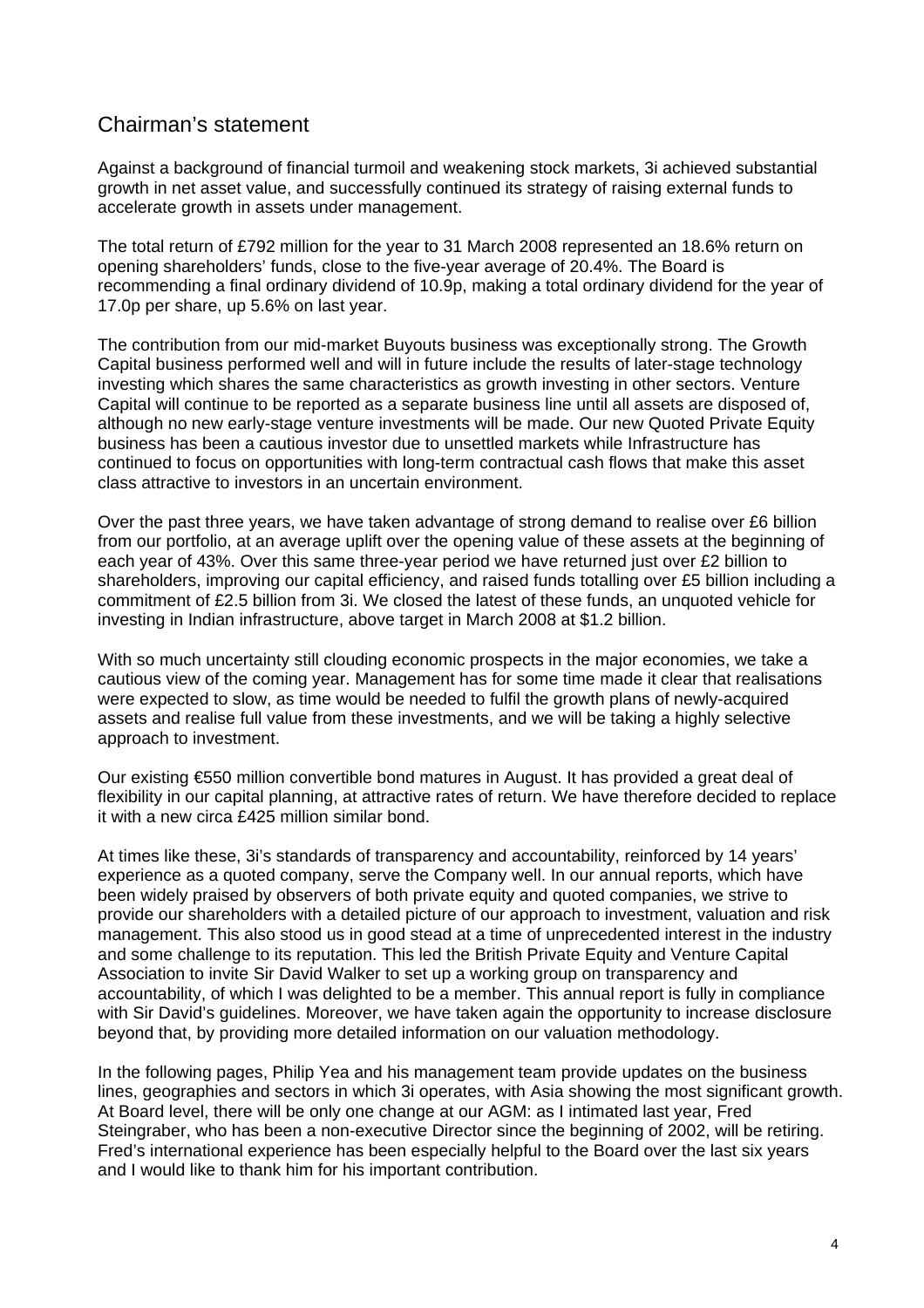## Chairman's statement

Against a background of financial turmoil and weakening stock markets, 3i achieved substantial growth in net asset value, and successfully continued its strategy of raising external funds to accelerate growth in assets under management.

The total return of £792 million for the year to 31 March 2008 represented an 18.6% return on opening shareholders' funds, close to the five-year average of 20.4%. The Board is recommending a final ordinary dividend of 10.9p, making a total ordinary dividend for the year of 17.0p per share, up 5.6% on last year.

The contribution from our mid-market Buyouts business was exceptionally strong. The Growth Capital business performed well and will in future include the results of later-stage technology investing which shares the same characteristics as growth investing in other sectors. Venture Capital will continue to be reported as a separate business line until all assets are disposed of, although no new early-stage venture investments will be made. Our new Quoted Private Equity business has been a cautious investor due to unsettled markets while Infrastructure has continued to focus on opportunities with long-term contractual cash flows that make this asset class attractive to investors in an uncertain environment.

Over the past three years, we have taken advantage of strong demand to realise over £6 billion from our portfolio, at an average uplift over the opening value of these assets at the beginning of each year of 43%. Over this same three-year period we have returned just over £2 billion to shareholders, improving our capital efficiency, and raised funds totalling over £5 billion including a commitment of £2.5 billion from 3i. We closed the latest of these funds, an unquoted vehicle for investing in Indian infrastructure, above target in March 2008 at $1.2 billion.

With so much uncertainty still clouding economic prospects in the major economies, we take a cautious view of the coming year. Management has for some time made it clear that realisations were expected to slow, as time would be needed to fulfil the growth plans of newly-acquired assets and realise full value from these investments, and we will be taking a highly selective approach to investment.

Our existing €550 million convertible bond matures in August. It has provided a great deal of flexibility in our capital planning, at attractive rates of return. We have therefore decided to replace it with a new circa £425 million similar bond.

At times like these, 3i's standards of transparency and accountability, reinforced by 14 years' experience as a quoted company, serve the Company well. In our annual reports, which have been widely praised by observers of both private equity and quoted companies, we strive to provide our shareholders with a detailed picture of our approach to investment, valuation and risk management. This also stood us in good stead at a time of unprecedented interest in the industry and some challenge to its reputation. This led the British Private Equity and Venture Capital Association to invite Sir David Walker to set up a working group on transparency and accountability, of which I was delighted to be a member. This annual report is fully in compliance with Sir David's guidelines. Moreover, we have taken again the opportunity to increase disclosure beyond that, by providing more detailed information on our valuation methodology.

In the following pages, Philip Yea and his management team provide updates on the business lines, geographies and sectors in which 3i operates, with Asia showing the most significant growth. At Board level, there will be only one change at our AGM: as I intimated last year, Fred Steingraber, who has been a non-executive Director since the beginning of 2002, will be retiring. Fred's international experience has been especially helpful to the Board over the last six years and I would like to thank him for his important contribution.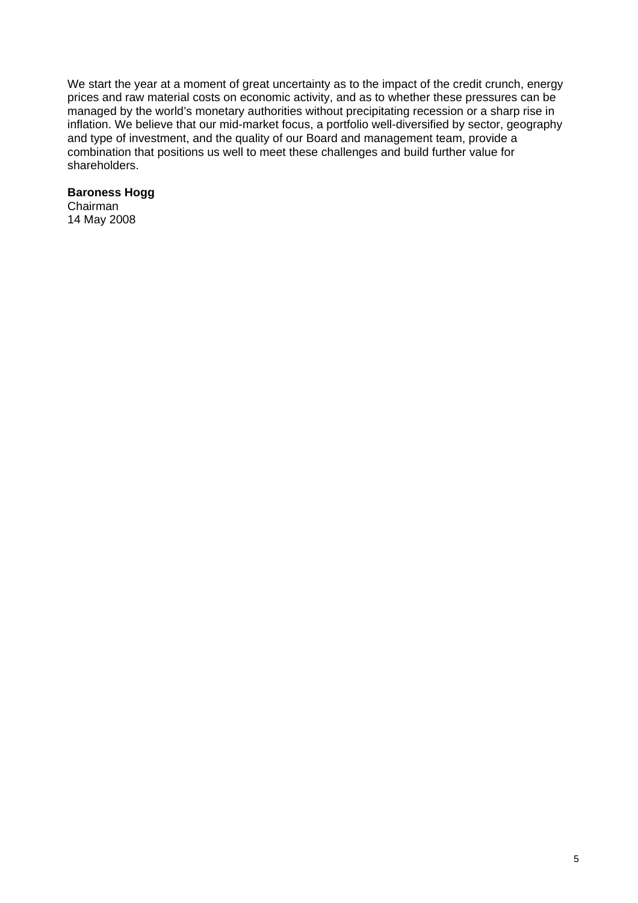We start the year at a moment of great uncertainty as to the impact of the credit crunch, energy prices and raw material costs on economic activity, and as to whether these pressures can be managed by the world's monetary authorities without precipitating recession or a sharp rise in inflation. We believe that our mid-market focus, a portfolio well-diversified by sector, geography and type of investment, and the quality of our Board and management team, provide a combination that positions us well to meet these challenges and build further value for shareholders.

**Baroness Hogg**
Chairman
14 May 2008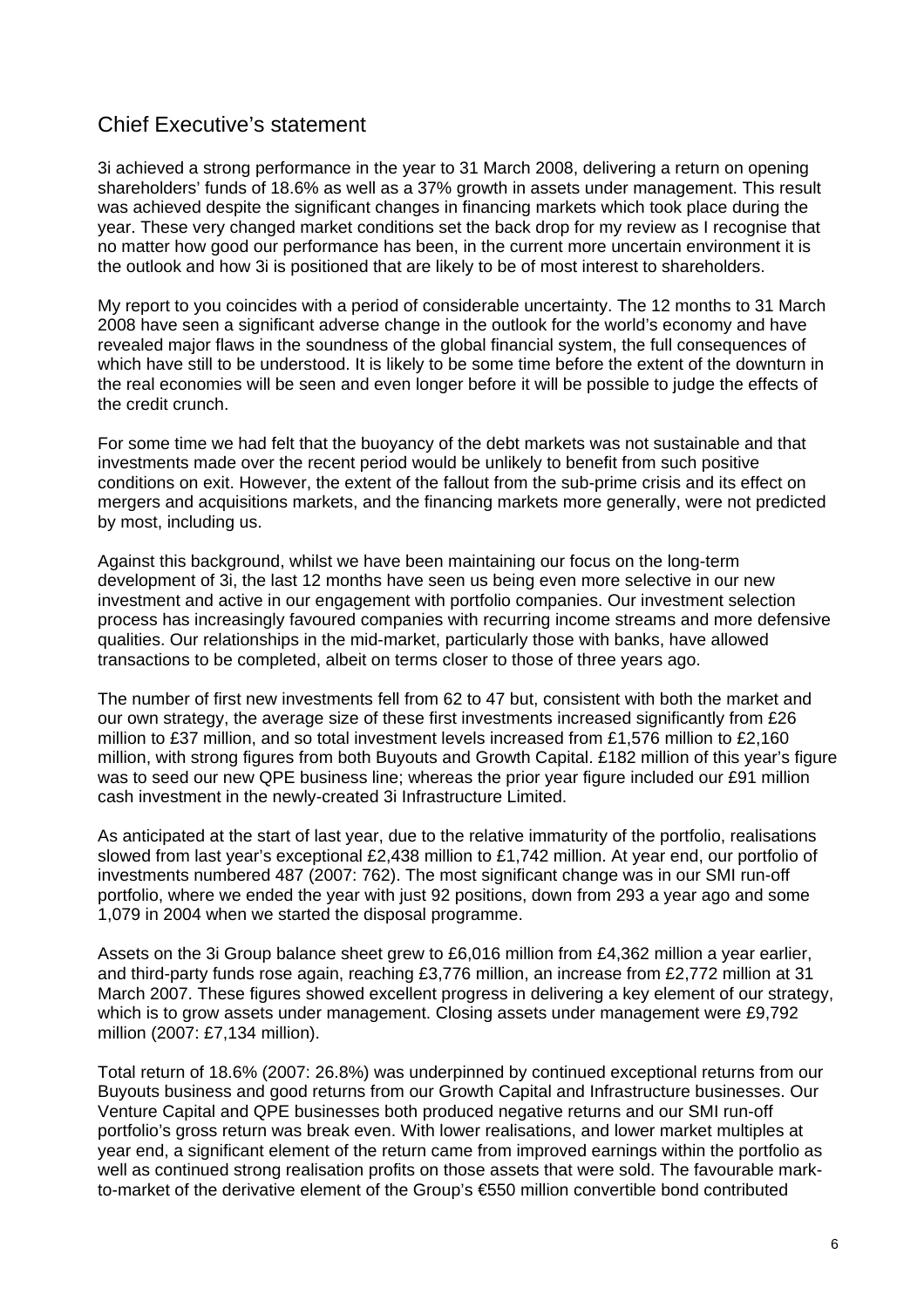## Chief Executive's statement

3i achieved a strong performance in the year to 31 March 2008, delivering a return on opening shareholders' funds of 18.6% as well as a 37% growth in assets under management. This result was achieved despite the significant changes in financing markets which took place during the year. These very changed market conditions set the back drop for my review as I recognise that no matter how good our performance has been, in the current more uncertain environment it is the outlook and how 3i is positioned that are likely to be of most interest to shareholders.

My report to you coincides with a period of considerable uncertainty. The 12 months to 31 March 2008 have seen a significant adverse change in the outlook for the world's economy and have revealed major flaws in the soundness of the global financial system, the full consequences of which have still to be understood. It is likely to be some time before the extent of the downturn in the real economies will be seen and even longer before it will be possible to judge the effects of the credit crunch.

For some time we had felt that the buoyancy of the debt markets was not sustainable and that investments made over the recent period would be unlikely to benefit from such positive conditions on exit. However, the extent of the fallout from the sub-prime crisis and its effect on mergers and acquisitions markets, and the financing markets more generally, were not predicted by most, including us.

Against this background, whilst we have been maintaining our focus on the long-term development of 3i, the last 12 months have seen us being even more selective in our new investment and active in our engagement with portfolio companies. Our investment selection process has increasingly favoured companies with recurring income streams and more defensive qualities. Our relationships in the mid-market, particularly those with banks, have allowed transactions to be completed, albeit on terms closer to those of three years ago.

The number of first new investments fell from 62 to 47 but, consistent with both the market and our own strategy, the average size of these first investments increased significantly from £26 million to £37 million, and so total investment levels increased from £1,576 million to £2,160 million, with strong figures from both Buyouts and Growth Capital. £182 million of this year's figure was to seed our new QPE business line; whereas the prior year figure included our £91 million cash investment in the newly-created 3i Infrastructure Limited.

As anticipated at the start of last year, due to the relative immaturity of the portfolio, realisations slowed from last year's exceptional £2,438 million to £1,742 million. At year end, our portfolio of investments numbered 487 (2007: 762). The most significant change was in our SMI run-off portfolio, where we ended the year with just 92 positions, down from 293 a year ago and some 1,079 in 2004 when we started the disposal programme.

Assets on the 3i Group balance sheet grew to £6,016 million from £4,362 million a year earlier, and third-party funds rose again, reaching £3,776 million, an increase from £2,772 million at 31 March 2007. These figures showed excellent progress in delivering a key element of our strategy, which is to grow assets under management. Closing assets under management were £9,792 million (2007: £7,134 million).

Total return of 18.6% (2007: 26.8%) was underpinned by continued exceptional returns from our Buyouts business and good returns from our Growth Capital and Infrastructure businesses. Our Venture Capital and QPE businesses both produced negative returns and our SMI run-off portfolio's gross return was break even. With lower realisations, and lower market multiples at year end, a significant element of the return came from improved earnings within the portfolio as well as continued strong realisation profits on those assets that were sold. The favourable mark-to-market of the derivative element of the Group's €550 million convertible bond contributed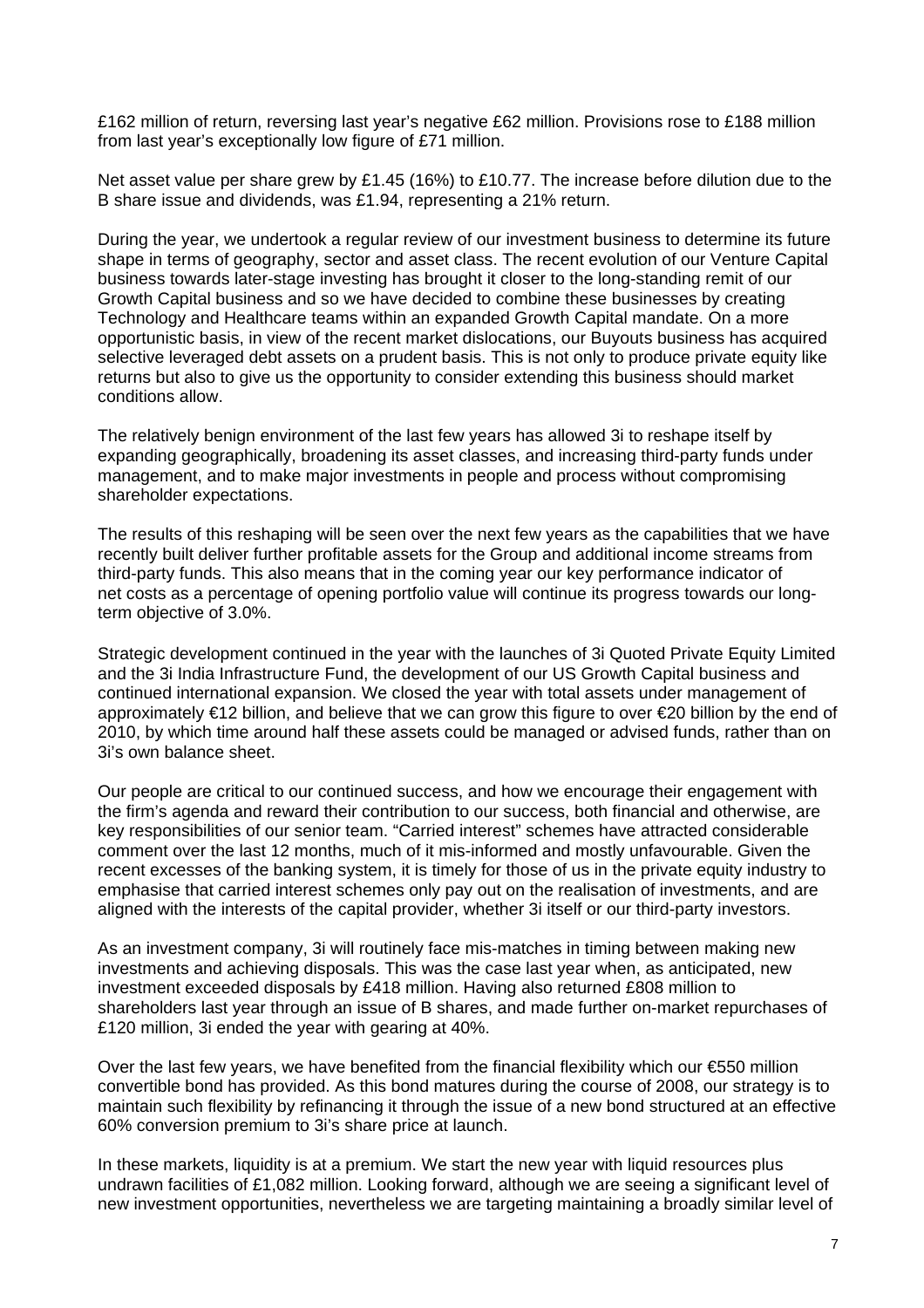£162 million of return, reversing last year's negative £62 million. Provisions rose to £188 million from last year's exceptionally low figure of £71 million.

Net asset value per share grew by £1.45 (16%) to £10.77. The increase before dilution due to the B share issue and dividends, was £1.94, representing a 21% return.

During the year, we undertook a regular review of our investment business to determine its future shape in terms of geography, sector and asset class. The recent evolution of our Venture Capital business towards later-stage investing has brought it closer to the long-standing remit of our Growth Capital business and so we have decided to combine these businesses by creating Technology and Healthcare teams within an expanded Growth Capital mandate. On a more opportunistic basis, in view of the recent market dislocations, our Buyouts business has acquired selective leveraged debt assets on a prudent basis. This is not only to produce private equity like returns but also to give us the opportunity to consider extending this business should market conditions allow.

The relatively benign environment of the last few years has allowed 3i to reshape itself by expanding geographically, broadening its asset classes, and increasing third-party funds under management, and to make major investments in people and process without compromising shareholder expectations.

The results of this reshaping will be seen over the next few years as the capabilities that we have recently built deliver further profitable assets for the Group and additional income streams from third-party funds. This also means that in the coming year our key performance indicator of net costs as a percentage of opening portfolio value will continue its progress towards our long-term objective of 3.0%.

Strategic development continued in the year with the launches of 3i Quoted Private Equity Limited and the 3i India Infrastructure Fund, the development of our US Growth Capital business and continued international expansion. We closed the year with total assets under management of approximately €12 billion, and believe that we can grow this figure to over €20 billion by the end of 2010, by which time around half these assets could be managed or advised funds, rather than on 3i's own balance sheet.

Our people are critical to our continued success, and how we encourage their engagement with the firm's agenda and reward their contribution to our success, both financial and otherwise, are key responsibilities of our senior team. "Carried interest" schemes have attracted considerable comment over the last 12 months, much of it mis-informed and mostly unfavourable. Given the recent excesses of the banking system, it is timely for those of us in the private equity industry to emphasise that carried interest schemes only pay out on the realisation of investments, and are aligned with the interests of the capital provider, whether 3i itself or our third-party investors.

As an investment company, 3i will routinely face mis-matches in timing between making new investments and achieving disposals. This was the case last year when, as anticipated, new investment exceeded disposals by £418 million. Having also returned £808 million to shareholders last year through an issue of B shares, and made further on-market repurchases of £120 million, 3i ended the year with gearing at 40%.

Over the last few years, we have benefited from the financial flexibility which our €550 million convertible bond has provided. As this bond matures during the course of 2008, our strategy is to maintain such flexibility by refinancing it through the issue of a new bond structured at an effective 60% conversion premium to 3i's share price at launch.

In these markets, liquidity is at a premium. We start the new year with liquid resources plus undrawn facilities of £1,082 million. Looking forward, although we are seeing a significant level of new investment opportunities, nevertheless we are targeting maintaining a broadly similar level of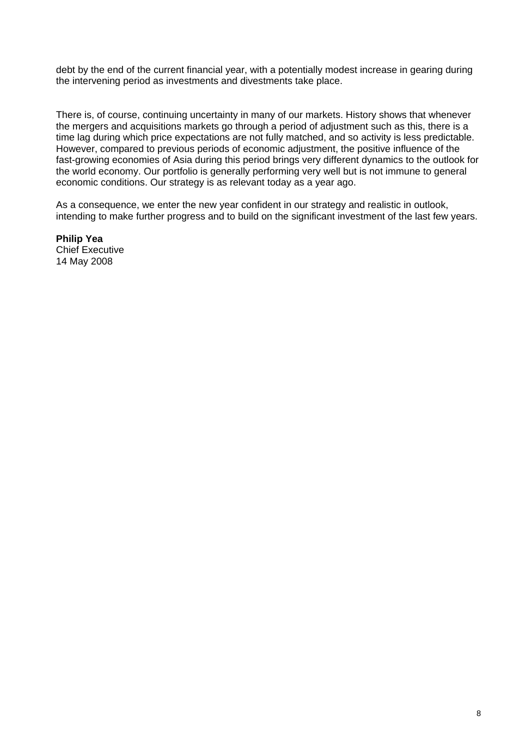debt by the end of the current financial year, with a potentially modest increase in gearing during the intervening period as investments and divestments take place.

There is, of course, continuing uncertainty in many of our markets. History shows that whenever the mergers and acquisitions markets go through a period of adjustment such as this, there is a time lag during which price expectations are not fully matched, and so activity is less predictable. However, compared to previous periods of economic adjustment, the positive influence of the fast-growing economies of Asia during this period brings very different dynamics to the outlook for the world economy. Our portfolio is generally performing very well but is not immune to general economic conditions. Our strategy is as relevant today as a year ago.

As a consequence, we enter the new year confident in our strategy and realistic in outlook, intending to make further progress and to build on the significant investment of the last few years.

**Philip Yea**
Chief Executive
14 May 2008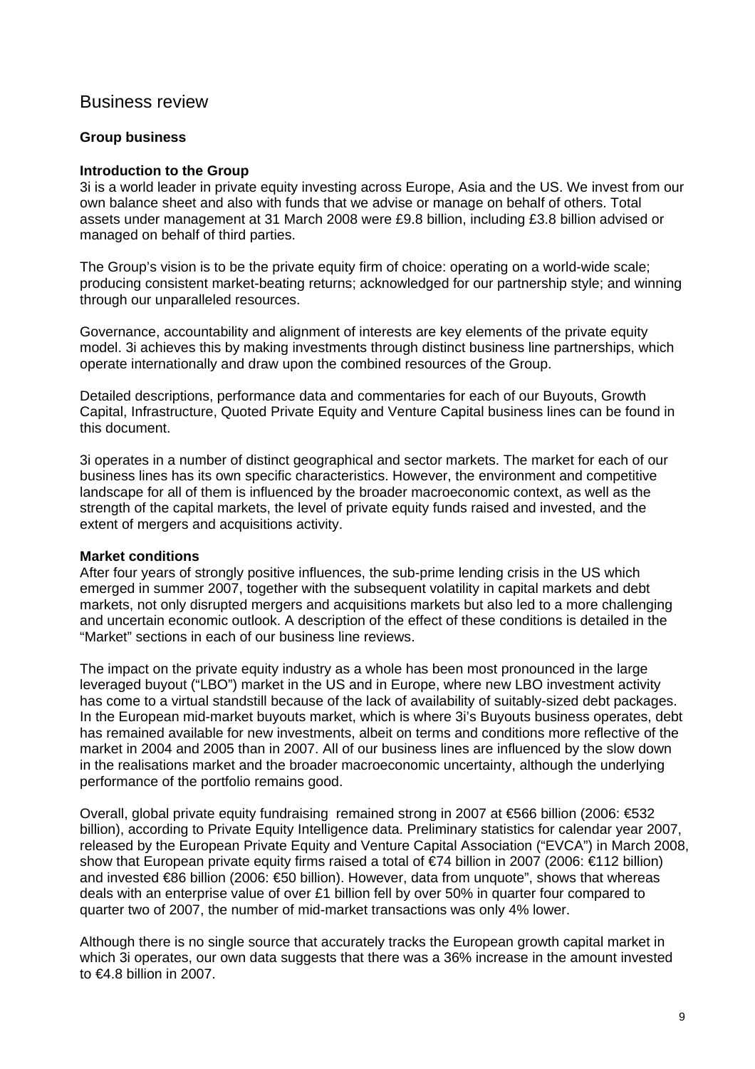# Business review

## Group business

### Introduction to the Group

3i is a world leader in private equity investing across Europe, Asia and the US. We invest from our own balance sheet and also with funds that we advise or manage on behalf of others. Total assets under management at 31 March 2008 were £9.8 billion, including £3.8 billion advised or managed on behalf of third parties.

The Group's vision is to be the private equity firm of choice: operating on a world-wide scale; producing consistent market-beating returns; acknowledged for our partnership style; and winning through our unparalleled resources.

Governance, accountability and alignment of interests are key elements of the private equity model. 3i achieves this by making investments through distinct business line partnerships, which operate internationally and draw upon the combined resources of the Group.

Detailed descriptions, performance data and commentaries for each of our Buyouts, Growth Capital, Infrastructure, Quoted Private Equity and Venture Capital business lines can be found in this document.

3i operates in a number of distinct geographical and sector markets. The market for each of our business lines has its own specific characteristics. However, the environment and competitive landscape for all of them is influenced by the broader macroeconomic context, as well as the strength of the capital markets, the level of private equity funds raised and invested, and the extent of mergers and acquisitions activity.

### Market conditions

After four years of strongly positive influences, the sub-prime lending crisis in the US which emerged in summer 2007, together with the subsequent volatility in capital markets and debt markets, not only disrupted mergers and acquisitions markets but also led to a more challenging and uncertain economic outlook. A description of the effect of these conditions is detailed in the "Market" sections in each of our business line reviews.

The impact on the private equity industry as a whole has been most pronounced in the large leveraged buyout ("LBO") market in the US and in Europe, where new LBO investment activity has come to a virtual standstill because of the lack of availability of suitably-sized debt packages. In the European mid-market buyouts market, which is where 3i's Buyouts business operates, debt has remained available for new investments, albeit on terms and conditions more reflective of the market in 2004 and 2005 than in 2007. All of our business lines are influenced by the slow down in the realisations market and the broader macroeconomic uncertainty, although the underlying performance of the portfolio remains good.

Overall, global private equity fundraising remained strong in 2007 at €566 billion (2006: €532 billion), according to Private Equity Intelligence data. Preliminary statistics for calendar year 2007, released by the European Private Equity and Venture Capital Association ("EVCA") in March 2008, show that European private equity firms raised a total of €74 billion in 2007 (2006: €112 billion) and invested €86 billion (2006: €50 billion). However, data from unquote", shows that whereas deals with an enterprise value of over £1 billion fell by over 50% in quarter four compared to quarter two of 2007, the number of mid-market transactions was only 4% lower.

Although there is no single source that accurately tracks the European growth capital market in which 3i operates, our own data suggests that there was a 36% increase in the amount invested to €4.8 billion in 2007.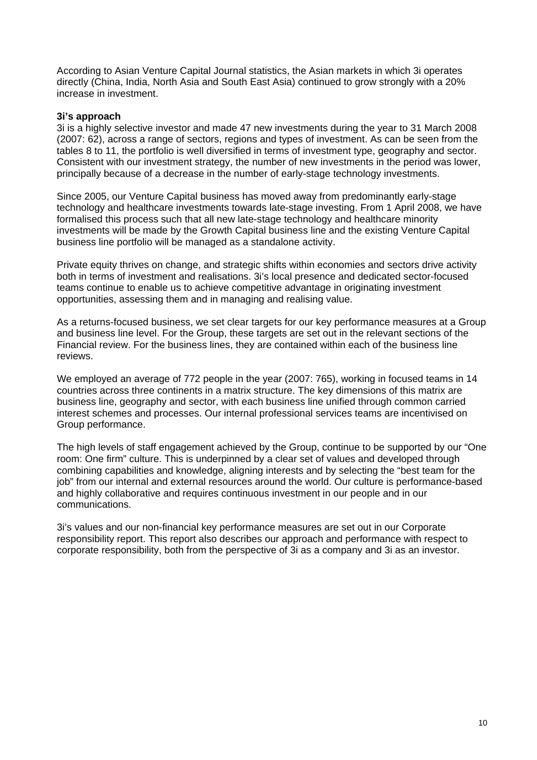According to Asian Venture Capital Journal statistics, the Asian markets in which 3i operates directly (China, India, North Asia and South East Asia) continued to grow strongly with a 20% increase in investment.

**3i's approach**

3i is a highly selective investor and made 47 new investments during the year to 31 March 2008 (2007: 62), across a range of sectors, regions and types of investment. As can be seen from the tables 8 to 11, the portfolio is well diversified in terms of investment type, geography and sector. Consistent with our investment strategy, the number of new investments in the period was lower, principally because of a decrease in the number of early-stage technology investments.

Since 2005, our Venture Capital business has moved away from predominantly early-stage technology and healthcare investments towards late-stage investing. From 1 April 2008, we have formalised this process such that all new late-stage technology and healthcare minority investments will be made by the Growth Capital business line and the existing Venture Capital business line portfolio will be managed as a standalone activity.

Private equity thrives on change, and strategic shifts within economies and sectors drive activity both in terms of investment and realisations. 3i's local presence and dedicated sector-focused teams continue to enable us to achieve competitive advantage in originating investment opportunities, assessing them and in managing and realising value.

As a returns-focused business, we set clear targets for our key performance measures at a Group and business line level. For the Group, these targets are set out in the relevant sections of the Financial review. For the business lines, they are contained within each of the business line reviews.

We employed an average of 772 people in the year (2007: 765), working in focused teams in 14 countries across three continents in a matrix structure. The key dimensions of this matrix are business line, geography and sector, with each business line unified through common carried interest schemes and processes. Our internal professional services teams are incentivised on Group performance.

The high levels of staff engagement achieved by the Group, continue to be supported by our "One room: One firm" culture. This is underpinned by a clear set of values and developed through combining capabilities and knowledge, aligning interests and by selecting the "best team for the job" from our internal and external resources around the world. Our culture is performance-based and highly collaborative and requires continuous investment in our people and in our communications.

3i's values and our non-financial key performance measures are set out in our Corporate responsibility report. This report also describes our approach and performance with respect to corporate responsibility, both from the perspective of 3i as a company and 3i as an investor.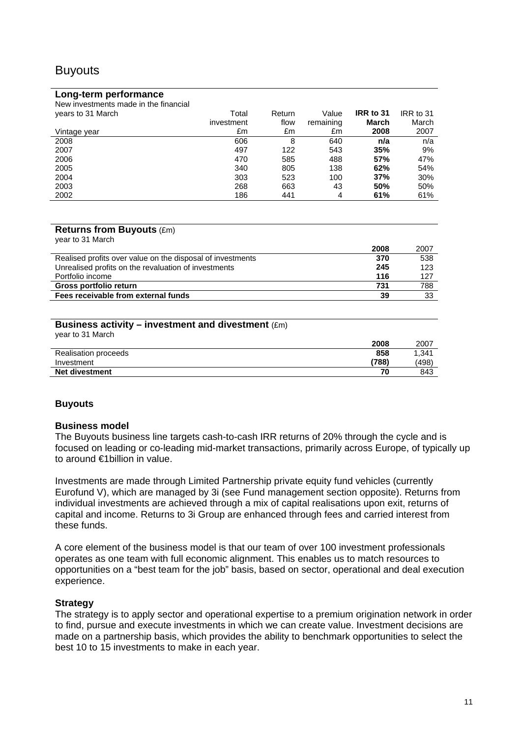# Buyouts

**Long-term performance**

| New investments made in the financial years to 31 March<br>Vintage year | Total investment £m | Return flow £m | Value remaining £m | **IRR to 31 March 2008** | IRR to 31 March 2007 |
|---|---|---|---|---|---|
| 2008 | 606 | 8 | 640 | **n/a** | n/a |
| 2007 | 497 | 122 | 543 | **35%** | 9% |
| 2006 | 470 | 585 | 488 | **57%** | 47% |
| 2005 | 340 | 805 | 138 | **62%** | 54% |
| 2004 | 303 | 523 | 100 | **37%** | 30% |
| 2003 | 268 | 663 | 43 | **50%** | 50% |
| 2002 | 186 | 441 | 4 | **61%** | 61% |

**Returns from Buyouts** (£m)
year to 31 March

| | **2008** | 2007 |
|---|---|---|
| Realised profits over value on the disposal of investments | **370** | 538 |
| Unrealised profits on the revaluation of investments | **245** | 123 |
| Portfolio income | **116** | 127 |
| **Gross portfolio return** | **731** | 788 |
| **Fees receivable from external funds** | **39** | 33 |

**Business activity – investment and divestment** (£m)
year to 31 March

| | **2008** | 2007 |
|---|---|---|
| Realisation proceeds | **858** | 1,341 |
| Investment | **(788)** | (498) |
| **Net divestment** | **70** | 843 |

## Buyouts

### Business model

The Buyouts business line targets cash-to-cash IRR returns of 20% through the cycle and is focused on leading or co-leading mid-market transactions, primarily across Europe, of typically up to around €1billion in value.

Investments are made through Limited Partnership private equity fund vehicles (currently Eurofund V), which are managed by 3i (see Fund management section opposite). Returns from individual investments are achieved through a mix of capital realisations upon exit, returns of capital and income. Returns to 3i Group are enhanced through fees and carried interest from these funds.

A core element of the business model is that our team of over 100 investment professionals operates as one team with full economic alignment. This enables us to match resources to opportunities on a "best team for the job" basis, based on sector, operational and deal execution experience.

### Strategy

The strategy is to apply sector and operational expertise to a premium origination network in order to find, pursue and execute investments in which we can create value. Investment decisions are made on a partnership basis, which provides the ability to benchmark opportunities to select the best 10 to 15 investments to make in each year.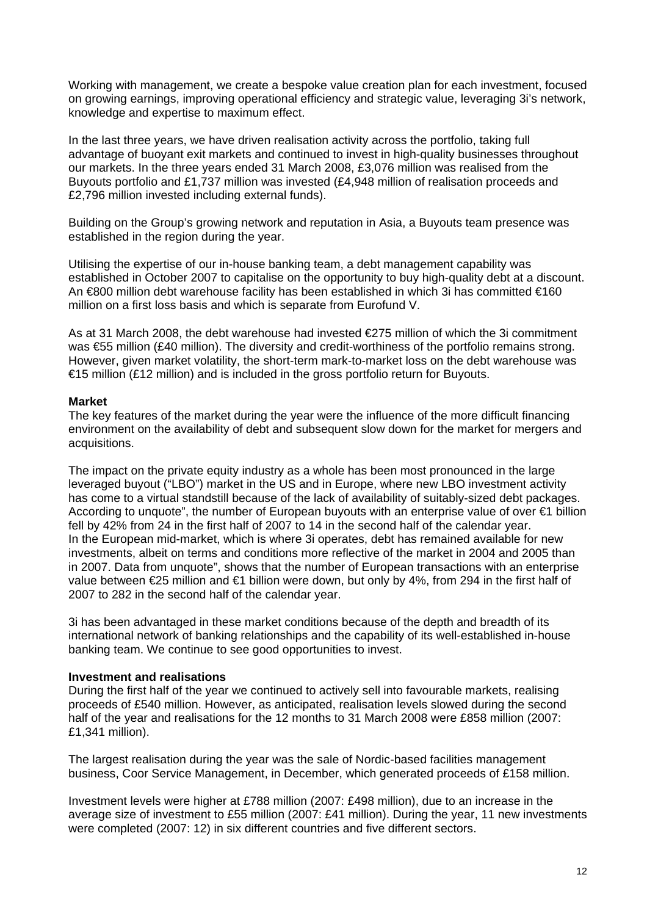Working with management, we create a bespoke value creation plan for each investment, focused on growing earnings, improving operational efficiency and strategic value, leveraging 3i's network, knowledge and expertise to maximum effect.

In the last three years, we have driven realisation activity across the portfolio, taking full advantage of buoyant exit markets and continued to invest in high-quality businesses throughout our markets. In the three years ended 31 March 2008, £3,076 million was realised from the Buyouts portfolio and £1,737 million was invested (£4,948 million of realisation proceeds and £2,796 million invested including external funds).

Building on the Group's growing network and reputation in Asia, a Buyouts team presence was established in the region during the year.

Utilising the expertise of our in-house banking team, a debt management capability was established in October 2007 to capitalise on the opportunity to buy high-quality debt at a discount. An €800 million debt warehouse facility has been established in which 3i has committed €160 million on a first loss basis and which is separate from Eurofund V.

As at 31 March 2008, the debt warehouse had invested €275 million of which the 3i commitment was €55 million (£40 million). The diversity and credit-worthiness of the portfolio remains strong. However, given market volatility, the short-term mark-to-market loss on the debt warehouse was €15 million (£12 million) and is included in the gross portfolio return for Buyouts.

**Market**

The key features of the market during the year were the influence of the more difficult financing environment on the availability of debt and subsequent slow down for the market for mergers and acquisitions.

The impact on the private equity industry as a whole has been most pronounced in the large leveraged buyout ("LBO") market in the US and in Europe, where new LBO investment activity has come to a virtual standstill because of the lack of availability of suitably-sized debt packages. According to unquote", the number of European buyouts with an enterprise value of over €1 billion fell by 42% from 24 in the first half of 2007 to 14 in the second half of the calendar year. In the European mid-market, which is where 3i operates, debt has remained available for new investments, albeit on terms and conditions more reflective of the market in 2004 and 2005 than in 2007. Data from unquote", shows that the number of European transactions with an enterprise value between €25 million and €1 billion were down, but only by 4%, from 294 in the first half of 2007 to 282 in the second half of the calendar year.

3i has been advantaged in these market conditions because of the depth and breadth of its international network of banking relationships and the capability of its well-established in-house banking team. We continue to see good opportunities to invest.

**Investment and realisations**

During the first half of the year we continued to actively sell into favourable markets, realising proceeds of £540 million. However, as anticipated, realisation levels slowed during the second half of the year and realisations for the 12 months to 31 March 2008 were £858 million (2007: £1,341 million).

The largest realisation during the year was the sale of Nordic-based facilities management business, Coor Service Management, in December, which generated proceeds of £158 million.

Investment levels were higher at £788 million (2007: £498 million), due to an increase in the average size of investment to £55 million (2007: £41 million). During the year, 11 new investments were completed (2007: 12) in six different countries and five different sectors.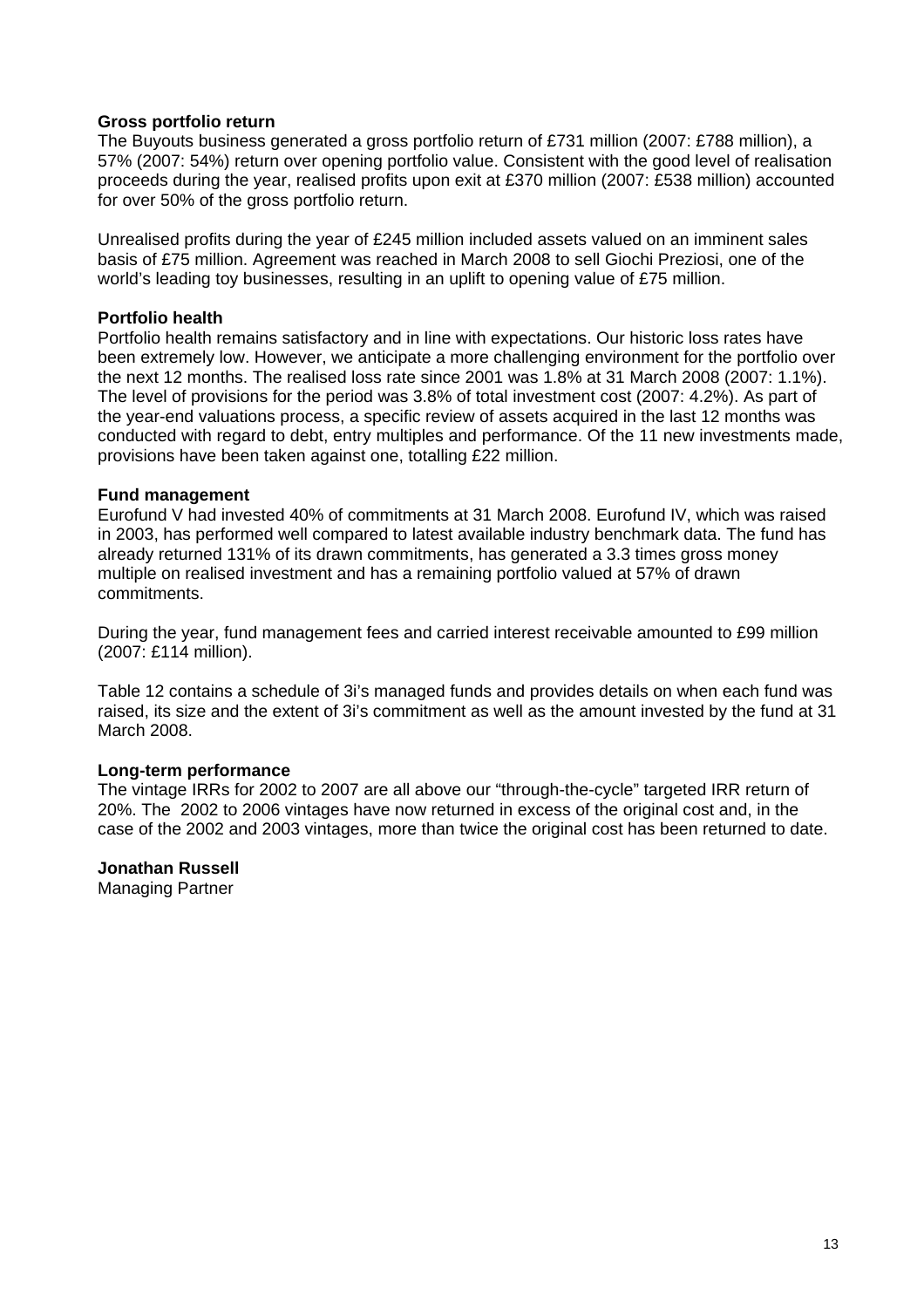**Gross portfolio return**

The Buyouts business generated a gross portfolio return of £731 million (2007: £788 million), a 57% (2007: 54%) return over opening portfolio value. Consistent with the good level of realisation proceeds during the year, realised profits upon exit at £370 million (2007: £538 million) accounted for over 50% of the gross portfolio return.

Unrealised profits during the year of £245 million included assets valued on an imminent sales basis of £75 million. Agreement was reached in March 2008 to sell Giochi Preziosi, one of the world's leading toy businesses, resulting in an uplift to opening value of £75 million.

**Portfolio health**

Portfolio health remains satisfactory and in line with expectations. Our historic loss rates have been extremely low. However, we anticipate a more challenging environment for the portfolio over the next 12 months. The realised loss rate since 2001 was 1.8% at 31 March 2008 (2007: 1.1%). The level of provisions for the period was 3.8% of total investment cost (2007: 4.2%). As part of the year-end valuations process, a specific review of assets acquired in the last 12 months was conducted with regard to debt, entry multiples and performance. Of the 11 new investments made, provisions have been taken against one, totalling £22 million.

**Fund management**

Eurofund V had invested 40% of commitments at 31 March 2008. Eurofund IV, which was raised in 2003, has performed well compared to latest available industry benchmark data. The fund has already returned 131% of its drawn commitments, has generated a 3.3 times gross money multiple on realised investment and has a remaining portfolio valued at 57% of drawn commitments.

During the year, fund management fees and carried interest receivable amounted to £99 million (2007: £114 million).

Table 12 contains a schedule of 3i's managed funds and provides details on when each fund was raised, its size and the extent of 3i's commitment as well as the amount invested by the fund at 31 March 2008.

**Long-term performance**

The vintage IRRs for 2002 to 2007 are all above our "through-the-cycle" targeted IRR return of 20%. The 2002 to 2006 vintages have now returned in excess of the original cost and, in the case of the 2002 and 2003 vintages, more than twice the original cost has been returned to date.

**Jonathan Russell**
Managing Partner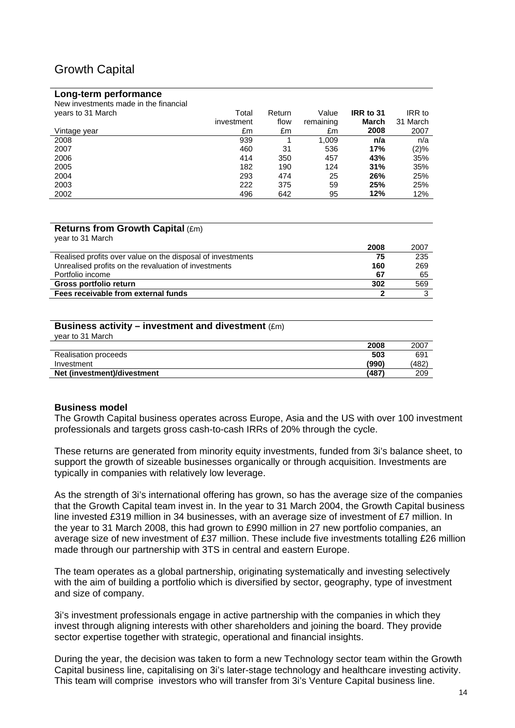# Growth Capital

**Long-term performance**

| New investments made in the financial years to 31 March<br>Vintage year | Total investment £m | Return flow £m | Value remaining £m | **IRR to 31 March 2008** | IRR to 31 March 2007 |
|---|---|---|---|---|---|
| 2008 | 939 | 1 | 1,009 | **n/a** | n/a |
| 2007 | 460 | 31 | 536 | **17%** | (2)% |
| 2006 | 414 | 350 | 457 | **43%** | 35% |
| 2005 | 182 | 190 | 124 | **31%** | 35% |
| 2004 | 293 | 474 | 25 | **26%** | 25% |
| 2003 | 222 | 375 | 59 | **25%** | 25% |
| 2002 | 496 | 642 | 95 | **12%** | 12% |

**Returns from Growth Capital** (£m)

| year to 31 March | **2008** | 2007 |
|---|---|---|
| Realised profits over value on the disposal of investments | **75** | 235 |
| Unrealised profits on the revaluation of investments | **160** | 269 |
| Portfolio income | **67** | 65 |
| **Gross portfolio return** | **302** | 569 |
| **Fees receivable from external funds** | **2** | 3 |

**Business activity – investment and divestment** (£m)

| year to 31 March | **2008** | 2007 |
|---|---|---|
| Realisation proceeds | **503** | 691 |
| Investment | **(990)** | (482) |
| **Net (investment)/divestment** | **(487)** | 209 |

**Business model**

The Growth Capital business operates across Europe, Asia and the US with over 100 investment professionals and targets gross cash-to-cash IRRs of 20% through the cycle.

These returns are generated from minority equity investments, funded from 3i's balance sheet, to support the growth of sizeable businesses organically or through acquisition. Investments are typically in companies with relatively low leverage.

As the strength of 3i's international offering has grown, so has the average size of the companies that the Growth Capital team invest in. In the year to 31 March 2004, the Growth Capital business line invested £319 million in 34 businesses, with an average size of investment of £7 million. In the year to 31 March 2008, this had grown to £990 million in 27 new portfolio companies, an average size of new investment of £37 million. These include five investments totalling £26 million made through our partnership with 3TS in central and eastern Europe.

The team operates as a global partnership, originating systematically and investing selectively with the aim of building a portfolio which is diversified by sector, geography, type of investment and size of company.

3i's investment professionals engage in active partnership with the companies in which they invest through aligning interests with other shareholders and joining the board. They provide sector expertise together with strategic, operational and financial insights.

During the year, the decision was taken to form a new Technology sector team within the Growth Capital business line, capitalising on 3i's later-stage technology and healthcare investing activity. This team will comprise investors who will transfer from 3i's Venture Capital business line.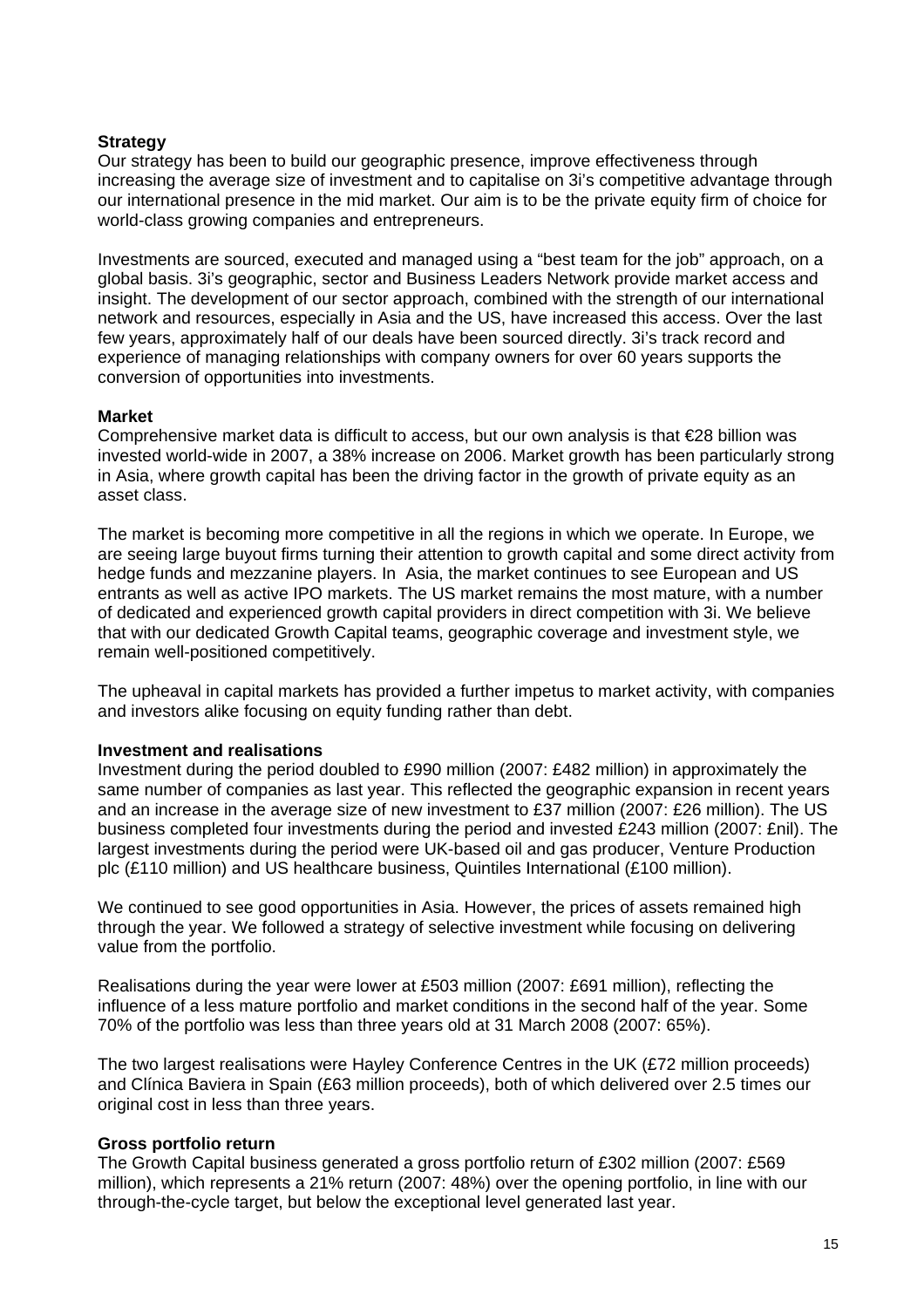**Strategy**

Our strategy has been to build our geographic presence, improve effectiveness through increasing the average size of investment and to capitalise on 3i's competitive advantage through our international presence in the mid market. Our aim is to be the private equity firm of choice for world-class growing companies and entrepreneurs.

Investments are sourced, executed and managed using a "best team for the job" approach, on a global basis. 3i's geographic, sector and Business Leaders Network provide market access and insight. The development of our sector approach, combined with the strength of our international network and resources, especially in Asia and the US, have increased this access. Over the last few years, approximately half of our deals have been sourced directly. 3i's track record and experience of managing relationships with company owners for over 60 years supports the conversion of opportunities into investments.

**Market**

Comprehensive market data is difficult to access, but our own analysis is that €28 billion was invested world-wide in 2007, a 38% increase on 2006. Market growth has been particularly strong in Asia, where growth capital has been the driving factor in the growth of private equity as an asset class.

The market is becoming more competitive in all the regions in which we operate. In Europe, we are seeing large buyout firms turning their attention to growth capital and some direct activity from hedge funds and mezzanine players. In Asia, the market continues to see European and US entrants as well as active IPO markets. The US market remains the most mature, with a number of dedicated and experienced growth capital providers in direct competition with 3i. We believe that with our dedicated Growth Capital teams, geographic coverage and investment style, we remain well-positioned competitively.

The upheaval in capital markets has provided a further impetus to market activity, with companies and investors alike focusing on equity funding rather than debt.

**Investment and realisations**

Investment during the period doubled to £990 million (2007: £482 million) in approximately the same number of companies as last year. This reflected the geographic expansion in recent years and an increase in the average size of new investment to £37 million (2007: £26 million). The US business completed four investments during the period and invested £243 million (2007: £nil). The largest investments during the period were UK-based oil and gas producer, Venture Production plc (£110 million) and US healthcare business, Quintiles International (£100 million).

We continued to see good opportunities in Asia. However, the prices of assets remained high through the year. We followed a strategy of selective investment while focusing on delivering value from the portfolio.

Realisations during the year were lower at £503 million (2007: £691 million), reflecting the influence of a less mature portfolio and market conditions in the second half of the year. Some 70% of the portfolio was less than three years old at 31 March 2008 (2007: 65%).

The two largest realisations were Hayley Conference Centres in the UK (£72 million proceeds) and Clínica Baviera in Spain (£63 million proceeds), both of which delivered over 2.5 times our original cost in less than three years.

**Gross portfolio return**

The Growth Capital business generated a gross portfolio return of £302 million (2007: £569 million), which represents a 21% return (2007: 48%) over the opening portfolio, in line with our through-the-cycle target, but below the exceptional level generated last year.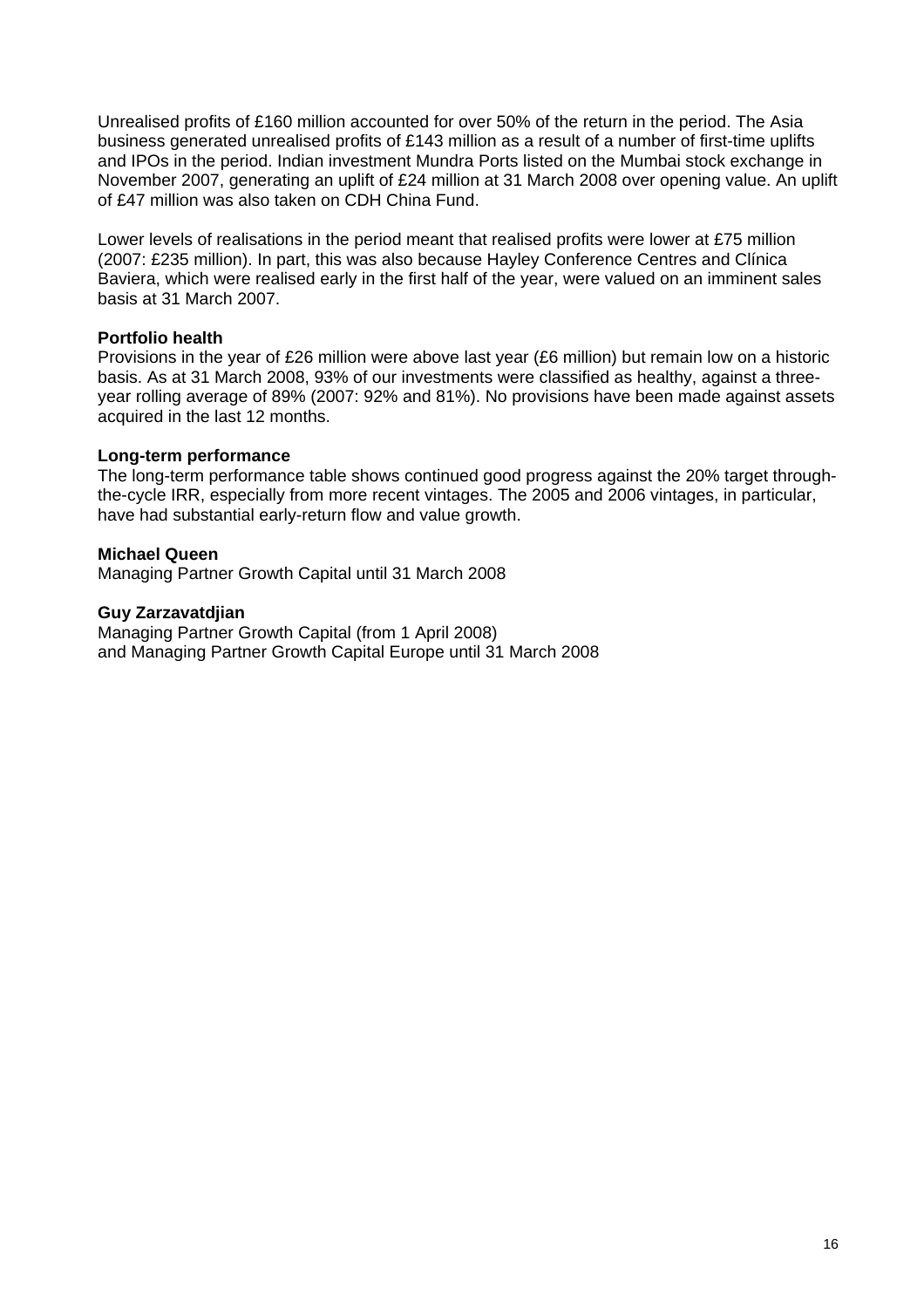Unrealised profits of £160 million accounted for over 50% of the return in the period. The Asia business generated unrealised profits of £143 million as a result of a number of first-time uplifts and IPOs in the period. Indian investment Mundra Ports listed on the Mumbai stock exchange in November 2007, generating an uplift of £24 million at 31 March 2008 over opening value. An uplift of £47 million was also taken on CDH China Fund.

Lower levels of realisations in the period meant that realised profits were lower at £75 million (2007: £235 million). In part, this was also because Hayley Conference Centres and Clínica Baviera, which were realised early in the first half of the year, were valued on an imminent sales basis at 31 March 2007.

**Portfolio health**

Provisions in the year of £26 million were above last year (£6 million) but remain low on a historic basis. As at 31 March 2008, 93% of our investments were classified as healthy, against a three-year rolling average of 89% (2007: 92% and 81%). No provisions have been made against assets acquired in the last 12 months.

**Long-term performance**

The long-term performance table shows continued good progress against the 20% target through-the-cycle IRR, especially from more recent vintages. The 2005 and 2006 vintages, in particular, have had substantial early-return flow and value growth.

**Michael Queen**
Managing Partner Growth Capital until 31 March 2008

**Guy Zarzavatdjian**
Managing Partner Growth Capital (from 1 April 2008)
and Managing Partner Growth Capital Europe until 31 March 2008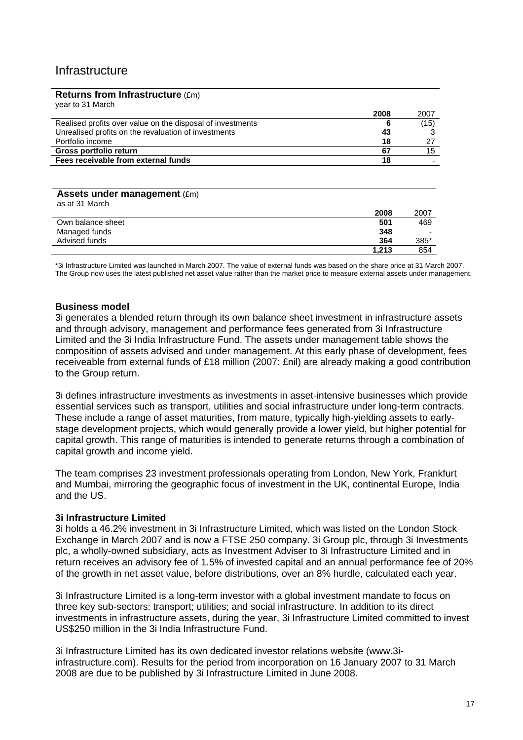# Infrastructure

**Returns from Infrastructure** (£m)
year to 31 March

| | 2008 | 2007 |
|---|---|---|
| Realised profits over value on the disposal of investments | 6 | (15) |
| Unrealised profits on the revaluation of investments | 43 | 3 |
| Portfolio income | 18 | 27 |
| **Gross portfolio return** | **67** | 15 |
| **Fees receivable from external funds** | **18** | - |

**Assets under management** (£m)
as at 31 March

| | 2008 | 2007 |
|---|---|---|
| Own balance sheet | 501 | 469 |
| Managed funds | 348 | - |
| Advised funds | 364 | 385* |
| | 1,213 | 854 |

*3i Infrastructure Limited was launched in March 2007. The value of external funds was based on the share price at 31 March 2007. The Group now uses the latest published net asset value rather than the market price to measure external assets under management.

### Business model

3i generates a blended return through its own balance sheet investment in infrastructure assets and through advisory, management and performance fees generated from 3i Infrastructure Limited and the 3i India Infrastructure Fund. The assets under management table shows the composition of assets advised and under management. At this early phase of development, fees receiveable from external funds of £18 million (2007: £nil) are already making a good contribution to the Group return.

3i defines infrastructure investments as investments in asset-intensive businesses which provide essential services such as transport, utilities and social infrastructure under long-term contracts. These include a range of asset maturities, from mature, typically high-yielding assets to early-stage development projects, which would generally provide a lower yield, but higher potential for capital growth. This range of maturities is intended to generate returns through a combination of capital growth and income yield.

The team comprises 23 investment professionals operating from London, New York, Frankfurt and Mumbai, mirroring the geographic focus of investment in the UK, continental Europe, India and the US.

### 3i Infrastructure Limited

3i holds a 46.2% investment in 3i Infrastructure Limited, which was listed on the London Stock Exchange in March 2007 and is now a FTSE 250 company. 3i Group plc, through 3i Investments plc, a wholly-owned subsidiary, acts as Investment Adviser to 3i Infrastructure Limited and in return receives an advisory fee of 1.5% of invested capital and an annual performance fee of 20% of the growth in net asset value, before distributions, over an 8% hurdle, calculated each year.

3i Infrastructure Limited is a long-term investor with a global investment mandate to focus on three key sub-sectors: transport; utilities; and social infrastructure. In addition to its direct investments in infrastructure assets, during the year, 3i Infrastructure Limited committed to invest US$250 million in the 3i India Infrastructure Fund.

3i Infrastructure Limited has its own dedicated investor relations website (www.3i-infrastructure.com). Results for the period from incorporation on 16 January 2007 to 31 March 2008 are due to be published by 3i Infrastructure Limited in June 2008.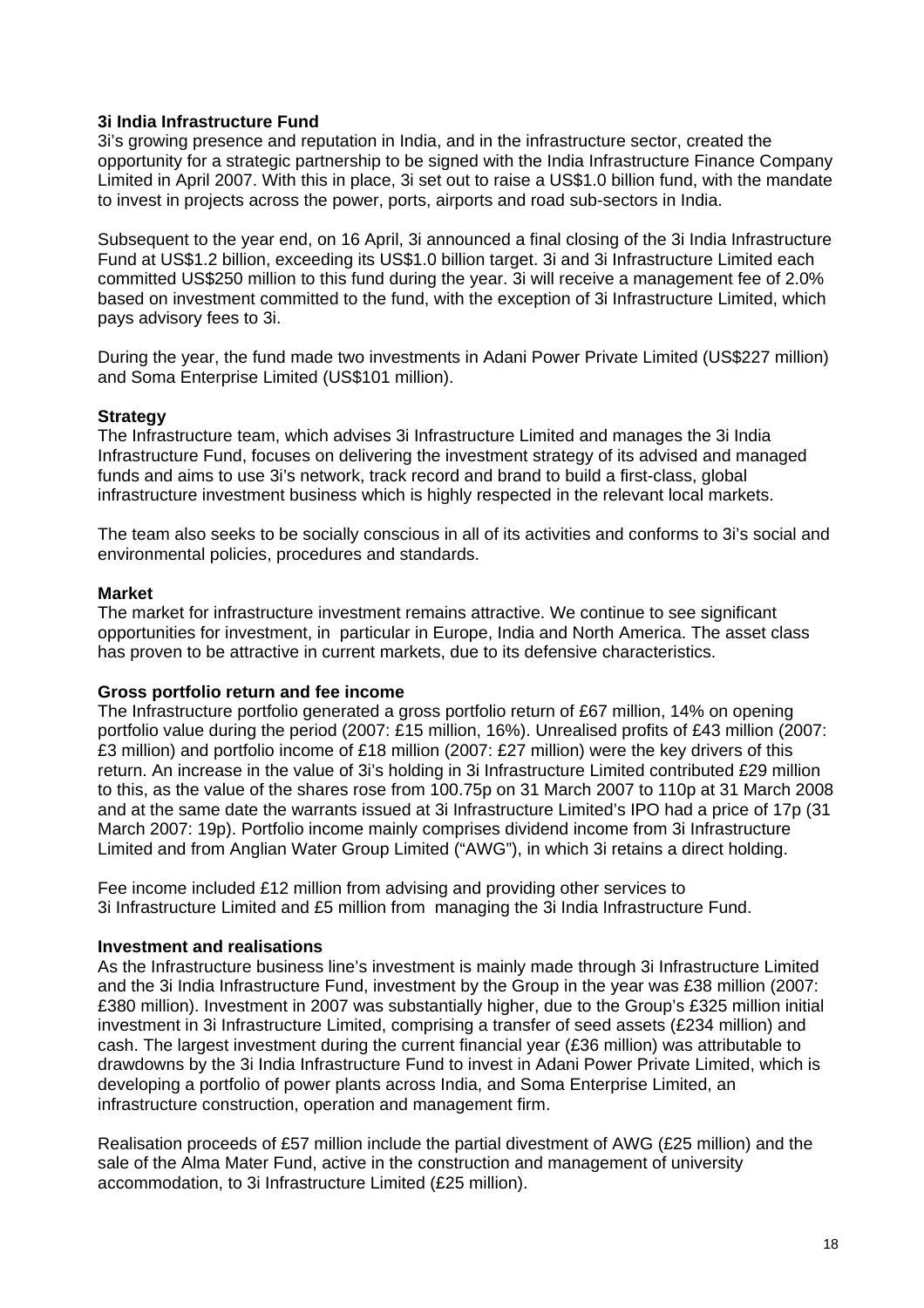**3i India Infrastructure Fund**

3i's growing presence and reputation in India, and in the infrastructure sector, created the opportunity for a strategic partnership to be signed with the India Infrastructure Finance Company Limited in April 2007. With this in place, 3i set out to raise a US$1.0 billion fund, with the mandate to invest in projects across the power, ports, airports and road sub-sectors in India.

Subsequent to the year end, on 16 April, 3i announced a final closing of the 3i India Infrastructure Fund at US$1.2 billion, exceeding its US$1.0 billion target. 3i and 3i Infrastructure Limited each committed US$250 million to this fund during the year. 3i will receive a management fee of 2.0% based on investment committed to the fund, with the exception of 3i Infrastructure Limited, which pays advisory fees to 3i.

During the year, the fund made two investments in Adani Power Private Limited (US$227 million) and Soma Enterprise Limited (US$101 million).

**Strategy**

The Infrastructure team, which advises 3i Infrastructure Limited and manages the 3i India Infrastructure Fund, focuses on delivering the investment strategy of its advised and managed funds and aims to use 3i's network, track record and brand to build a first-class, global infrastructure investment business which is highly respected in the relevant local markets.

The team also seeks to be socially conscious in all of its activities and conforms to 3i's social and environmental policies, procedures and standards.

**Market**

The market for infrastructure investment remains attractive. We continue to see significant opportunities for investment, in particular in Europe, India and North America. The asset class has proven to be attractive in current markets, due to its defensive characteristics.

**Gross portfolio return and fee income**

The Infrastructure portfolio generated a gross portfolio return of £67 million, 14% on opening portfolio value during the period (2007: £15 million, 16%). Unrealised profits of £43 million (2007: £3 million) and portfolio income of £18 million (2007: £27 million) were the key drivers of this return. An increase in the value of 3i's holding in 3i Infrastructure Limited contributed £29 million to this, as the value of the shares rose from 100.75p on 31 March 2007 to 110p at 31 March 2008 and at the same date the warrants issued at 3i Infrastructure Limited's IPO had a price of 17p (31 March 2007: 19p). Portfolio income mainly comprises dividend income from 3i Infrastructure Limited and from Anglian Water Group Limited ("AWG"), in which 3i retains a direct holding.

Fee income included £12 million from advising and providing other services to 3i Infrastructure Limited and £5 million from managing the 3i India Infrastructure Fund.

**Investment and realisations**

As the Infrastructure business line's investment is mainly made through 3i Infrastructure Limited and the 3i India Infrastructure Fund, investment by the Group in the year was £38 million (2007: £380 million). Investment in 2007 was substantially higher, due to the Group's £325 million initial investment in 3i Infrastructure Limited, comprising a transfer of seed assets (£234 million) and cash. The largest investment during the current financial year (£36 million) was attributable to drawdowns by the 3i India Infrastructure Fund to invest in Adani Power Private Limited, which is developing a portfolio of power plants across India, and Soma Enterprise Limited, an infrastructure construction, operation and management firm.

Realisation proceeds of £57 million include the partial divestment of AWG (£25 million) and the sale of the Alma Mater Fund, active in the construction and management of university accommodation, to 3i Infrastructure Limited (£25 million).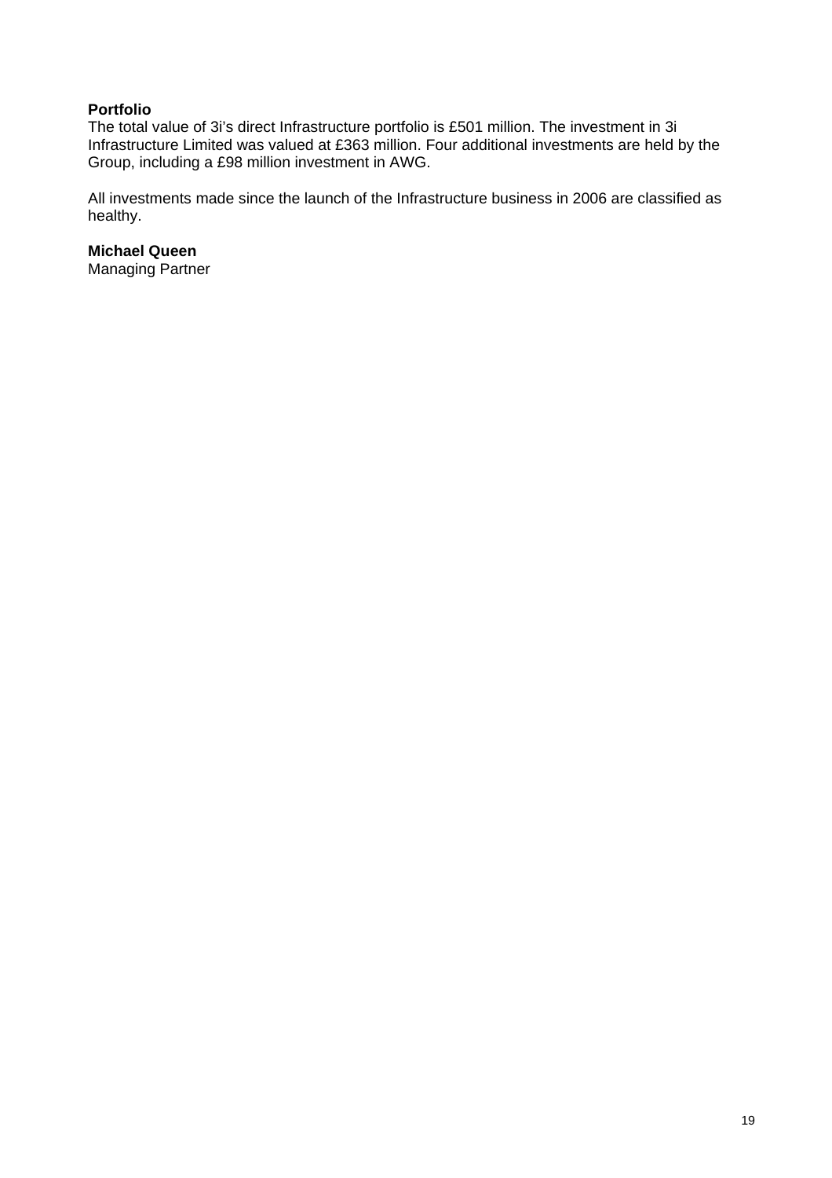**Portfolio**

The total value of 3i's direct Infrastructure portfolio is £501 million. The investment in 3i Infrastructure Limited was valued at £363 million. Four additional investments are held by the Group, including a £98 million investment in AWG.

All investments made since the launch of the Infrastructure business in 2006 are classified as healthy.

**Michael Queen**
Managing Partner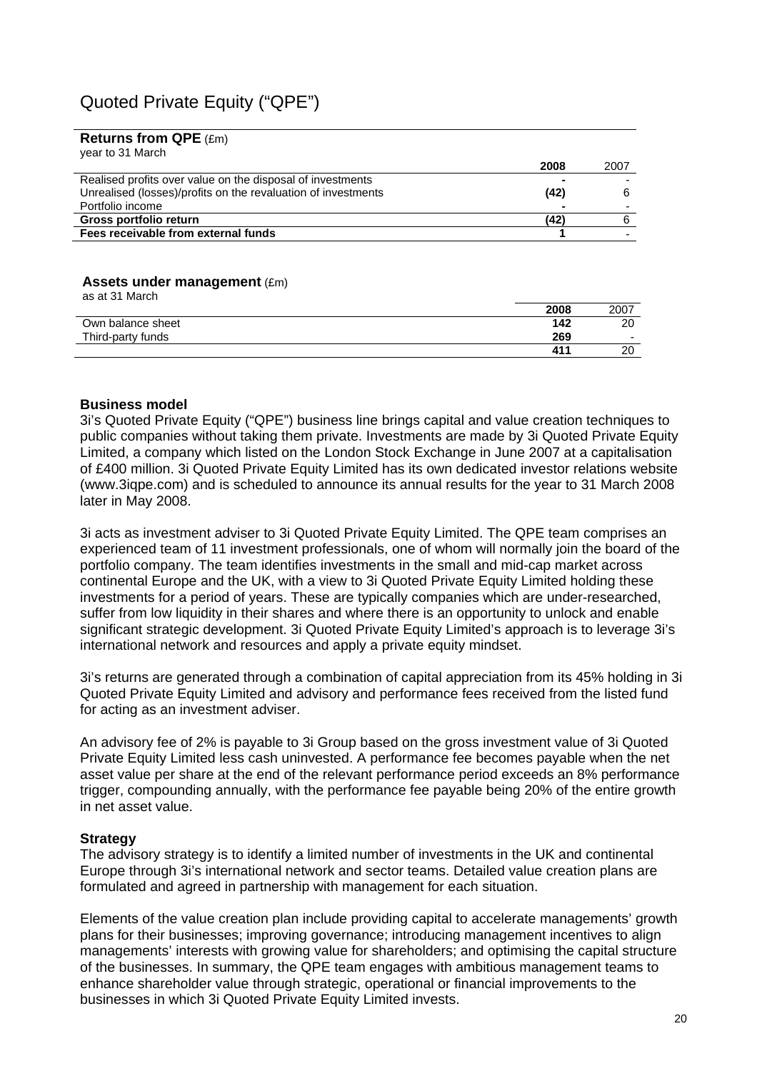# Quoted Private Equity ("QPE")

**Returns from QPE** (£m)
year to 31 March

| | 2008 | 2007 |
|---|---|---|
| Realised profits over value on the disposal of investments | - | - |
| Unrealised (losses)/profits on the revaluation of investments | (42) | 6 |
| Portfolio income | - | - |
| **Gross portfolio return** | **(42)** | 6 |
| **Fees receivable from external funds** | **1** | - |

**Assets under management** (£m)
as at 31 March

| | 2008 | 2007 |
|---|---|---|
| Own balance sheet | 142 | 20 |
| Third-party funds | 269 | - |
| | 411 | 20 |

**Business model**

3i's Quoted Private Equity ("QPE") business line brings capital and value creation techniques to public companies without taking them private. Investments are made by 3i Quoted Private Equity Limited, a company which listed on the London Stock Exchange in June 2007 at a capitalisation of £400 million. 3i Quoted Private Equity Limited has its own dedicated investor relations website (www.3iqpe.com) and is scheduled to announce its annual results for the year to 31 March 2008 later in May 2008.

3i acts as investment adviser to 3i Quoted Private Equity Limited. The QPE team comprises an experienced team of 11 investment professionals, one of whom will normally join the board of the portfolio company. The team identifies investments in the small and mid-cap market across continental Europe and the UK, with a view to 3i Quoted Private Equity Limited holding these investments for a period of years. These are typically companies which are under-researched, suffer from low liquidity in their shares and where there is an opportunity to unlock and enable significant strategic development. 3i Quoted Private Equity Limited's approach is to leverage 3i's international network and resources and apply a private equity mindset.

3i's returns are generated through a combination of capital appreciation from its 45% holding in 3i Quoted Private Equity Limited and advisory and performance fees received from the listed fund for acting as an investment adviser.

An advisory fee of 2% is payable to 3i Group based on the gross investment value of 3i Quoted Private Equity Limited less cash uninvested. A performance fee becomes payable when the net asset value per share at the end of the relevant performance period exceeds an 8% performance trigger, compounding annually, with the performance fee payable being 20% of the entire growth in net asset value.

**Strategy**

The advisory strategy is to identify a limited number of investments in the UK and continental Europe through 3i's international network and sector teams. Detailed value creation plans are formulated and agreed in partnership with management for each situation.

Elements of the value creation plan include providing capital to accelerate managements' growth plans for their businesses; improving governance; introducing management incentives to align managements' interests with growing value for shareholders; and optimising the capital structure of the businesses. In summary, the QPE team engages with ambitious management teams to enhance shareholder value through strategic, operational or financial improvements to the businesses in which 3i Quoted Private Equity Limited invests.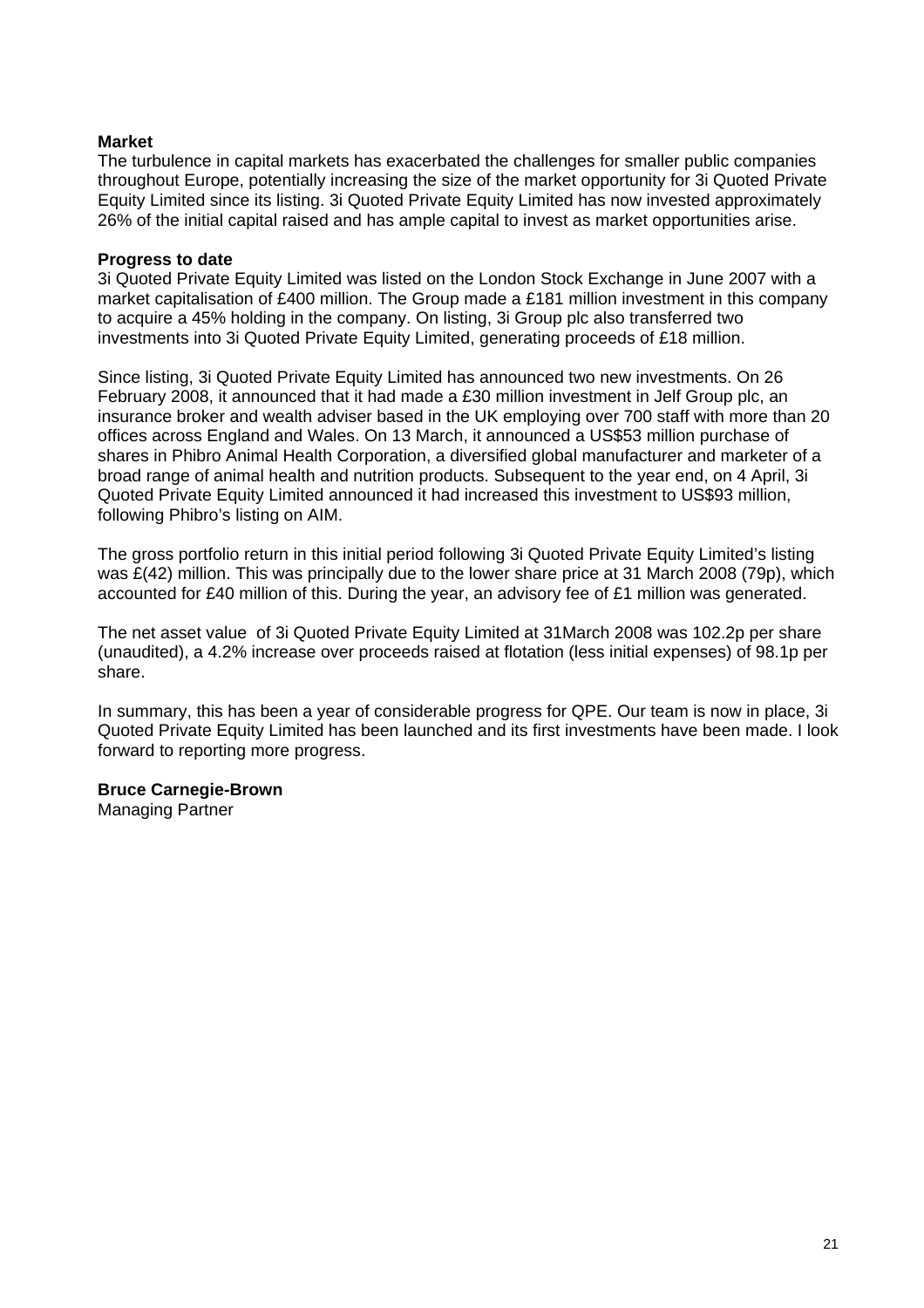**Market**

The turbulence in capital markets has exacerbated the challenges for smaller public companies throughout Europe, potentially increasing the size of the market opportunity for 3i Quoted Private Equity Limited since its listing. 3i Quoted Private Equity Limited has now invested approximately 26% of the initial capital raised and has ample capital to invest as market opportunities arise.

**Progress to date**

3i Quoted Private Equity Limited was listed on the London Stock Exchange in June 2007 with a market capitalisation of £400 million. The Group made a £181 million investment in this company to acquire a 45% holding in the company. On listing, 3i Group plc also transferred two investments into 3i Quoted Private Equity Limited, generating proceeds of £18 million.

Since listing, 3i Quoted Private Equity Limited has announced two new investments. On 26 February 2008, it announced that it had made a £30 million investment in Jelf Group plc, an insurance broker and wealth adviser based in the UK employing over 700 staff with more than 20 offices across England and Wales. On 13 March, it announced a US$53 million purchase of shares in Phibro Animal Health Corporation, a diversified global manufacturer and marketer of a broad range of animal health and nutrition products. Subsequent to the year end, on 4 April, 3i Quoted Private Equity Limited announced it had increased this investment to US$93 million, following Phibro's listing on AIM.

The gross portfolio return in this initial period following 3i Quoted Private Equity Limited's listing was £(42) million. This was principally due to the lower share price at 31 March 2008 (79p), which accounted for £40 million of this. During the year, an advisory fee of £1 million was generated.

The net asset value of 3i Quoted Private Equity Limited at 31March 2008 was 102.2p per share (unaudited), a 4.2% increase over proceeds raised at flotation (less initial expenses) of 98.1p per share.

In summary, this has been a year of considerable progress for QPE. Our team is now in place, 3i Quoted Private Equity Limited has been launched and its first investments have been made. I look forward to reporting more progress.

**Bruce Carnegie-Brown**
Managing Partner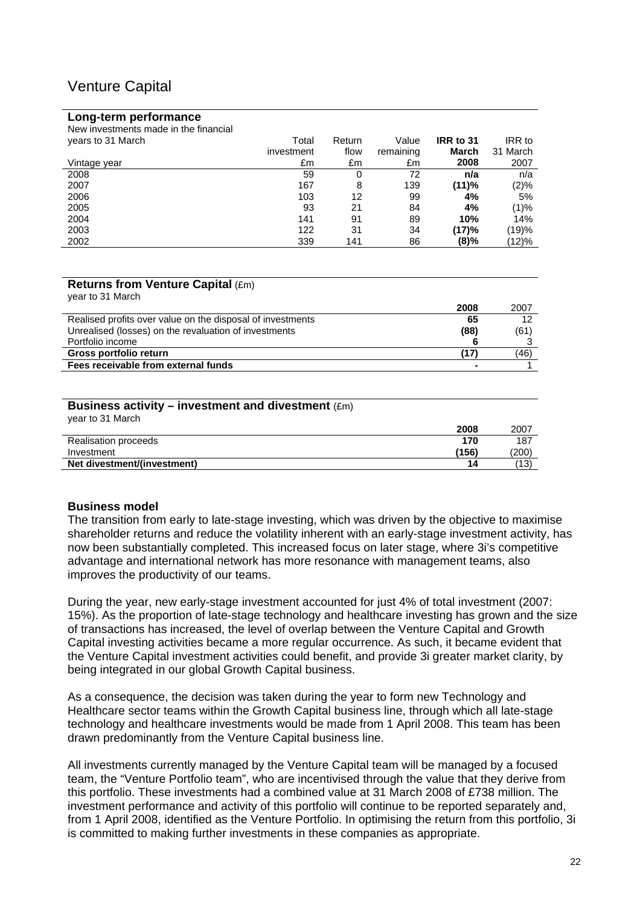# Venture Capital

### Long-term performance

| New investments made in the financial years to 31 March Vintage year | Total investment £m | Return flow £m | Value remaining £m | **IRR to 31 March 2008** | IRR to 31 March 2007 |
|---|---|---|---|---|---|
| 2008 | 59 | 0 | 72 | **n/a** | n/a |
| 2007 | 167 | 8 | 139 | **(11)%** | (2)% |
| 2006 | 103 | 12 | 99 | **4%** | 5% |
| 2005 | 93 | 21 | 84 | **4%** | (1)% |
| 2004 | 141 | 91 | 89 | **10%** | 14% |
| 2003 | 122 | 31 | 34 | **(17)%** | (19)% |
| 2002 | 339 | 141 | 86 | **(8)%** | (12)% |

### Returns from Venture Capital (£m)

| year to 31 March | **2008** | 2007 |
|---|---|---|
| Realised profits over value on the disposal of investments | **65** | 12 |
| Unrealised (losses) on the revaluation of investments | **(88)** | (61) |
| Portfolio income | **6** | 3 |
| **Gross portfolio return** | **(17)** | (46) |
| **Fees receivable from external funds** | **-** | 1 |

### Business activity – investment and divestment (£m)

| year to 31 March | **2008** | 2007 |
|---|---|---|
| Realisation proceeds | **170** | 187 |
| Investment | **(156)** | (200) |
| **Net divestment/(investment)** | **14** | (13) |

### Business model

The transition from early to late-stage investing, which was driven by the objective to maximise shareholder returns and reduce the volatility inherent with an early-stage investment activity, has now been substantially completed. This increased focus on later stage, where 3i's competitive advantage and international network has more resonance with management teams, also improves the productivity of our teams.

During the year, new early-stage investment accounted for just 4% of total investment (2007: 15%). As the proportion of late-stage technology and healthcare investing has grown and the size of transactions has increased, the level of overlap between the Venture Capital and Growth Capital investing activities became a more regular occurrence. As such, it became evident that the Venture Capital investment activities could benefit, and provide 3i greater market clarity, by being integrated in our global Growth Capital business.

As a consequence, the decision was taken during the year to form new Technology and Healthcare sector teams within the Growth Capital business line, through which all late-stage technology and healthcare investments would be made from 1 April 2008. This team has been drawn predominantly from the Venture Capital business line.

All investments currently managed by the Venture Capital team will be managed by a focused team, the "Venture Portfolio team", who are incentivised through the value that they derive from this portfolio. These investments had a combined value at 31 March 2008 of £738 million. The investment performance and activity of this portfolio will continue to be reported separately and, from 1 April 2008, identified as the Venture Portfolio. In optimising the return from this portfolio, 3i is committed to making further investments in these companies as appropriate.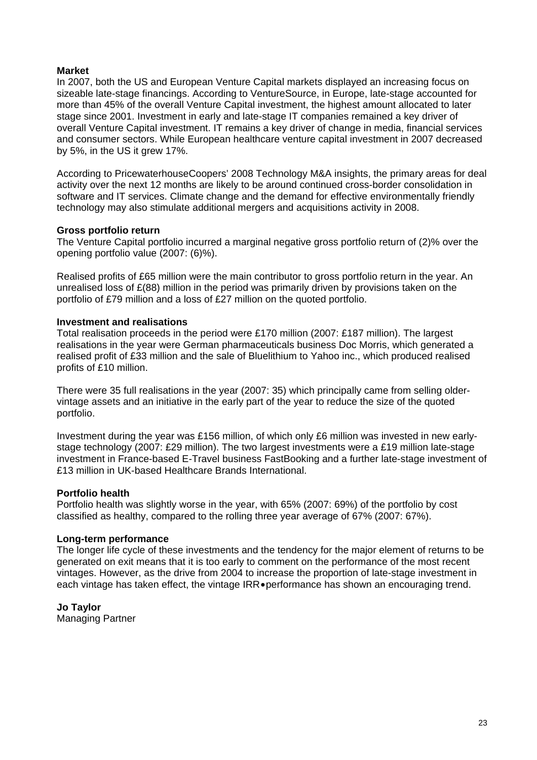**Market**

In 2007, both the US and European Venture Capital markets displayed an increasing focus on sizeable late-stage financings. According to VentureSource, in Europe, late-stage accounted for more than 45% of the overall Venture Capital investment, the highest amount allocated to later stage since 2001. Investment in early and late-stage IT companies remained a key driver of overall Venture Capital investment. IT remains a key driver of change in media, financial services and consumer sectors. While European healthcare venture capital investment in 2007 decreased by 5%, in the US it grew 17%.

According to PricewaterhouseCoopers' 2008 Technology M&A insights, the primary areas for deal activity over the next 12 months are likely to be around continued cross-border consolidation in software and IT services. Climate change and the demand for effective environmentally friendly technology may also stimulate additional mergers and acquisitions activity in 2008.

**Gross portfolio return**

The Venture Capital portfolio incurred a marginal negative gross portfolio return of (2)% over the opening portfolio value (2007: (6)%).

Realised profits of £65 million were the main contributor to gross portfolio return in the year. An unrealised loss of £(88) million in the period was primarily driven by provisions taken on the portfolio of £79 million and a loss of £27 million on the quoted portfolio.

**Investment and realisations**

Total realisation proceeds in the period were £170 million (2007: £187 million). The largest realisations in the year were German pharmaceuticals business Doc Morris, which generated a realised profit of £33 million and the sale of Bluelithium to Yahoo inc., which produced realised profits of £10 million.

There were 35 full realisations in the year (2007: 35) which principally came from selling older-vintage assets and an initiative in the early part of the year to reduce the size of the quoted portfolio.

Investment during the year was £156 million, of which only £6 million was invested in new early-stage technology (2007: £29 million). The two largest investments were a £19 million late-stage investment in France-based E-Travel business FastBooking and a further late-stage investment of £13 million in UK-based Healthcare Brands International.

**Portfolio health**

Portfolio health was slightly worse in the year, with 65% (2007: 69%) of the portfolio by cost classified as healthy, compared to the rolling three year average of 67% (2007: 67%).

**Long-term performance**

The longer life cycle of these investments and the tendency for the major element of returns to be generated on exit means that it is too early to comment on the performance of the most recent vintages. However, as the drive from 2004 to increase the proportion of late-stage investment in each vintage has taken effect, the vintage IRR• performance has shown an encouraging trend.

**Jo Taylor**
Managing Partner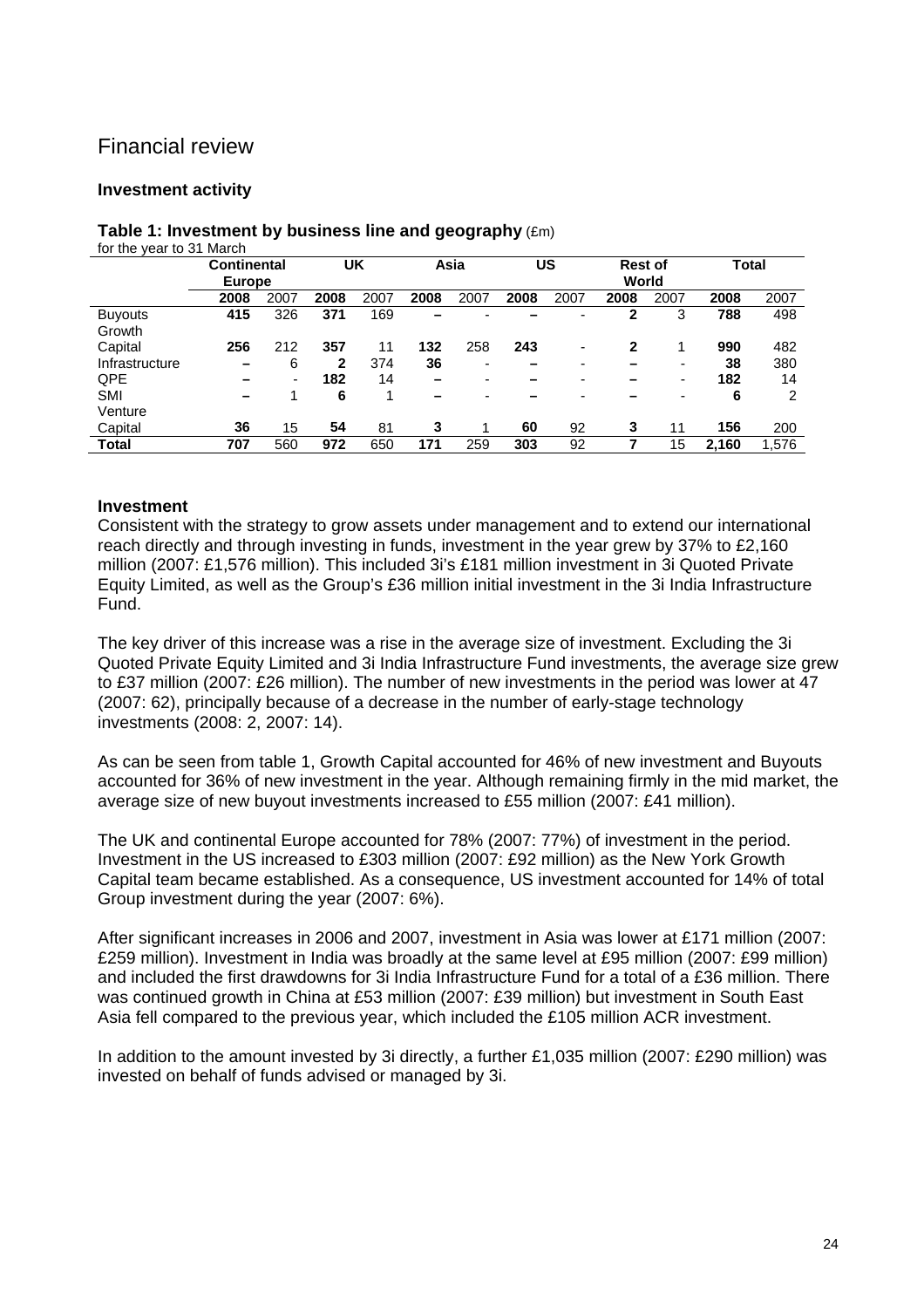# Financial review

### Investment activity

**Table 1: Investment by business line and geography** (£m)

for the year to 31 March

| | Continental Europe | | UK | | Asia | | US | | Rest of World | | Total | |
|---|---|---|---|---|---|---|---|---|---|---|---|---|
| | **2008** | 2007 | **2008** | 2007 | **2008** | 2007 | **2008** | 2007 | **2008** | 2007 | **2008** | 2007 |
| Buyouts | **415** | 326 | **371** | 169 | **–** | - | **–** | - | **2** | 3 | **788** | 498 |
| Growth Capital | **256** | 212 | **357** | 11 | **132** | 258 | **243** | - | **2** | 1 | **990** | 482 |
| Infrastructure | **–** | 6 | **2** | 374 | **36** | - | **–** | - | **–** | - | **38** | 380 |
| QPE | **–** | - | **182** | 14 | **–** | - | **–** | - | **–** | - | **182** | 14 |
| SMI | **–** | 1 | **6** | 1 | **–** | - | **–** | - | **–** | - | **6** | 2 |
| Venture Capital | **36** | 15 | **54** | 81 | **3** | 1 | **60** | 92 | **3** | 11 | **156** | 200 |
| **Total** | **707** | 560 | **972** | 650 | **171** | 259 | **303** | 92 | **7** | 15 | **2,160** | 1,576 |

### Investment

Consistent with the strategy to grow assets under management and to extend our international reach directly and through investing in funds, investment in the year grew by 37% to £2,160 million (2007: £1,576 million). This included 3i's £181 million investment in 3i Quoted Private Equity Limited, as well as the Group's £36 million initial investment in the 3i India Infrastructure Fund.

The key driver of this increase was a rise in the average size of investment. Excluding the 3i Quoted Private Equity Limited and 3i India Infrastructure Fund investments, the average size grew to £37 million (2007: £26 million). The number of new investments in the period was lower at 47 (2007: 62), principally because of a decrease in the number of early-stage technology investments (2008: 2, 2007: 14).

As can be seen from table 1, Growth Capital accounted for 46% of new investment and Buyouts accounted for 36% of new investment in the year. Although remaining firmly in the mid market, the average size of new buyout investments increased to £55 million (2007: £41 million).

The UK and continental Europe accounted for 78% (2007: 77%) of investment in the period. Investment in the US increased to £303 million (2007: £92 million) as the New York Growth Capital team became established. As a consequence, US investment accounted for 14% of total Group investment during the year (2007: 6%).

After significant increases in 2006 and 2007, investment in Asia was lower at £171 million (2007: £259 million). Investment in India was broadly at the same level at £95 million (2007: £99 million) and included the first drawdowns for 3i India Infrastructure Fund for a total of a £36 million. There was continued growth in China at £53 million (2007: £39 million) but investment in South East Asia fell compared to the previous year, which included the £105 million ACR investment.

In addition to the amount invested by 3i directly, a further £1,035 million (2007: £290 million) was invested on behalf of funds advised or managed by 3i.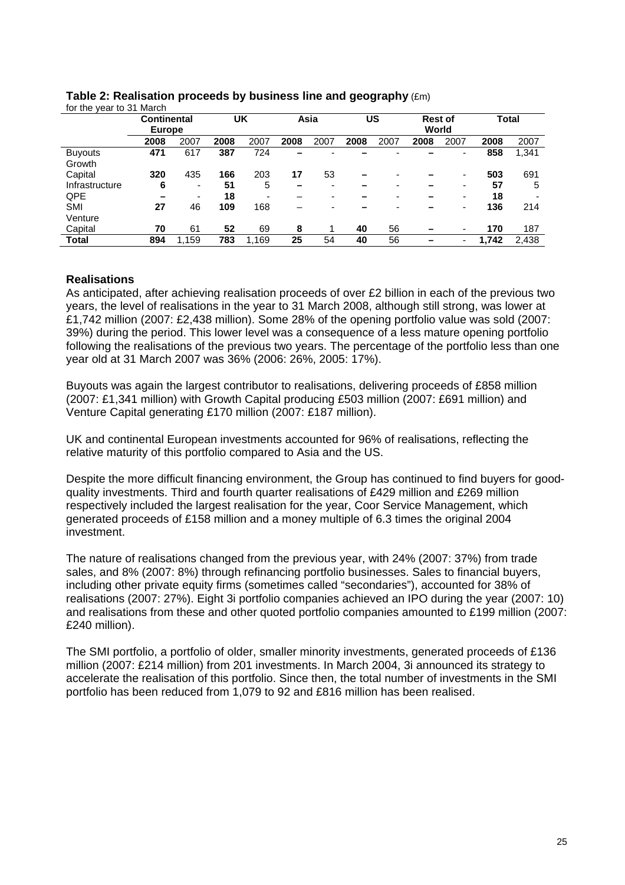**Table 2: Realisation proceeds by business line and geography** (£m)

for the year to 31 March

| | Continental Europe | | UK | | Asia | | US | | Rest of World | | Total | |
|---|---|---|---|---|---|---|---|---|---|---|---|---|
| | **2008** | 2007 | **2008** | 2007 | **2008** | 2007 | **2008** | 2007 | **2008** | 2007 | **2008** | 2007 |
| Buyouts | **471** | 617 | **387** | 724 | **–** | - | **–** | - | **–** | - | **858** | 1,341 |
| Growth Capital | **320** | 435 | **166** | 203 | **17** | 53 | **–** | - | **–** | - | **503** | 691 |
| Infrastructure | **6** | - | **51** | 5 | **–** | - | **–** | - | **–** | - | **57** | 5 |
| QPE | **–** | - | **18** | - | – | - | **–** | - | **–** | - | **18** | - |
| SMI | **27** | 46 | **109** | 168 | – | - | **–** | - | **–** | - | **136** | 214 |
| Venture Capital | **70** | 61 | **52** | 69 | **8** | 1 | **40** | 56 | **–** | - | **170** | 187 |
| **Total** | **894** | 1,159 | **783** | 1,169 | **25** | 54 | **40** | 56 | **–** | - | **1,742** | 2,438 |

**Realisations**

As anticipated, after achieving realisation proceeds of over £2 billion in each of the previous two years, the level of realisations in the year to 31 March 2008, although still strong, was lower at £1,742 million (2007: £2,438 million). Some 28% of the opening portfolio value was sold (2007: 39%) during the period. This lower level was a consequence of a less mature opening portfolio following the realisations of the previous two years. The percentage of the portfolio less than one year old at 31 March 2007 was 36% (2006: 26%, 2005: 17%).

Buyouts was again the largest contributor to realisations, delivering proceeds of £858 million (2007: £1,341 million) with Growth Capital producing £503 million (2007: £691 million) and Venture Capital generating £170 million (2007: £187 million).

UK and continental European investments accounted for 96% of realisations, reflecting the relative maturity of this portfolio compared to Asia and the US.

Despite the more difficult financing environment, the Group has continued to find buyers for good-quality investments. Third and fourth quarter realisations of £429 million and £269 million respectively included the largest realisation for the year, Coor Service Management, which generated proceeds of £158 million and a money multiple of 6.3 times the original 2004 investment.

The nature of realisations changed from the previous year, with 24% (2007: 37%) from trade sales, and 8% (2007: 8%) through refinancing portfolio businesses. Sales to financial buyers, including other private equity firms (sometimes called "secondaries"), accounted for 38% of realisations (2007: 27%). Eight 3i portfolio companies achieved an IPO during the year (2007: 10) and realisations from these and other quoted portfolio companies amounted to £199 million (2007: £240 million).

The SMI portfolio, a portfolio of older, smaller minority investments, generated proceeds of £136 million (2007: £214 million) from 201 investments. In March 2004, 3i announced its strategy to accelerate the realisation of this portfolio. Since then, the total number of investments in the SMI portfolio has been reduced from 1,079 to 92 and £816 million has been realised.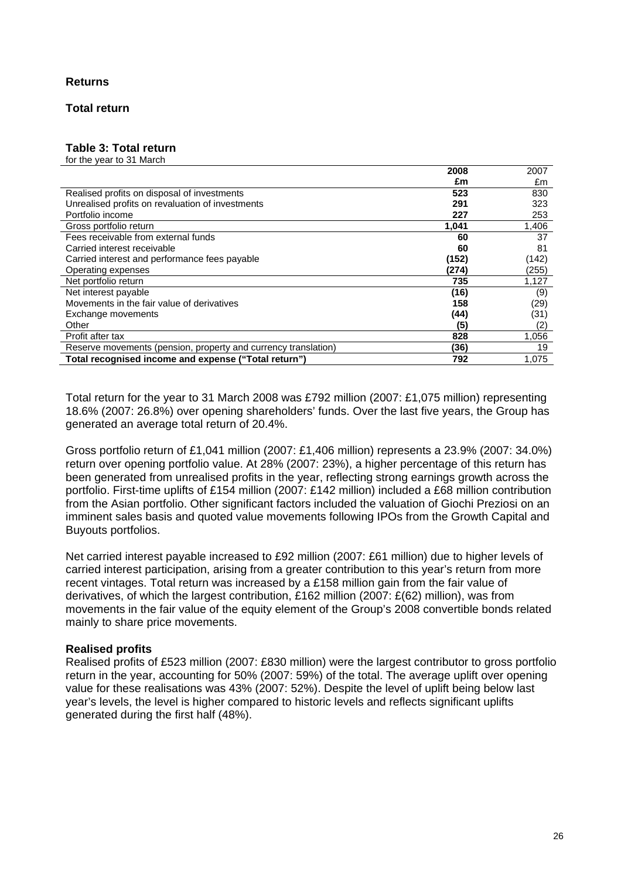## Returns

### Total return

**Table 3: Total return**
for the year to 31 March

| | **2008** | 2007 |
|---|---|---|
| | **£m** | £m |
| Realised profits on disposal of investments | **523** | 830 |
| Unrealised profits on revaluation of investments | **291** | 323 |
| Portfolio income | **227** | 253 |
| Gross portfolio return | **1,041** | 1,406 |
| Fees receivable from external funds | **60** | 37 |
| Carried interest receivable | **60** | 81 |
| Carried interest and performance fees payable | **(152)** | (142) |
| Operating expenses | **(274)** | (255) |
| Net portfolio return | **735** | 1,127 |
| Net interest payable | **(16)** | (9) |
| Movements in the fair value of derivatives | **158** | (29) |
| Exchange movements | **(44)** | (31) |
| Other | **(5)** | (2) |
| Profit after tax | **828** | 1,056 |
| Reserve movements (pension, property and currency translation) | **(36)** | 19 |
| **Total recognised income and expense ("Total return")** | **792** | 1,075 |

Total return for the year to 31 March 2008 was £792 million (2007: £1,075 million) representing 18.6% (2007: 26.8%) over opening shareholders' funds. Over the last five years, the Group has generated an average total return of 20.4%.

Gross portfolio return of £1,041 million (2007: £1,406 million) represents a 23.9% (2007: 34.0%) return over opening portfolio value. At 28% (2007: 23%), a higher percentage of this return has been generated from unrealised profits in the year, reflecting strong earnings growth across the portfolio. First-time uplifts of £154 million (2007: £142 million) included a £68 million contribution from the Asian portfolio. Other significant factors included the valuation of Giochi Preziosi on an imminent sales basis and quoted value movements following IPOs from the Growth Capital and Buyouts portfolios.

Net carried interest payable increased to £92 million (2007: £61 million) due to higher levels of carried interest participation, arising from a greater contribution to this year's return from more recent vintages. Total return was increased by a £158 million gain from the fair value of derivatives, of which the largest contribution, £162 million (2007: £(62) million), was from movements in the fair value of the equity element of the Group's 2008 convertible bonds related mainly to share price movements.

**Realised profits**
Realised profits of £523 million (2007: £830 million) were the largest contributor to gross portfolio return in the year, accounting for 50% (2007: 59%) of the total. The average uplift over opening value for these realisations was 43% (2007: 52%). Despite the level of uplift being below last year's levels, the level is higher compared to historic levels and reflects significant uplifts generated during the first half (48%).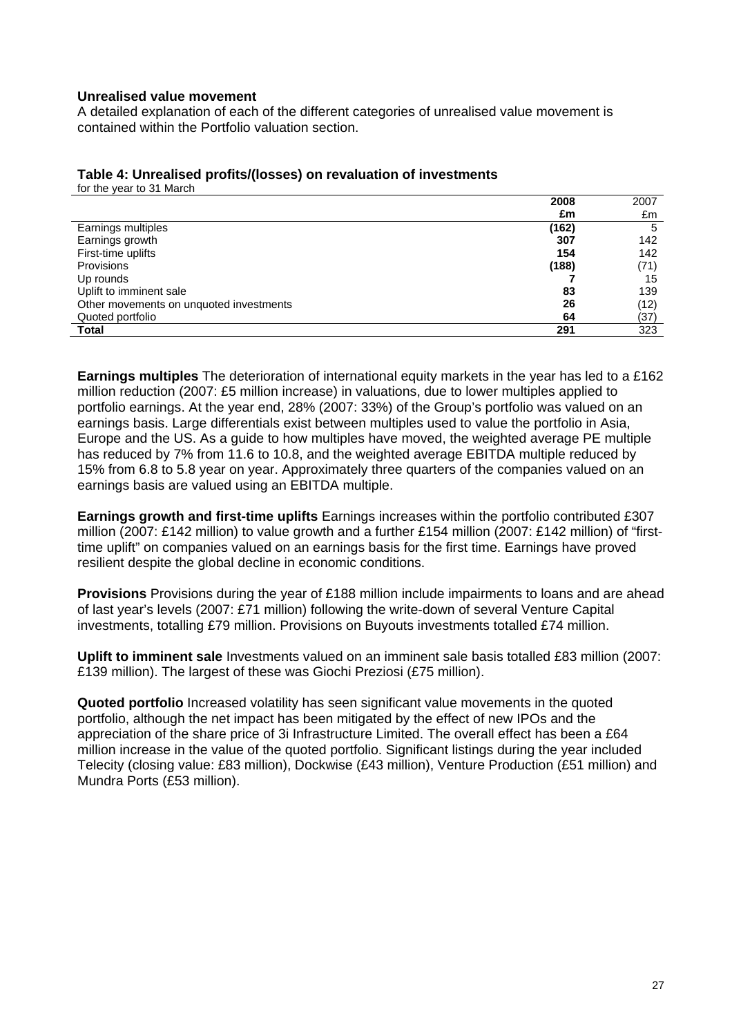**Unrealised value movement**

A detailed explanation of each of the different categories of unrealised value movement is contained within the Portfolio valuation section.

**Table 4: Unrealised profits/(losses) on revaluation of investments**

for the year to 31 March

| | **2008** | 2007 |
|---|---|---|
| | **£m** | £m |
| Earnings multiples | **(162)** | 5 |
| Earnings growth | **307** | 142 |
| First-time uplifts | **154** | 142 |
| Provisions | **(188)** | (71) |
| Up rounds | **7** | 15 |
| Uplift to imminent sale | **83** | 139 |
| Other movements on unquoted investments | **26** | (12) |
| Quoted portfolio | **64** | (37) |
| **Total** | **291** | 323 |

**Earnings multiples** The deterioration of international equity markets in the year has led to a £162 million reduction (2007: £5 million increase) in valuations, due to lower multiples applied to portfolio earnings. At the year end, 28% (2007: 33%) of the Group's portfolio was valued on an earnings basis. Large differentials exist between multiples used to value the portfolio in Asia, Europe and the US. As a guide to how multiples have moved, the weighted average PE multiple has reduced by 7% from 11.6 to 10.8, and the weighted average EBITDA multiple reduced by 15% from 6.8 to 5.8 year on year. Approximately three quarters of the companies valued on an earnings basis are valued using an EBITDA multiple.

**Earnings growth and first-time uplifts** Earnings increases within the portfolio contributed £307 million (2007: £142 million) to value growth and a further £154 million (2007: £142 million) of "first-time uplift" on companies valued on an earnings basis for the first time. Earnings have proved resilient despite the global decline in economic conditions.

**Provisions** Provisions during the year of £188 million include impairments to loans and are ahead of last year's levels (2007: £71 million) following the write-down of several Venture Capital investments, totalling £79 million. Provisions on Buyouts investments totalled £74 million.

**Uplift to imminent sale** Investments valued on an imminent sale basis totalled £83 million (2007: £139 million). The largest of these was Giochi Preziosi (£75 million).

**Quoted portfolio** Increased volatility has seen significant value movements in the quoted portfolio, although the net impact has been mitigated by the effect of new IPOs and the appreciation of the share price of 3i Infrastructure Limited. The overall effect has been a £64 million increase in the value of the quoted portfolio. Significant listings during the year included Telecity (closing value: £83 million), Dockwise (£43 million), Venture Production (£51 million) and Mundra Ports (£53 million).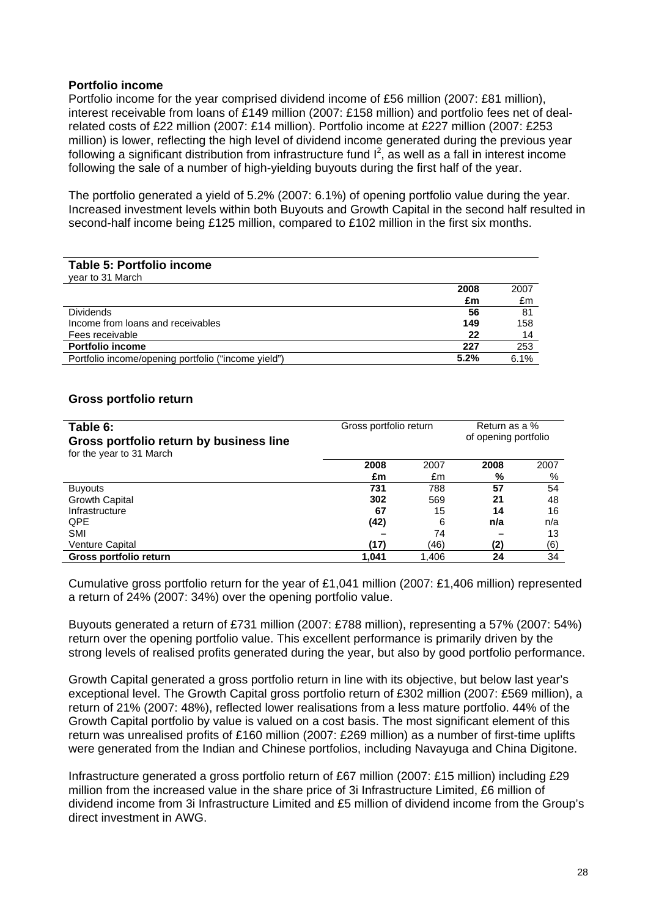## Portfolio income

Portfolio income for the year comprised dividend income of £56 million (2007: £81 million), interest receivable from loans of £149 million (2007: £158 million) and portfolio fees net of deal-related costs of £22 million (2007: £14 million). Portfolio income at £227 million (2007: £253 million) is lower, reflecting the high level of dividend income generated during the previous year following a significant distribution from infrastructure fund $I^2$, as well as a fall in interest income following the sale of a number of high-yielding buyouts during the first half of the year.

The portfolio generated a yield of 5.2% (2007: 6.1%) of opening portfolio value during the year. Increased investment levels within both Buyouts and Growth Capital in the second half resulted in second-half income being £125 million, compared to £102 million in the first six months.

**Table 5: Portfolio income**
year to 31 March

| | 2008 | 2007 |
|---|---|---|
| | £m | £m |
| Dividends | **56** | 81 |
| Income from loans and receivables | **149** | 158 |
| Fees receivable | **22** | 14 |
| **Portfolio income** | **227** | 253 |
| Portfolio income/opening portfolio ("income yield") | **5.2%** | 6.1% |

## Gross portfolio return

**Table 6: Gross portfolio return by business line**
for the year to 31 March

| | Gross portfolio return | | Return as a % of opening portfolio | |
|---|---|---|---|---|
| | **2008** | 2007 | **2008** | 2007 |
| | **£m** | £m | **%** | % |
| Buyouts | **731** | 788 | **57** | 54 |
| Growth Capital | **302** | 569 | **21** | 48 |
| Infrastructure | **67** | 15 | **14** | 16 |
| QPE | **(42)** | 6 | **n/a** | n/a |
| SMI | **–** | 74 | **–** | 13 |
| Venture Capital | **(17)** | (46) | **(2)** | (6) |
| **Gross portfolio return** | **1,041** | 1,406 | **24** | 34 |

Cumulative gross portfolio return for the year of £1,041 million (2007: £1,406 million) represented a return of 24% (2007: 34%) over the opening portfolio value.

Buyouts generated a return of £731 million (2007: £788 million), representing a 57% (2007: 54%) return over the opening portfolio value. This excellent performance is primarily driven by the strong levels of realised profits generated during the year, but also by good portfolio performance.

Growth Capital generated a gross portfolio return in line with its objective, but below last year's exceptional level. The Growth Capital gross portfolio return of £302 million (2007: £569 million), a return of 21% (2007: 48%), reflected lower realisations from a less mature portfolio. 44% of the Growth Capital portfolio by value is valued on a cost basis. The most significant element of this return was unrealised profits of £160 million (2007: £269 million) as a number of first-time uplifts were generated from the Indian and Chinese portfolios, including Navayuga and China Digitone.

Infrastructure generated a gross portfolio return of £67 million (2007: £15 million) including £29 million from the increased value in the share price of 3i Infrastructure Limited, £6 million of dividend income from 3i Infrastructure Limited and £5 million of dividend income from the Group's direct investment in AWG.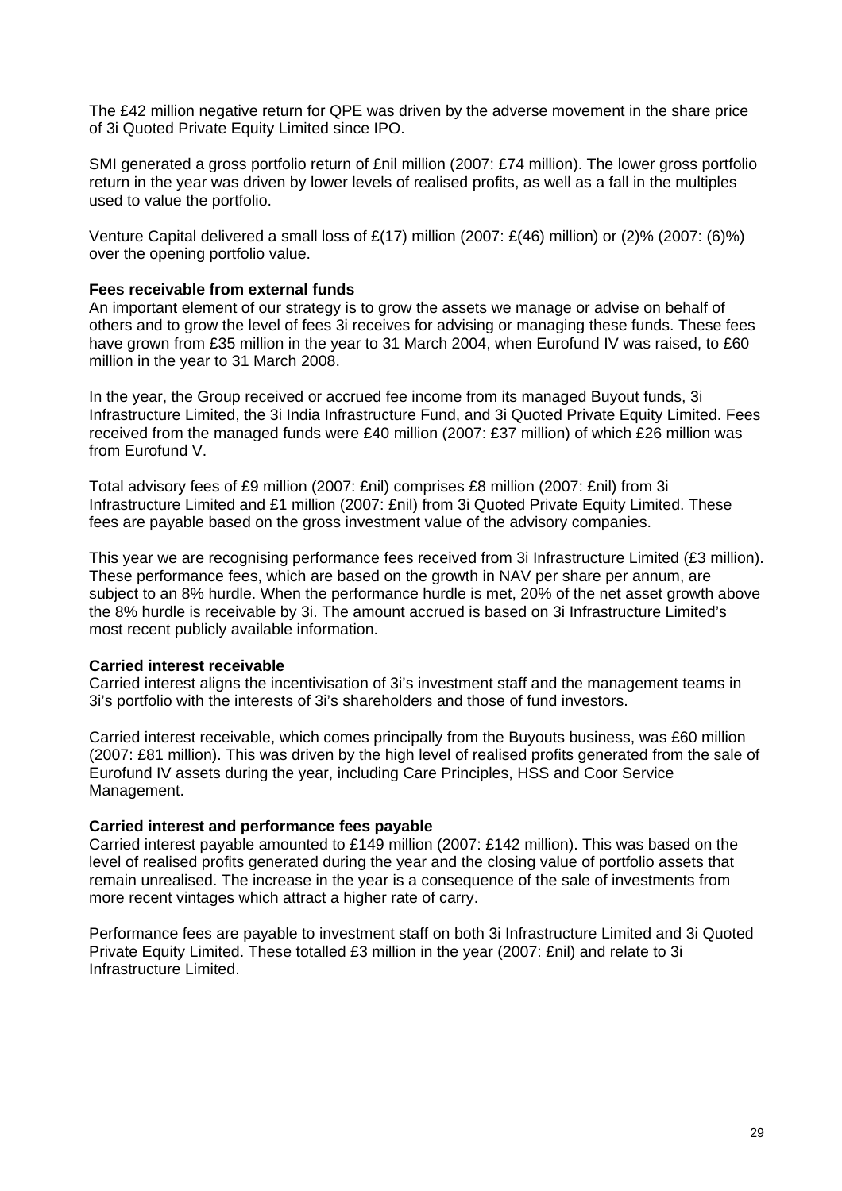The £42 million negative return for QPE was driven by the adverse movement in the share price of 3i Quoted Private Equity Limited since IPO.

SMI generated a gross portfolio return of £nil million (2007: £74 million). The lower gross portfolio return in the year was driven by lower levels of realised profits, as well as a fall in the multiples used to value the portfolio.

Venture Capital delivered a small loss of £(17) million (2007: £(46) million) or (2)% (2007: (6)%) over the opening portfolio value.

**Fees receivable from external funds**

An important element of our strategy is to grow the assets we manage or advise on behalf of others and to grow the level of fees 3i receives for advising or managing these funds. These fees have grown from £35 million in the year to 31 March 2004, when Eurofund IV was raised, to £60 million in the year to 31 March 2008.

In the year, the Group received or accrued fee income from its managed Buyout funds, 3i Infrastructure Limited, the 3i India Infrastructure Fund, and 3i Quoted Private Equity Limited. Fees received from the managed funds were £40 million (2007: £37 million) of which £26 million was from Eurofund V.

Total advisory fees of £9 million (2007: £nil) comprises £8 million (2007: £nil) from 3i Infrastructure Limited and £1 million (2007: £nil) from 3i Quoted Private Equity Limited. These fees are payable based on the gross investment value of the advisory companies.

This year we are recognising performance fees received from 3i Infrastructure Limited (£3 million). These performance fees, which are based on the growth in NAV per share per annum, are subject to an 8% hurdle. When the performance hurdle is met, 20% of the net asset growth above the 8% hurdle is receivable by 3i. The amount accrued is based on 3i Infrastructure Limited's most recent publicly available information.

**Carried interest receivable**

Carried interest aligns the incentivisation of 3i's investment staff and the management teams in 3i's portfolio with the interests of 3i's shareholders and those of fund investors.

Carried interest receivable, which comes principally from the Buyouts business, was £60 million (2007: £81 million). This was driven by the high level of realised profits generated from the sale of Eurofund IV assets during the year, including Care Principles, HSS and Coor Service Management.

**Carried interest and performance fees payable**

Carried interest payable amounted to £149 million (2007: £142 million). This was based on the level of realised profits generated during the year and the closing value of portfolio assets that remain unrealised. The increase in the year is a consequence of the sale of investments from more recent vintages which attract a higher rate of carry.

Performance fees are payable to investment staff on both 3i Infrastructure Limited and 3i Quoted Private Equity Limited. These totalled £3 million in the year (2007: £nil) and relate to 3i Infrastructure Limited.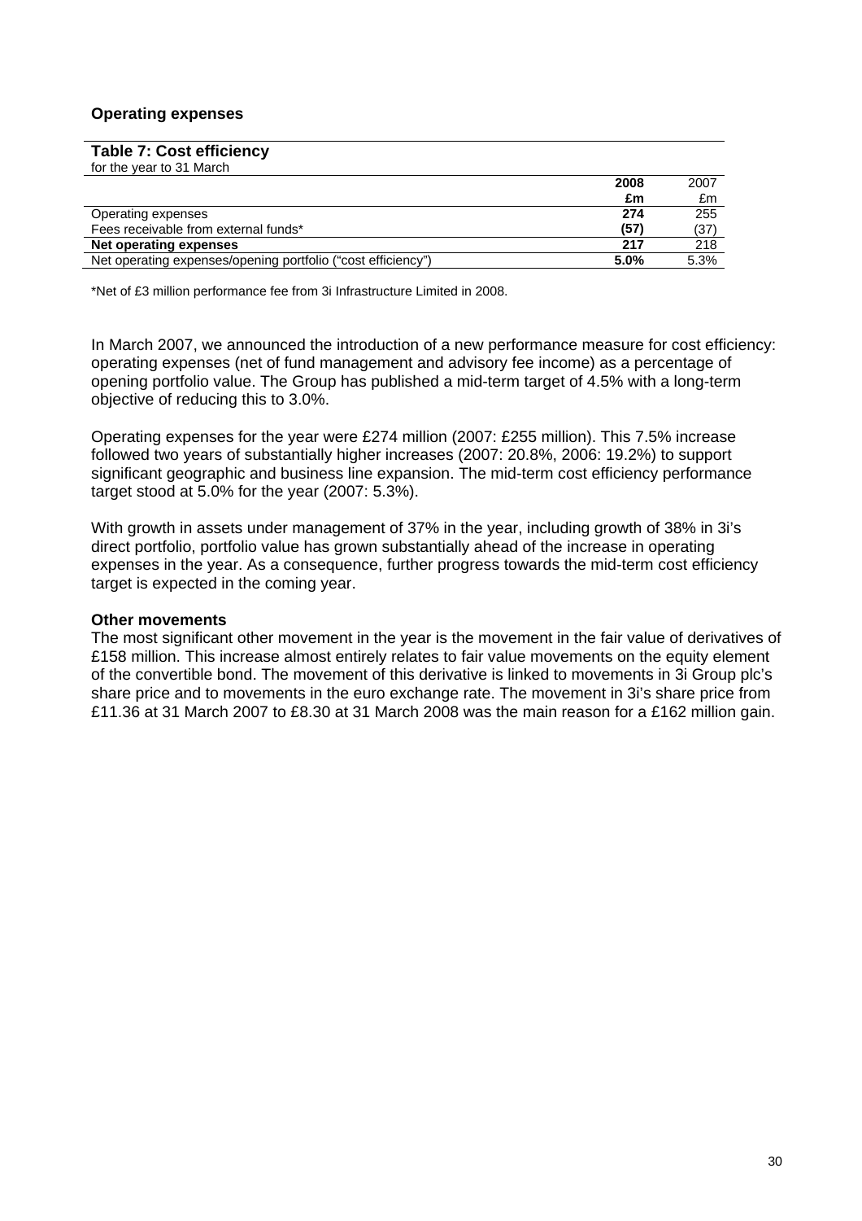**Operating expenses**

**Table 7: Cost efficiency**
for the year to 31 March

| | **2008** | 2007 |
|---|---|---|
| | **£m** | £m |
| Operating expenses | **274** | 255 |
| Fees receivable from external funds* | **(57)** | (37) |
| **Net operating expenses** | **217** | 218 |
| Net operating expenses/opening portfolio ("cost efficiency") | **5.0%** | 5.3% |

*Net of £3 million performance fee from 3i Infrastructure Limited in 2008.

In March 2007, we announced the introduction of a new performance measure for cost efficiency: operating expenses (net of fund management and advisory fee income) as a percentage of opening portfolio value. The Group has published a mid-term target of 4.5% with a long-term objective of reducing this to 3.0%.

Operating expenses for the year were £274 million (2007: £255 million). This 7.5% increase followed two years of substantially higher increases (2007: 20.8%, 2006: 19.2%) to support significant geographic and business line expansion. The mid-term cost efficiency performance target stood at 5.0% for the year (2007: 5.3%).

With growth in assets under management of 37% in the year, including growth of 38% in 3i's direct portfolio, portfolio value has grown substantially ahead of the increase in operating expenses in the year. As a consequence, further progress towards the mid-term cost efficiency target is expected in the coming year.

**Other movements**

The most significant other movement in the year is the movement in the fair value of derivatives of £158 million. This increase almost entirely relates to fair value movements on the equity element of the convertible bond. The movement of this derivative is linked to movements in 3i Group plc's share price and to movements in the euro exchange rate. The movement in 3i's share price from £11.36 at 31 March 2007 to £8.30 at 31 March 2008 was the main reason for a £162 million gain.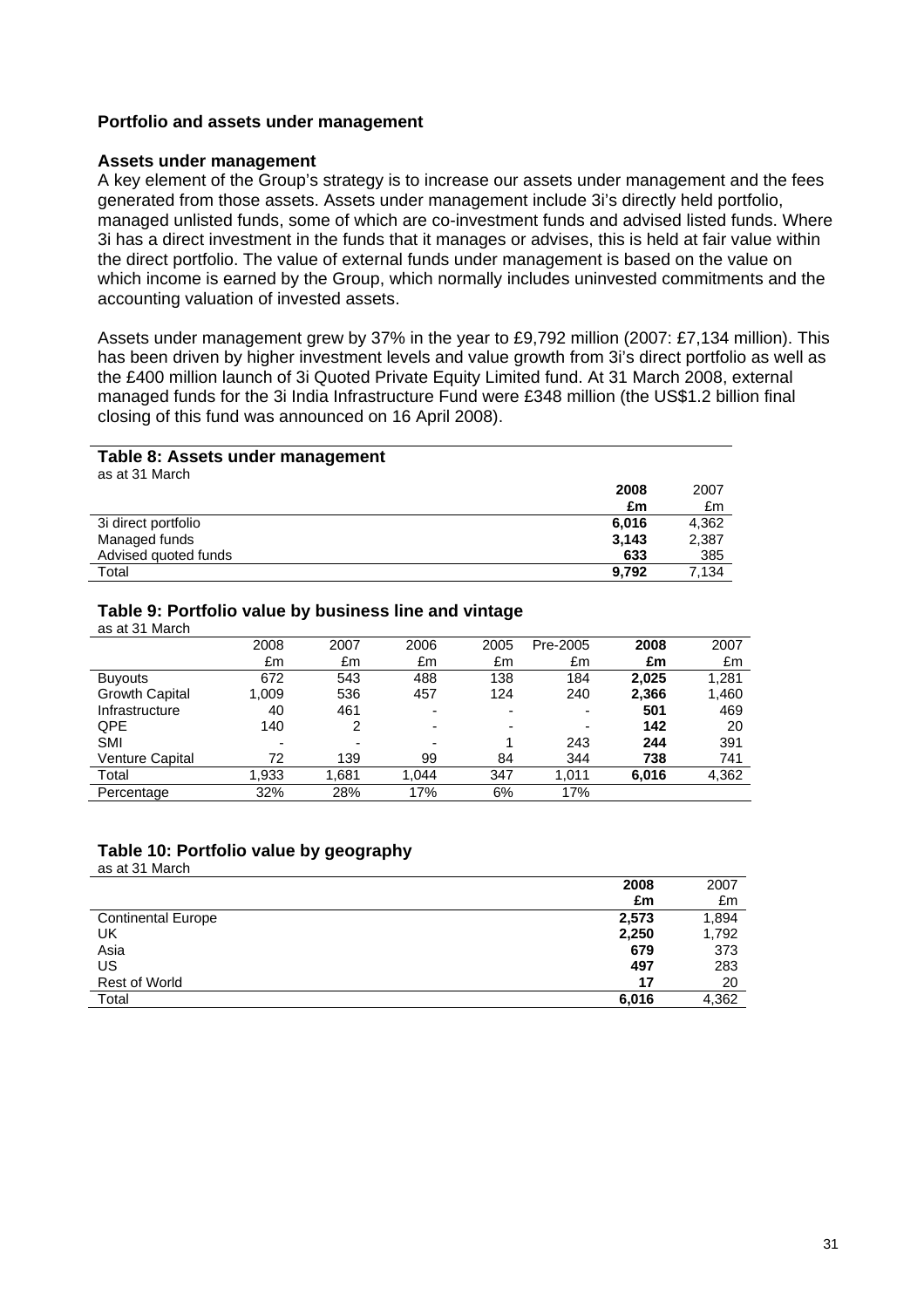## Portfolio and assets under management

### Assets under management

A key element of the Group's strategy is to increase our assets under management and the fees generated from those assets. Assets under management include 3i's directly held portfolio, managed unlisted funds, some of which are co-investment funds and advised listed funds. Where 3i has a direct investment in the funds that it manages or advises, this is held at fair value within the direct portfolio. The value of external funds under management is based on the value on which income is earned by the Group, which normally includes uninvested commitments and the accounting valuation of invested assets.

Assets under management grew by 37% in the year to £9,792 million (2007: £7,134 million). This has been driven by higher investment levels and value growth from 3i's direct portfolio as well as the £400 million launch of 3i Quoted Private Equity Limited fund. At 31 March 2008, external managed funds for the 3i India Infrastructure Fund were £348 million (the US$1.2 billion final closing of this fund was announced on 16 April 2008).

**Table 8: Assets under management**
as at 31 March

| | **2008** | 2007 |
|---|---|---|
| | **£m** | £m |
| 3i direct portfolio | **6,016** | 4,362 |
| Managed funds | **3,143** | 2,387 |
| Advised quoted funds | **633** | 385 |
| Total | **9,792** | 7,134 |

**Table 9: Portfolio value by business line and vintage**
as at 31 March

| | 2008 | 2007 | 2006 | 2005 | Pre-2005 | **2008** | 2007 |
|---|---|---|---|---|---|---|---|
| | £m | £m | £m | £m | £m | **£m** | £m |
| Buyouts | 672 | 543 | 488 | 138 | 184 | **2,025** | 1,281 |
| Growth Capital | 1,009 | 536 | 457 | 124 | 240 | **2,366** | 1,460 |
| Infrastructure | 40 | 461 | - | - | - | **501** | 469 |
| QPE | 140 | 2 | - | - | - | **142** | 20 |
| SMI | - | - | - | 1 | 243 | **244** | 391 |
| Venture Capital | 72 | 139 | 99 | 84 | 344 | **738** | 741 |
| Total | 1,933 | 1,681 | 1,044 | 347 | 1,011 | **6,016** | 4,362 |
| Percentage | 32% | 28% | 17% | 6% | 17% | | |

**Table 10: Portfolio value by geography**
as at 31 March

| | **2008** | 2007 |
|---|---|---|
| | **£m** | £m |
| Continental Europe | **2,573** | 1,894 |
| UK | **2,250** | 1,792 |
| Asia | **679** | 373 |
| US | **497** | 283 |
| Rest of World | **17** | 20 |
| Total | **6,016** | 4,362 |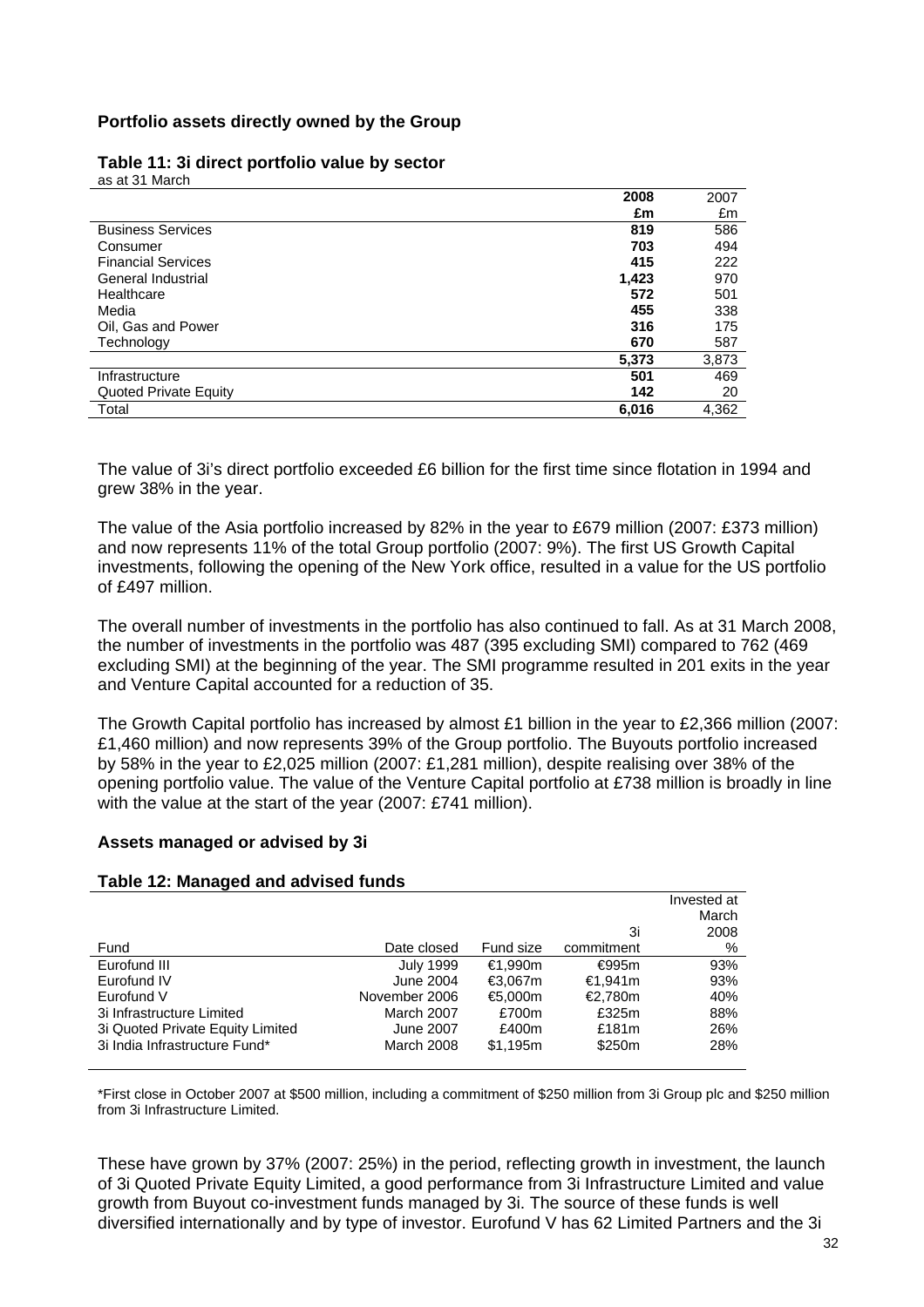### Portfolio assets directly owned by the Group

**Table 11: 3i direct portfolio value by sector**
as at 31 March

| | **2008** | 2007 |
|---|---|---|
| | **£m** | £m |
| Business Services | **819** | 586 |
| Consumer | **703** | 494 |
| Financial Services | **415** | 222 |
| General Industrial | **1,423** | 970 |
| Healthcare | **572** | 501 |
| Media | **455** | 338 |
| Oil, Gas and Power | **316** | 175 |
| Technology | **670** | 587 |
| | **5,373** | 3,873 |
| Infrastructure | **501** | 469 |
| Quoted Private Equity | **142** | 20 |
| Total | **6,016** | 4,362 |

The value of 3i's direct portfolio exceeded £6 billion for the first time since flotation in 1994 and grew 38% in the year.

The value of the Asia portfolio increased by 82% in the year to £679 million (2007: £373 million) and now represents 11% of the total Group portfolio (2007: 9%). The first US Growth Capital investments, following the opening of the New York office, resulted in a value for the US portfolio of £497 million.

The overall number of investments in the portfolio has also continued to fall. As at 31 March 2008, the number of investments in the portfolio was 487 (395 excluding SMI) compared to 762 (469 excluding SMI) at the beginning of the year. The SMI programme resulted in 201 exits in the year and Venture Capital accounted for a reduction of 35.

The Growth Capital portfolio has increased by almost £1 billion in the year to £2,366 million (2007: £1,460 million) and now represents 39% of the Group portfolio. The Buyouts portfolio increased by 58% in the year to £2,025 million (2007: £1,281 million), despite realising over 38% of the opening portfolio value. The value of the Venture Capital portfolio at £738 million is broadly in line with the value at the start of the year (2007: £741 million).

### Assets managed or advised by 3i

**Table 12: Managed and advised funds**

| Fund | Date closed | Fund size | 3i commitment | Invested at March 2008 % |
|---|---|---|---|---|
| Eurofund III | July 1999 | €1,990m | €995m | 93% |
| Eurofund IV | June 2004 | €3,067m | €1,941m | 93% |
| Eurofund V | November 2006 | €5,000m | €2,780m | 40% |
| 3i Infrastructure Limited | March 2007 | £700m | £325m | 88% |
| 3i Quoted Private Equity Limited | June 2007 | £400m | £181m | 26% |
| 3i India Infrastructure Fund* | March 2008 | $1,195m | $250m | 28% |

*First close in October 2007 at $500 million, including a commitment of $250 million from 3i Group plc and $250 million from 3i Infrastructure Limited.

These have grown by 37% (2007: 25%) in the period, reflecting growth in investment, the launch of 3i Quoted Private Equity Limited, a good performance from 3i Infrastructure Limited and value growth from Buyout co-investment funds managed by 3i. The source of these funds is well diversified internationally and by type of investor. Eurofund V has 62 Limited Partners and the 3i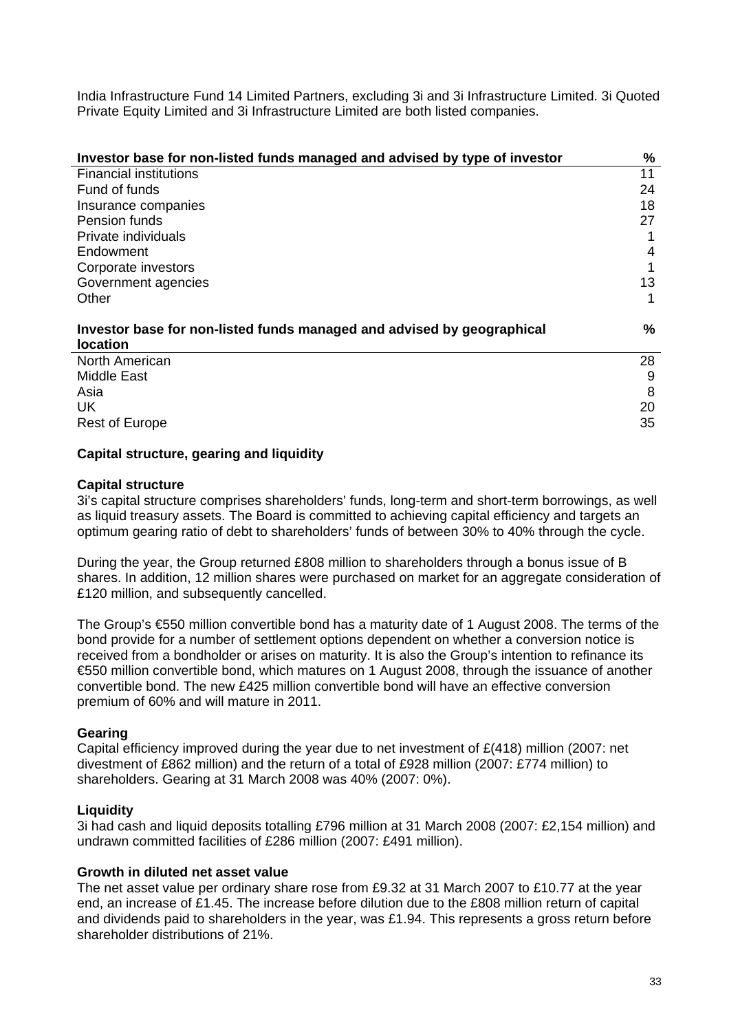India Infrastructure Fund 14 Limited Partners, excluding 3i and 3i Infrastructure Limited. 3i Quoted Private Equity Limited and 3i Infrastructure Limited are both listed companies.

| Investor base for non-listed funds managed and advised by type of investor | % |
|---|---|
| Financial institutions | 11 |
| Fund of funds | 24 |
| Insurance companies | 18 |
| Pension funds | 27 |
| Private individuals | 1 |
| Endowment | 4 |
| Corporate investors | 1 |
| Government agencies | 13 |
| Other | 1 |

| Investor base for non-listed funds managed and advised by geographical location | % |
|---|---|
| North American | 28 |
| Middle East | 9 |
| Asia | 8 |
| UK | 20 |
| Rest of Europe | 35 |

## Capital structure, gearing and liquidity

### Capital structure

3i's capital structure comprises shareholders' funds, long-term and short-term borrowings, as well as liquid treasury assets. The Board is committed to achieving capital efficiency and targets an optimum gearing ratio of debt to shareholders' funds of between 30% to 40% through the cycle.

During the year, the Group returned £808 million to shareholders through a bonus issue of B shares. In addition, 12 million shares were purchased on market for an aggregate consideration of £120 million, and subsequently cancelled.

The Group's €550 million convertible bond has a maturity date of 1 August 2008. The terms of the bond provide for a number of settlement options dependent on whether a conversion notice is received from a bondholder or arises on maturity. It is also the Group's intention to refinance its €550 million convertible bond, which matures on 1 August 2008, through the issuance of another convertible bond. The new £425 million convertible bond will have an effective conversion premium of 60% and will mature in 2011.

### Gearing

Capital efficiency improved during the year due to net investment of £(418) million (2007: net divestment of £862 million) and the return of a total of £928 million (2007: £774 million) to shareholders. Gearing at 31 March 2008 was 40% (2007: 0%).

### Liquidity

3i had cash and liquid deposits totalling £796 million at 31 March 2008 (2007: £2,154 million) and undrawn committed facilities of £286 million (2007: £491 million).

### Growth in diluted net asset value

The net asset value per ordinary share rose from £9.32 at 31 March 2007 to £10.77 at the year end, an increase of £1.45. The increase before dilution due to the £808 million return of capital and dividends paid to shareholders in the year, was £1.94. This represents a gross return before shareholder distributions of 21%.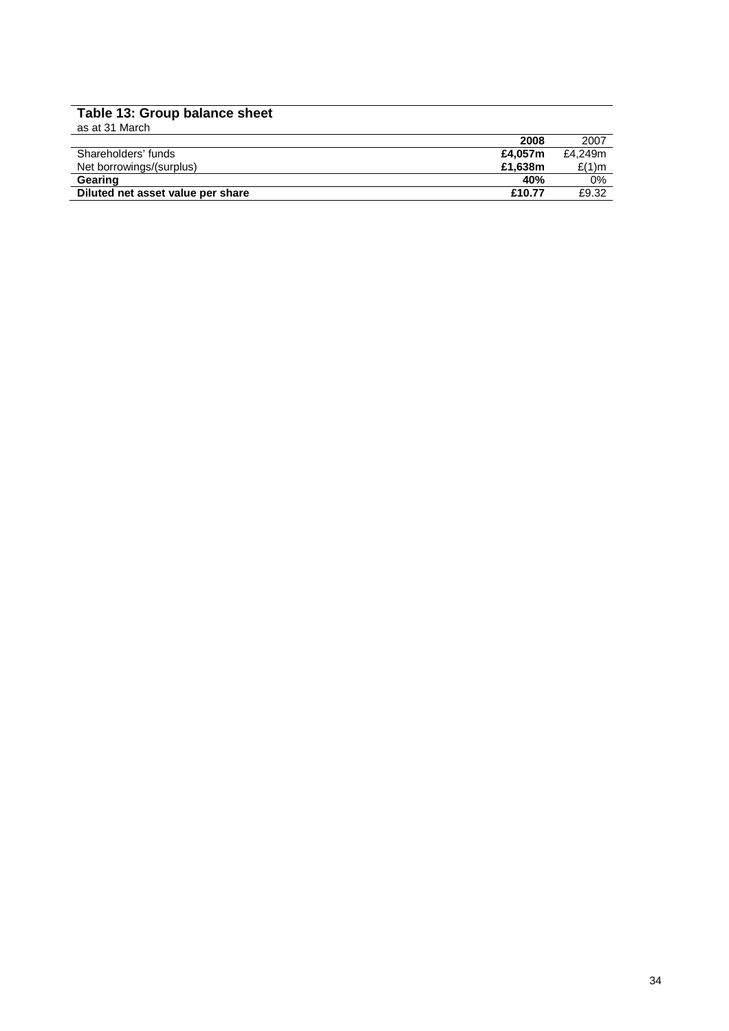### Table 13: Group balance sheet

as at 31 March

| | **2008** | 2007 |
|---|---|---|
| Shareholders' funds | **£4,057m** | £4,249m |
| Net borrowings/(surplus) | **£1,638m** | £(1)m |
| **Gearing** | **40%** | 0% |
| **Diluted net asset value per share** | **£10.77** | £9.32 |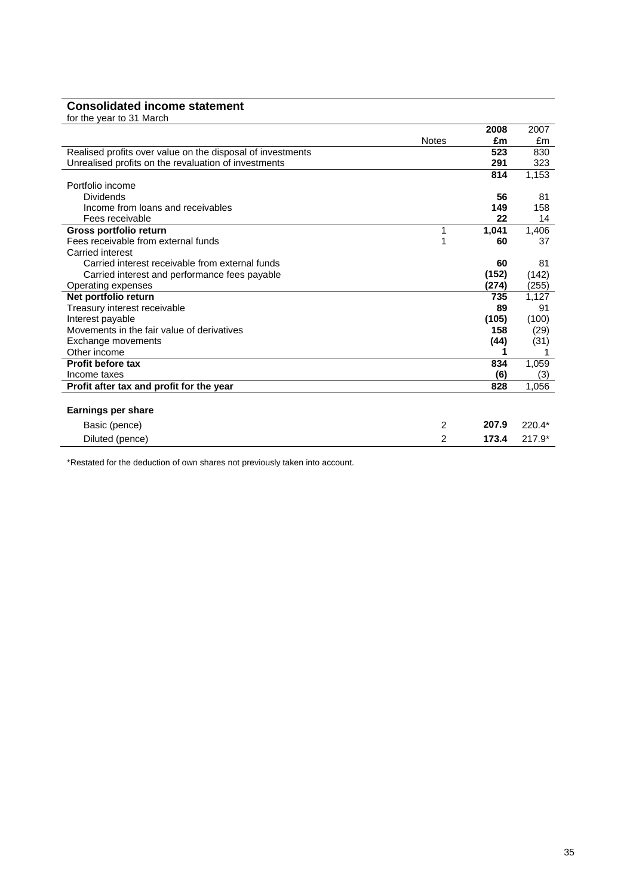## Consolidated income statement

for the year to 31 March

| | Notes | 2008 £m | 2007 £m |
|---|---|---|---|
| Realised profits over value on the disposal of investments | | **523** | 830 |
| Unrealised profits on the revaluation of investments | | **291** | 323 |
| | | **814** | 1,153 |
| Portfolio income | | | |
| Dividends | | **56** | 81 |
| Income from loans and receivables | | **149** | 158 |
| Fees receivable | | **22** | 14 |
| **Gross portfolio return** | 1 | **1,041** | 1,406 |
| Fees receivable from external funds | 1 | **60** | 37 |
| Carried interest | | | |
| Carried interest receivable from external funds | | **60** | 81 |
| Carried interest and performance fees payable | | **(152)** | (142) |
| Operating expenses | | **(274)** | (255) |
| **Net portfolio return** | | **735** | 1,127 |
| Treasury interest receivable | | **89** | 91 |
| Interest payable | | **(105)** | (100) |
| Movements in the fair value of derivatives | | **158** | (29) |
| Exchange movements | | **(44)** | (31) |
| Other income | | **1** | 1 |
| **Profit before tax** | | **834** | 1,059 |
| Income taxes | | **(6)** | (3) |
| **Profit after tax and profit for the year** | | **828** | 1,056 |
| | | | |
| **Earnings per share** | | | |
| Basic (pence) | 2 | **207.9** | 220.4* |
| Diluted (pence) | 2 | **173.4** | 217.9* |

*Restated for the deduction of own shares not previously taken into account.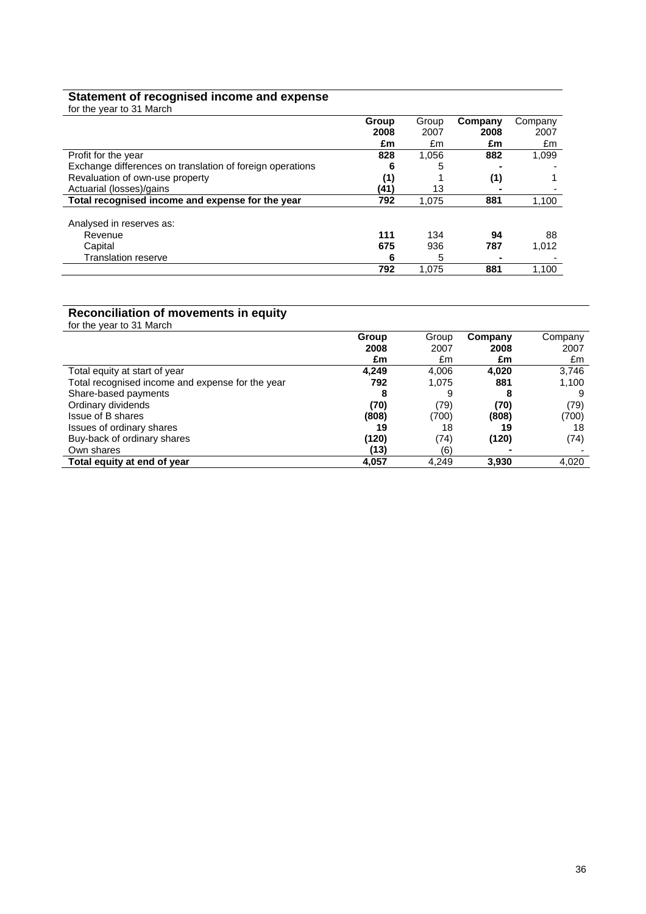## Statement of recognised income and expense

for the year to 31 March

| | Group 2008 £m | Group 2007 £m | Company 2008 £m | Company 2007 £m |
|---|---|---|---|---|
| Profit for the year | 828 | 1,056 | 882 | 1,099 |
| Exchange differences on translation of foreign operations | 6 | 5 | - | - |
| Revaluation of own-use property | (1) | 1 | (1) | 1 |
| Actuarial (losses)/gains | (41) | 13 | - | - |
| **Total recognised income and expense for the year** | **792** | **1,075** | **881** | **1,100** |
| | | | | |
| Analysed in reserves as: | | | | |
| Revenue | 111 | 134 | 94 | 88 |
| Capital | 675 | 936 | 787 | 1,012 |
| Translation reserve | 6 | 5 | - | - |
| | 792 | 1,075 | 881 | 1,100 |

## Reconciliation of movements in equity

for the year to 31 March

| | Group 2008 £m | Group 2007 £m | Company 2008 £m | Company 2007 £m |
|---|---|---|---|---|
| Total equity at start of year | 4,249 | 4,006 | 4,020 | 3,746 |
| Total recognised income and expense for the year | 792 | 1,075 | 881 | 1,100 |
| Share-based payments | 8 | 9 | 8 | 9 |
| Ordinary dividends | (70) | (79) | (70) | (79) |
| Issue of B shares | (808) | (700) | (808) | (700) |
| Issues of ordinary shares | 19 | 18 | 19 | 18 |
| Buy-back of ordinary shares | (120) | (74) | (120) | (74) |
| Own shares | (13) | (6) | - | - |
| **Total equity at end of year** | **4,057** | **4,249** | **3,930** | **4,020** |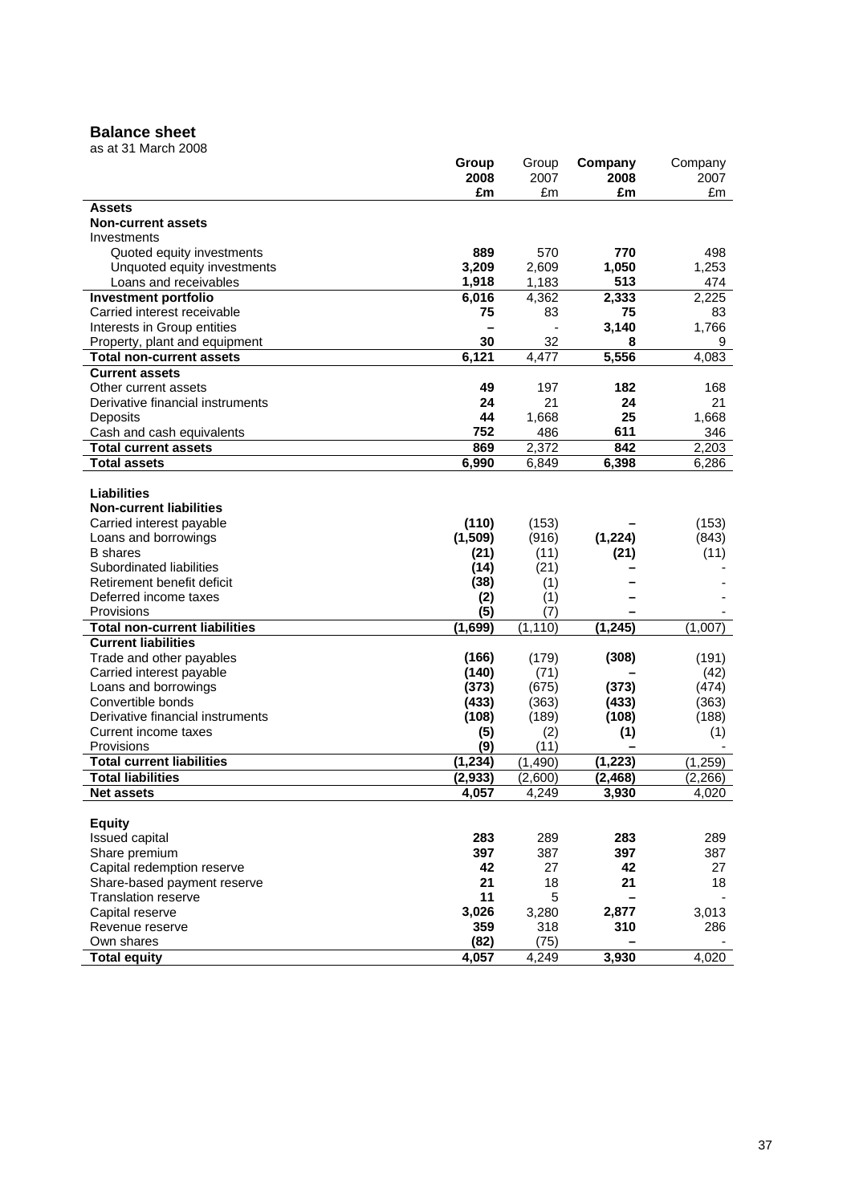## Balance sheet

as at 31 March 2008

| | Group 2008 £m | Group 2007 £m | Company 2008 £m | Company 2007 £m |
|---|---|---|---|---|
| **Assets** | | | | |
| **Non-current assets** | | | | |
| Investments | | | | |
| Quoted equity investments | **889** | 570 | **770** | 498 |
| Unquoted equity investments | **3,209** | 2,609 | **1,050** | 1,253 |
| Loans and receivables | **1,918** | 1,183 | **513** | 474 |
| **Investment portfolio** | **6,016** | 4,362 | **2,333** | 2,225 |
| Carried interest receivable | **75** | 83 | **75** | 83 |
| Interests in Group entities | **–** | - | **3,140** | 1,766 |
| Property, plant and equipment | **30** | 32 | **8** | 9 |
| **Total non-current assets** | **6,121** | 4,477 | **5,556** | 4,083 |
| **Current assets** | | | | |
| Other current assets | **49** | 197 | **182** | 168 |
| Derivative financial instruments | **24** | 21 | **24** | 21 |
| Deposits | **44** | 1,668 | **25** | 1,668 |
| Cash and cash equivalents | **752** | 486 | **611** | 346 |
| **Total current assets** | **869** | 2,372 | **842** | 2,203 |
| **Total assets** | **6,990** | 6,849 | **6,398** | 6,286 |
| **Liabilities** | | | | |
| **Non-current liabilities** | | | | |
| Carried interest payable | **(110)** | (153) | **–** | (153) |
| Loans and borrowings | **(1,509)** | (916) | **(1,224)** | (843) |
| B shares | **(21)** | (11) | **(21)** | (11) |
| Subordinated liabilities | **(14)** | (21) | **–** | - |
| Retirement benefit deficit | **(38)** | (1) | **–** | - |
| Deferred income taxes | **(2)** | (1) | **–** | - |
| Provisions | **(5)** | (7) | **–** | - |
| **Total non-current liabilities** | **(1,699)** | (1,110) | **(1,245)** | (1,007) |
| **Current liabilities** | | | | |
| Trade and other payables | **(166)** | (179) | **(308)** | (191) |
| Carried interest payable | **(140)** | (71) | **–** | (42) |
| Loans and borrowings | **(373)** | (675) | **(373)** | (474) |
| Convertible bonds | **(433)** | (363) | **(433)** | (363) |
| Derivative financial instruments | **(108)** | (189) | **(108)** | (188) |
| Current income taxes | **(5)** | (2) | **(1)** | (1) |
| Provisions | **(9)** | (11) | **–** | - |
| **Total current liabilities** | **(1,234)** | (1,490) | **(1,223)** | (1,259) |
| **Total liabilities** | **(2,933)** | (2,600) | **(2,468)** | (2,266) |
| **Net assets** | **4,057** | 4,249 | **3,930** | 4,020 |
| **Equity** | | | | |
| Issued capital | **283** | 289 | **283** | 289 |
| Share premium | **397** | 387 | **397** | 387 |
| Capital redemption reserve | **42** | 27 | **42** | 27 |
| Share-based payment reserve | **21** | 18 | **21** | 18 |
| Translation reserve | **11** | 5 | **–** | - |
| Capital reserve | **3,026** | 3,280 | **2,877** | 3,013 |
| Revenue reserve | **359** | 318 | **310** | 286 |
| Own shares | **(82)** | (75) | **–** | - |
| **Total equity** | **4,057** | 4,249 | **3,930** | 4,020 |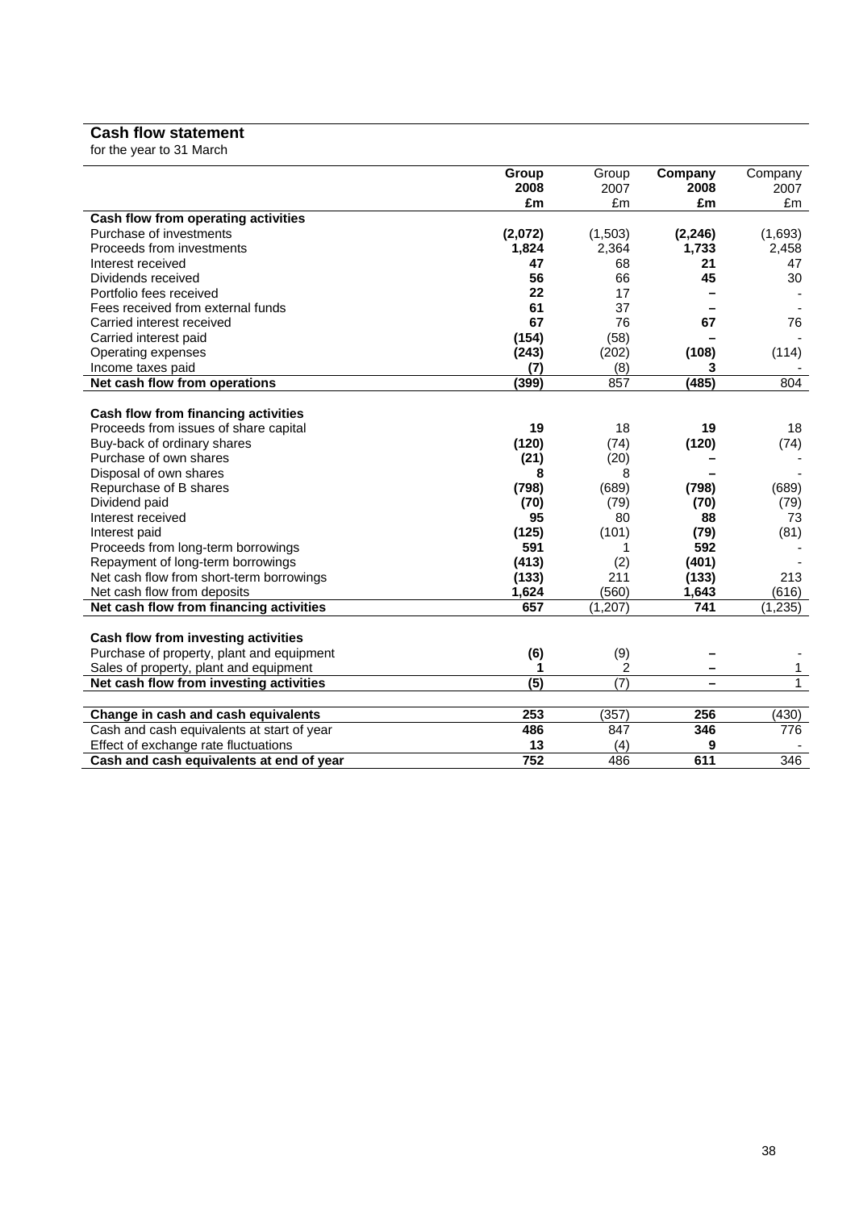## Cash flow statement

for the year to 31 March

| | Group 2008 £m | Group 2007 £m | Company 2008 £m | Company 2007 £m |
|---|---|---|---|---|
| **Cash flow from operating activities** | | | | |
| Purchase of investments | **(2,072)** | (1,503) | **(2,246)** | (1,693) |
| Proceeds from investments | **1,824** | 2,364 | **1,733** | 2,458 |
| Interest received | **47** | 68 | **21** | 47 |
| Dividends received | **56** | 66 | **45** | 30 |
| Portfolio fees received | **22** | 17 | **–** | - |
| Fees received from external funds | **61** | 37 | **–** | - |
| Carried interest received | **67** | 76 | **67** | 76 |
| Carried interest paid | **(154)** | (58) | **–** | - |
| Operating expenses | **(243)** | (202) | **(108)** | (114) |
| Income taxes paid | **(7)** | (8) | **3** | - |
| **Net cash flow from operations** | **(399)** | 857 | **(485)** | 804 |
| | | | | |
| **Cash flow from financing activities** | | | | |
| Proceeds from issues of share capital | **19** | 18 | **19** | 18 |
| Buy-back of ordinary shares | **(120)** | (74) | **(120)** | (74) |
| Purchase of own shares | **(21)** | (20) | **–** | - |
| Disposal of own shares | **8** | 8 | **–** | - |
| Repurchase of B shares | **(798)** | (689) | **(798)** | (689) |
| Dividend paid | **(70)** | (79) | **(70)** | (79) |
| Interest received | **95** | 80 | **88** | 73 |
| Interest paid | **(125)** | (101) | **(79)** | (81) |
| Proceeds from long-term borrowings | **591** | 1 | **592** | - |
| Repayment of long-term borrowings | **(413)** | (2) | **(401)** | - |
| Net cash flow from short-term borrowings | **(133)** | 211 | **(133)** | 213 |
| Net cash flow from deposits | **1,624** | (560) | **1,643** | (616) |
| **Net cash flow from financing activities** | **657** | (1,207) | **741** | (1,235) |
| | | | | |
| **Cash flow from investing activities** | | | | |
| Purchase of property, plant and equipment | **(6)** | (9) | **–** | - |
| Sales of property, plant and equipment | **1** | 2 | **–** | 1 |
| **Net cash flow from investing activities** | **(5)** | (7) | **–** | 1 |
| | | | | |
| **Change in cash and cash equivalents** | **253** | (357) | **256** | (430) |
| Cash and cash equivalents at start of year | **486** | 847 | **346** | 776 |
| Effect of exchange rate fluctuations | **13** | (4) | **9** | - |
| **Cash and cash equivalents at end of year** | **752** | 486 | **611** | 346 |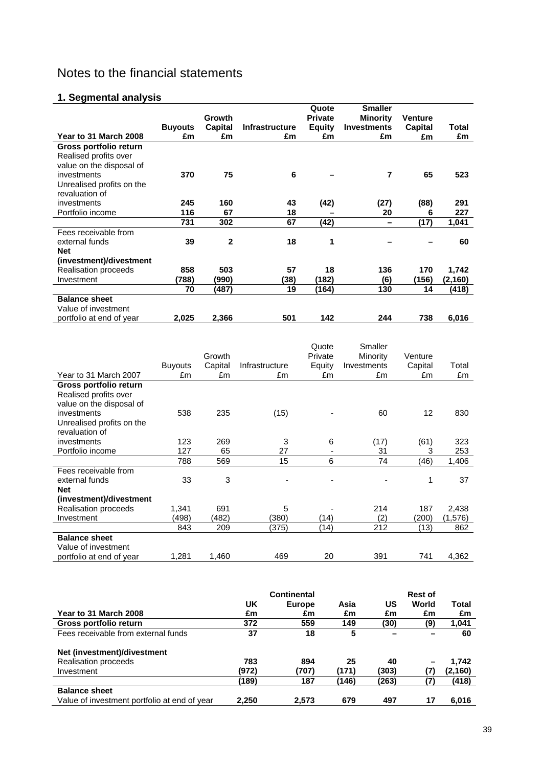# Notes to the financial statements

## 1. Segmental analysis

| Year to 31 March 2008 | Buyouts £m | Growth Capital £m | Infrastructure £m | Quote Private Equity £m | Smaller Minority Investments £m | Venture Capital £m | Total £m |
|---|---|---|---|---|---|---|---|
| **Gross portfolio return** | | | | | | | |
| Realised profits over value on the disposal of investments | **370** | **75** | **6** | **–** | **7** | **65** | **523** |
| Unrealised profits on the revaluation of investments | **245** | **160** | **43** | **(42)** | **(27)** | **(88)** | **291** |
| Portfolio income | **116** | **67** | **18** | **–** | **20** | **6** | **227** |
| | **731** | **302** | **67** | **(42)** | **–** | **(17)** | **1,041** |
| Fees receivable from external funds | **39** | **2** | **18** | **1** | **–** | **–** | **60** |
| **Net (investment)/divestment** | | | | | | | |
| Realisation proceeds | **858** | **503** | **57** | **18** | **136** | **170** | **1,742** |
| Investment | **(788)** | **(990)** | **(38)** | **(182)** | **(6)** | **(156)** | **(2,160)** |
| | **70** | **(487)** | **19** | **(164)** | **130** | **14** | **(418)** |
| **Balance sheet** | | | | | | | |
| Value of investment portfolio at end of year | **2,025** | **2,366** | **501** | **142** | **244** | **738** | **6,016** |

| Year to 31 March 2007 | Buyouts £m | Growth Capital £m | Infrastructure £m | Quote Private Equity £m | Smaller Minority Investments £m | Venture Capital £m | Total £m |
|---|---|---|---|---|---|---|---|
| **Gross portfolio return** | | | | | | | |
| Realised profits over value on the disposal of investments | 538 | 235 | (15) | - | 60 | 12 | 830 |
| Unrealised profits on the revaluation of investments | 123 | 269 | 3 | 6 | (17) | (61) | 323 |
| Portfolio income | 127 | 65 | 27 | - | 31 | 3 | 253 |
| | 788 | 569 | 15 | 6 | 74 | (46) | 1,406 |
| Fees receivable from external funds | 33 | 3 | - | - | - | 1 | 37 |
| **Net (investment)/divestment** | | | | | | | |
| Realisation proceeds | 1,341 | 691 | 5 | - | 214 | 187 | 2,438 |
| Investment | (498) | (482) | (380) | (14) | (2) | (200) | (1,576) |
| | 843 | 209 | (375) | (14) | 212 | (13) | 862 |
| **Balance sheet** | | | | | | | |
| Value of investment portfolio at end of year | 1,281 | 1,460 | 469 | 20 | 391 | 741 | 4,362 |

| Year to 31 March 2008 | UK £m | Continental Europe £m | Asia £m | US £m | Rest of World £m | Total £m |
|---|---|---|---|---|---|---|
| **Gross portfolio return** | **372** | **559** | **149** | **(30)** | **(9)** | **1,041** |
| Fees receivable from external funds | **37** | **18** | **5** | **–** | **–** | **60** |
| **Net (investment)/divestment** | | | | | | |
| Realisation proceeds | **783** | **894** | **25** | **40** | **–** | **1,742** |
| Investment | **(972)** | **(707)** | **(171)** | **(303)** | **(7)** | **(2,160)** |
| | **(189)** | **187** | **(146)** | **(263)** | **(7)** | **(418)** |
| **Balance sheet** | | | | | | |
| Value of investment portfolio at end of year | **2,250** | **2,573** | **679** | **497** | **17** | **6,016** |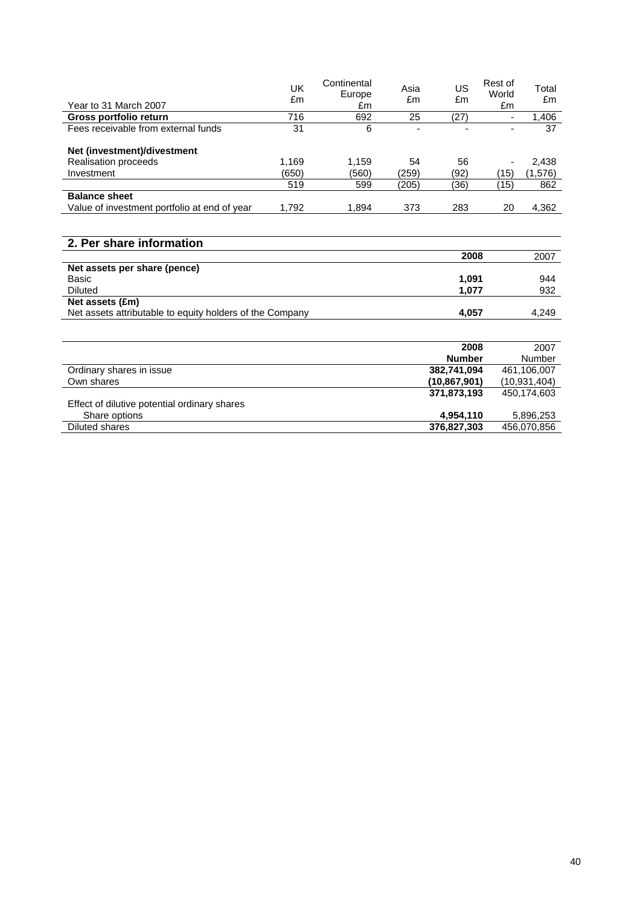| Year to 31 March 2007 | UK £m | Continental Europe £m | Asia £m | US £m | Rest of World £m | Total £m |
|---|---|---|---|---|---|---|
| **Gross portfolio return** | 716 | 692 | 25 | (27) | - | 1,406 |
| Fees receivable from external funds | 31 | 6 | - | - | - | 37 |
| **Net (investment)/divestment** | | | | | | |
| Realisation proceeds | 1,169 | 1,159 | 54 | 56 | - | 2,438 |
| Investment | (650) | (560) | (259) | (92) | (15) | (1,576) |
| | 519 | 599 | (205) | (36) | (15) | 862 |
| **Balance sheet** | | | | | | |
| Value of investment portfolio at end of year | 1,792 | 1,894 | 373 | 283 | 20 | 4,362 |

## 2. Per share information

| | **2008** | 2007 |
|---|---|---|
| **Net assets per share (pence)** | | |
| Basic | **1,091** | 944 |
| Diluted | **1,077** | 932 |
| **Net assets (£m)** | | |
| Net assets attributable to equity holders of the Company | **4,057** | 4,249 |

| | **2008 Number** | 2007 Number |
|---|---|---|
| Ordinary shares in issue | **382,741,094** | 461,106,007 |
| Own shares | **(10,867,901)** | (10,931,404) |
| | **371,873,193** | 450,174,603 |
| Effect of dilutive potential ordinary shares | | |
| Share options | **4,954,110** | 5,896,253 |
| Diluted shares | **376,827,303** | 456,070,856 |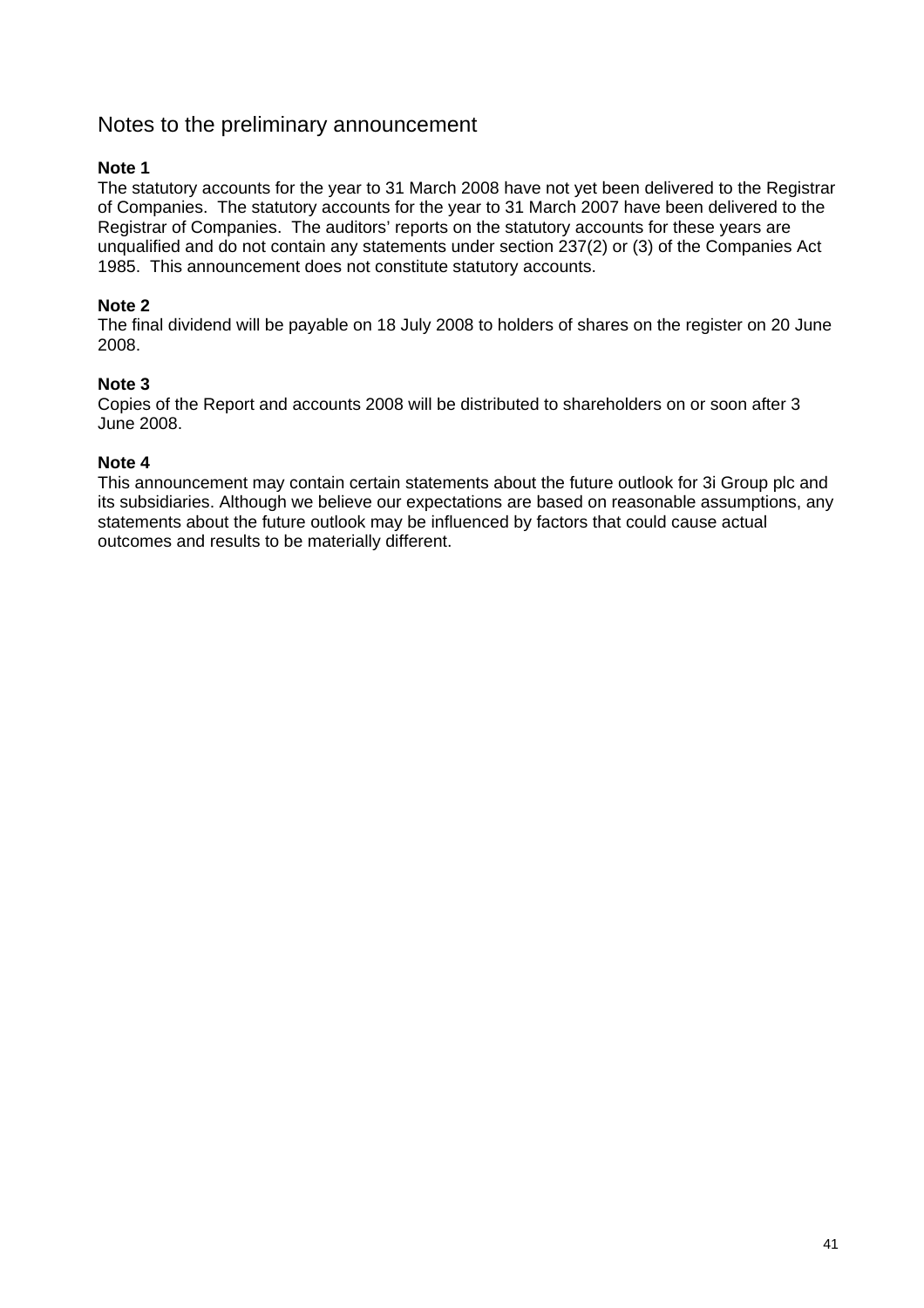## Notes to the preliminary announcement

**Note 1**
The statutory accounts for the year to 31 March 2008 have not yet been delivered to the Registrar of Companies. The statutory accounts for the year to 31 March 2007 have been delivered to the Registrar of Companies. The auditors' reports on the statutory accounts for these years are unqualified and do not contain any statements under section 237(2) or (3) of the Companies Act 1985. This announcement does not constitute statutory accounts.

**Note 2**
The final dividend will be payable on 18 July 2008 to holders of shares on the register on 20 June 2008.

**Note 3**
Copies of the Report and accounts 2008 will be distributed to shareholders on or soon after 3 June 2008.

**Note 4**
This announcement may contain certain statements about the future outlook for 3i Group plc and its subsidiaries. Although we believe our expectations are based on reasonable assumptions, any statements about the future outlook may be influenced by factors that could cause actual outcomes and results to be materially different.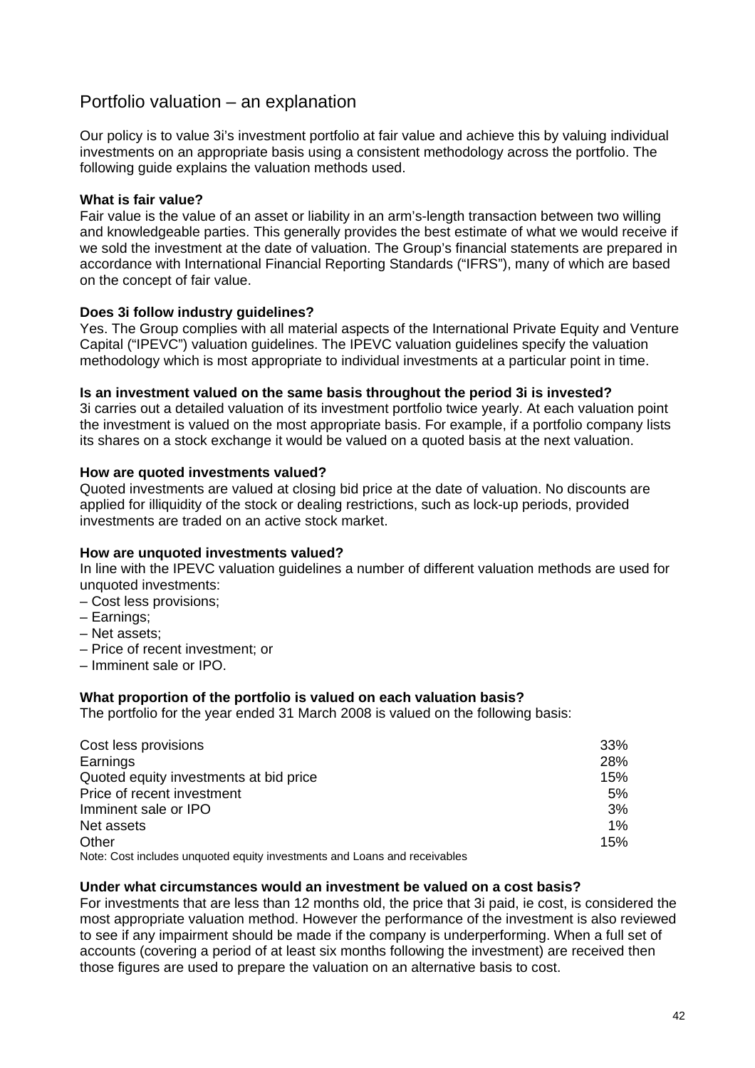# Portfolio valuation – an explanation

Our policy is to value 3i's investment portfolio at fair value and achieve this by valuing individual investments on an appropriate basis using a consistent methodology across the portfolio. The following guide explains the valuation methods used.

**What is fair value?**
Fair value is the value of an asset or liability in an arm's-length transaction between two willing and knowledgeable parties. This generally provides the best estimate of what we would receive if we sold the investment at the date of valuation. The Group's financial statements are prepared in accordance with International Financial Reporting Standards ("IFRS"), many of which are based on the concept of fair value.

**Does 3i follow industry guidelines?**
Yes. The Group complies with all material aspects of the International Private Equity and Venture Capital ("IPEVC") valuation guidelines. The IPEVC valuation guidelines specify the valuation methodology which is most appropriate to individual investments at a particular point in time.

**Is an investment valued on the same basis throughout the period 3i is invested?**
3i carries out a detailed valuation of its investment portfolio twice yearly. At each valuation point the investment is valued on the most appropriate basis. For example, if a portfolio company lists its shares on a stock exchange it would be valued on a quoted basis at the next valuation.

**How are quoted investments valued?**
Quoted investments are valued at closing bid price at the date of valuation. No discounts are applied for illiquidity of the stock or dealing restrictions, such as lock-up periods, provided investments are traded on an active stock market.

**How are unquoted investments valued?**
In line with the IPEVC valuation guidelines a number of different valuation methods are used for unquoted investments:

– Cost less provisions;
– Earnings;
– Net assets;
– Price of recent investment; or
– Imminent sale or IPO.

**What proportion of the portfolio is valued on each valuation basis?**
The portfolio for the year ended 31 March 2008 is valued on the following basis:

| | |
|---|---|
| Cost less provisions | 33% |
| Earnings | 28% |
| Quoted equity investments at bid price | 15% |
| Price of recent investment | 5% |
| Imminent sale or IPO | 3% |
| Net assets | 1% |
| Other | 15% |

Note: Cost includes unquoted equity investments and Loans and receivables

**Under what circumstances would an investment be valued on a cost basis?**
For investments that are less than 12 months old, the price that 3i paid, ie cost, is considered the most appropriate valuation method. However the performance of the investment is also reviewed to see if any impairment should be made if the company is underperforming. When a full set of accounts (covering a period of at least six months following the investment) are received then those figures are used to prepare the valuation on an alternative basis to cost.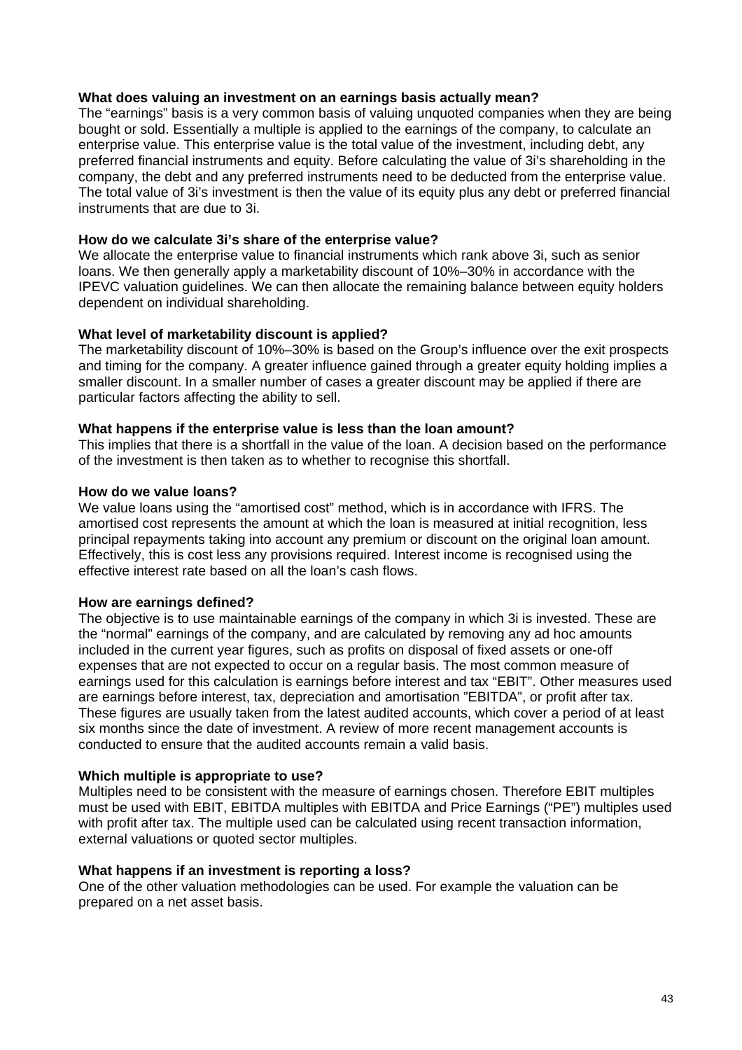**What does valuing an investment on an earnings basis actually mean?**

The "earnings" basis is a very common basis of valuing unquoted companies when they are being bought or sold. Essentially a multiple is applied to the earnings of the company, to calculate an enterprise value. This enterprise value is the total value of the investment, including debt, any preferred financial instruments and equity. Before calculating the value of 3i's shareholding in the company, the debt and any preferred instruments need to be deducted from the enterprise value. The total value of 3i's investment is then the value of its equity plus any debt or preferred financial instruments that are due to 3i.

**How do we calculate 3i's share of the enterprise value?**

We allocate the enterprise value to financial instruments which rank above 3i, such as senior loans. We then generally apply a marketability discount of 10%–30% in accordance with the IPEVC valuation guidelines. We can then allocate the remaining balance between equity holders dependent on individual shareholding.

**What level of marketability discount is applied?**

The marketability discount of 10%–30% is based on the Group's influence over the exit prospects and timing for the company. A greater influence gained through a greater equity holding implies a smaller discount. In a smaller number of cases a greater discount may be applied if there are particular factors affecting the ability to sell.

**What happens if the enterprise value is less than the loan amount?**

This implies that there is a shortfall in the value of the loan. A decision based on the performance of the investment is then taken as to whether to recognise this shortfall.

**How do we value loans?**

We value loans using the "amortised cost" method, which is in accordance with IFRS. The amortised cost represents the amount at which the loan is measured at initial recognition, less principal repayments taking into account any premium or discount on the original loan amount. Effectively, this is cost less any provisions required. Interest income is recognised using the effective interest rate based on all the loan's cash flows.

**How are earnings defined?**

The objective is to use maintainable earnings of the company in which 3i is invested. These are the "normal" earnings of the company, and are calculated by removing any ad hoc amounts included in the current year figures, such as profits on disposal of fixed assets or one-off expenses that are not expected to occur on a regular basis. The most common measure of earnings used for this calculation is earnings before interest and tax "EBIT". Other measures used are earnings before interest, tax, depreciation and amortisation "EBITDA", or profit after tax. These figures are usually taken from the latest audited accounts, which cover a period of at least six months since the date of investment. A review of more recent management accounts is conducted to ensure that the audited accounts remain a valid basis.

**Which multiple is appropriate to use?**

Multiples need to be consistent with the measure of earnings chosen. Therefore EBIT multiples must be used with EBIT, EBITDA multiples with EBITDA and Price Earnings ("PE") multiples used with profit after tax. The multiple used can be calculated using recent transaction information, external valuations or quoted sector multiples.

**What happens if an investment is reporting a loss?**

One of the other valuation methodologies can be used. For example the valuation can be prepared on a net asset basis.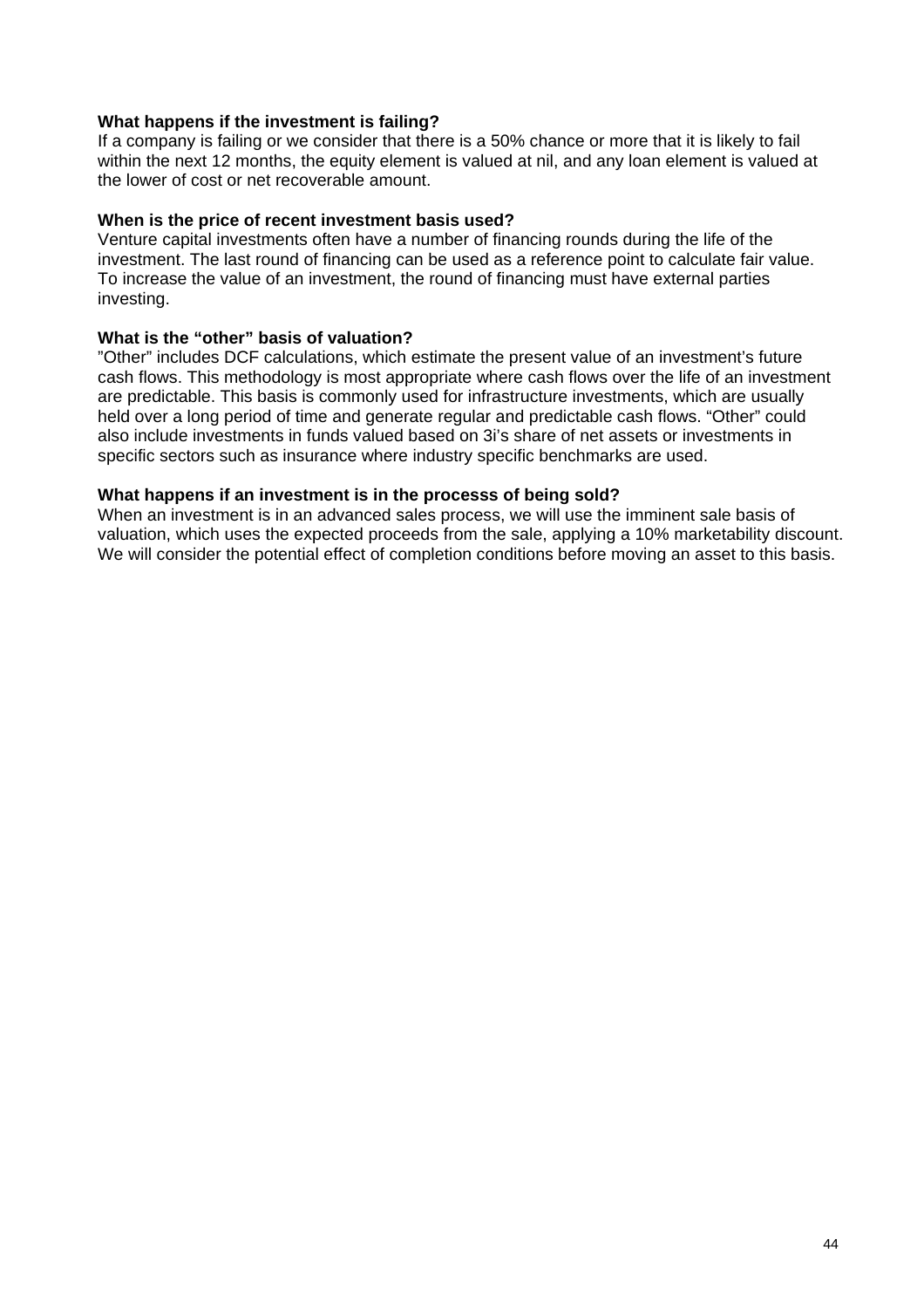**What happens if the investment is failing?**
If a company is failing or we consider that there is a 50% chance or more that it is likely to fail within the next 12 months, the equity element is valued at nil, and any loan element is valued at the lower of cost or net recoverable amount.

**When is the price of recent investment basis used?**
Venture capital investments often have a number of financing rounds during the life of the investment. The last round of financing can be used as a reference point to calculate fair value. To increase the value of an investment, the round of financing must have external parties investing.

**What is the "other" basis of valuation?**
"Other" includes DCF calculations, which estimate the present value of an investment's future cash flows. This methodology is most appropriate where cash flows over the life of an investment are predictable. This basis is commonly used for infrastructure investments, which are usually held over a long period of time and generate regular and predictable cash flows. "Other" could also include investments in funds valued based on 3i's share of net assets or investments in specific sectors such as insurance where industry specific benchmarks are used.

**What happens if an investment is in the processs of being sold?**
When an investment is in an advanced sales process, we will use the imminent sale basis of valuation, which uses the expected proceeds from the sale, applying a 10% marketability discount. We will consider the potential effect of completion conditions before moving an asset to this basis.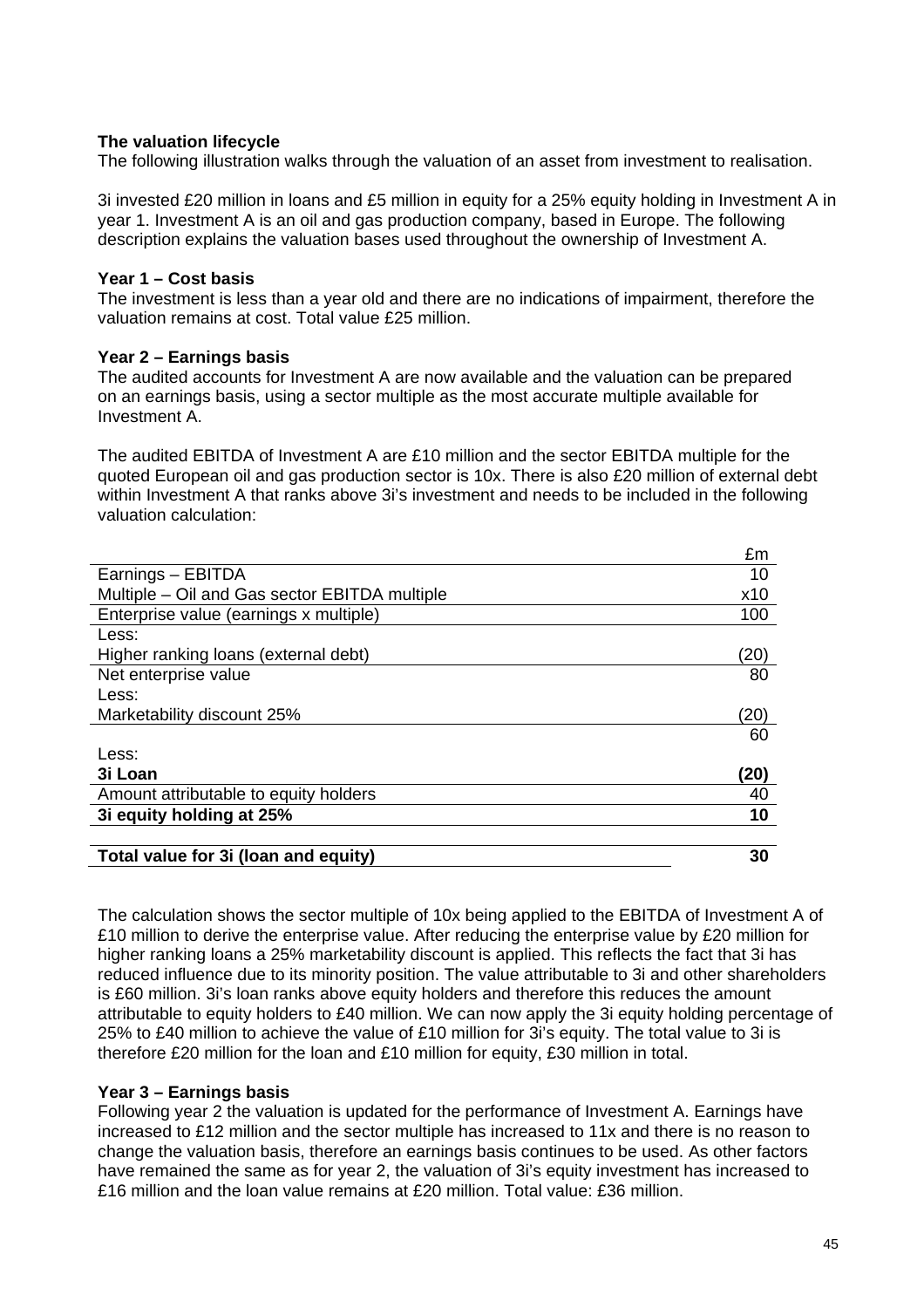**The valuation lifecycle**

The following illustration walks through the valuation of an asset from investment to realisation.

3i invested £20 million in loans and £5 million in equity for a 25% equity holding in Investment A in year 1. Investment A is an oil and gas production company, based in Europe. The following description explains the valuation bases used throughout the ownership of Investment A.

**Year 1 – Cost basis**

The investment is less than a year old and there are no indications of impairment, therefore the valuation remains at cost. Total value £25 million.

**Year 2 – Earnings basis**

The audited accounts for Investment A are now available and the valuation can be prepared on an earnings basis, using a sector multiple as the most accurate multiple available for Investment A.

The audited EBITDA of Investment A are £10 million and the sector EBITDA multiple for the quoted European oil and gas production sector is 10x. There is also £20 million of external debt within Investment A that ranks above 3i's investment and needs to be included in the following valuation calculation:

| | £m |
|---|---|
| Earnings – EBITDA | 10 |
| Multiple – Oil and Gas sector EBITDA multiple | x10 |
| Enterprise value (earnings x multiple) | 100 |
| Less: | |
| Higher ranking loans (external debt) | (20) |
| Net enterprise value | 80 |
| Less: | |
| Marketability discount 25% | (20) |
| | 60 |
| Less: | |
| **3i Loan** | **(20)** |
| Amount attributable to equity holders | 40 |
| **3i equity holding at 25%** | **10** |
| | |
| **Total value for 3i (loan and equity)** | **30** |

The calculation shows the sector multiple of 10x being applied to the EBITDA of Investment A of £10 million to derive the enterprise value. After reducing the enterprise value by £20 million for higher ranking loans a 25% marketability discount is applied. This reflects the fact that 3i has reduced influence due to its minority position. The value attributable to 3i and other shareholders is £60 million. 3i's loan ranks above equity holders and therefore this reduces the amount attributable to equity holders to £40 million. We can now apply the 3i equity holding percentage of 25% to £40 million to achieve the value of £10 million for 3i's equity. The total value to 3i is therefore £20 million for the loan and £10 million for equity, £30 million in total.

**Year 3 – Earnings basis**

Following year 2 the valuation is updated for the performance of Investment A. Earnings have increased to £12 million and the sector multiple has increased to 11x and there is no reason to change the valuation basis, therefore an earnings basis continues to be used. As other factors have remained the same as for year 2, the valuation of 3i's equity investment has increased to £16 million and the loan value remains at £20 million. Total value: £36 million.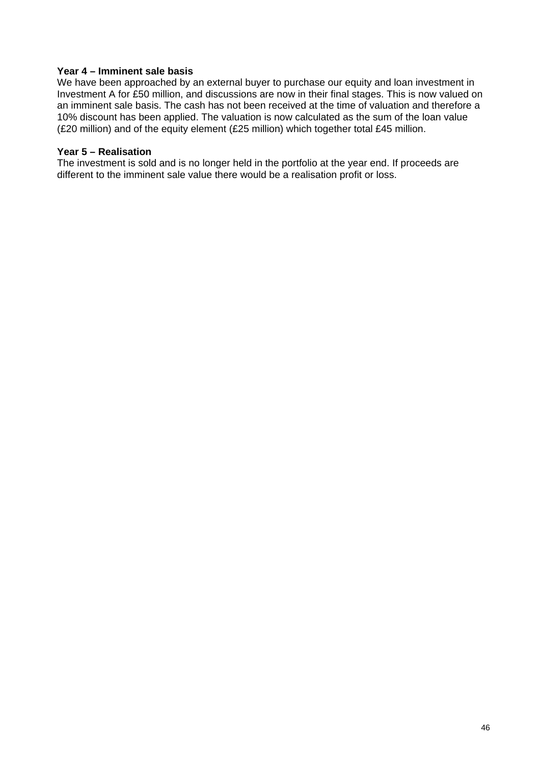**Year 4 – Imminent sale basis**
We have been approached by an external buyer to purchase our equity and loan investment in Investment A for £50 million, and discussions are now in their final stages. This is now valued on an imminent sale basis. The cash has not been received at the time of valuation and therefore a 10% discount has been applied. The valuation is now calculated as the sum of the loan value (£20 million) and of the equity element (£25 million) which together total £45 million.

**Year 5 – Realisation**
The investment is sold and is no longer held in the portfolio at the year end. If proceeds are different to the imminent sale value there would be a realisation profit or loss.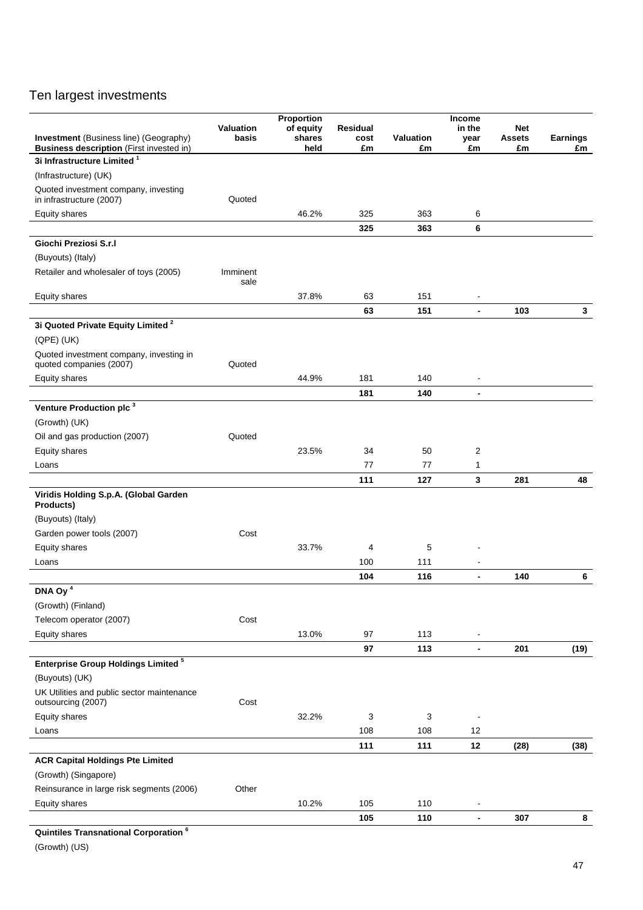# Ten largest investments

| **Investment** (Business line) (Geography) **Business description** (First invested in) | Valuation basis | Proportion of equity shares held | Residual cost £m | Valuation £m | Income in the year £m | Net Assets £m | Earnings £m |
|---|---|---|---|---|---|---|---|
| **3i Infrastructure Limited** [1] | | | | | | | |
| (Infrastructure) (UK) | | | | | | | |
| Quoted investment company, investing in infrastructure (2007) | Quoted | | | | | | |
| Equity shares | | 46.2% | 325 | 363 | 6 | | |
| | | | **325** | **363** | **6** | | |
| **Giochi Preziosi S.r.l** | | | | | | | |
| (Buyouts) (Italy) | | | | | | | |
| Retailer and wholesaler of toys (2005) | Imminent sale | | | | | | |
| Equity shares | | 37.8% | 63 | 151 | - | | |
| | | | **63** | **151** | **-** | **103** | **3** |
| **3i Quoted Private Equity Limited** [2] | | | | | | | |
| (QPE) (UK) | | | | | | | |
| Quoted investment company, investing in quoted companies (2007) | Quoted | | | | | | |
| Equity shares | | 44.9% | 181 | 140 | - | | |
| | | | **181** | **140** | **-** | | |
| **Venture Production plc** [3] | | | | | | | |
| (Growth) (UK) | | | | | | | |
| Oil and gas production (2007) | Quoted | | | | | | |
| Equity shares | | 23.5% | 34 | 50 | 2 | | |
| Loans | | | 77 | 77 | 1 | | |
| | | | **111** | **127** | **3** | **281** | **48** |
| **Viridis Holding S.p.A. (Global Garden Products)** | | | | | | | |
| (Buyouts) (Italy) | | | | | | | |
| Garden power tools (2007) | Cost | | | | | | |
| Equity shares | | 33.7% | 4 | 5 | - | | |
| Loans | | | 100 | 111 | - | | |
| | | | **104** | **116** | **-** | **140** | **6** |
| **DNA Oy** [4] | | | | | | | |
| (Growth) (Finland) | | | | | | | |
| Telecom operator (2007) | Cost | | | | | | |
| Equity shares | | 13.0% | 97 | 113 | - | | |
| | | | **97** | **113** | **-** | **201** | **(19)** |
| **Enterprise Group Holdings Limited** [5] | | | | | | | |
| (Buyouts) (UK) | | | | | | | |
| UK Utilities and public sector maintenance outsourcing (2007) | Cost | | | | | | |
| Equity shares | | 32.2% | 3 | 3 | - | | |
| Loans | | | 108 | 108 | 12 | | |
| | | | **111** | **111** | **12** | **(28)** | **(38)** |
| **ACR Capital Holdings Pte Limited** | | | | | | | |
| (Growth) (Singapore) | | | | | | | |
| Reinsurance in large risk segments (2006) | Other | | | | | | |
| Equity shares | | 10.2% | 105 | 110 | - | | |
| | | | **105** | **110** | **-** | **307** | **8** |
| **Quintiles Transnational Corporation** [6] | | | | | | | |
| (Growth) (US) | | | | | | | |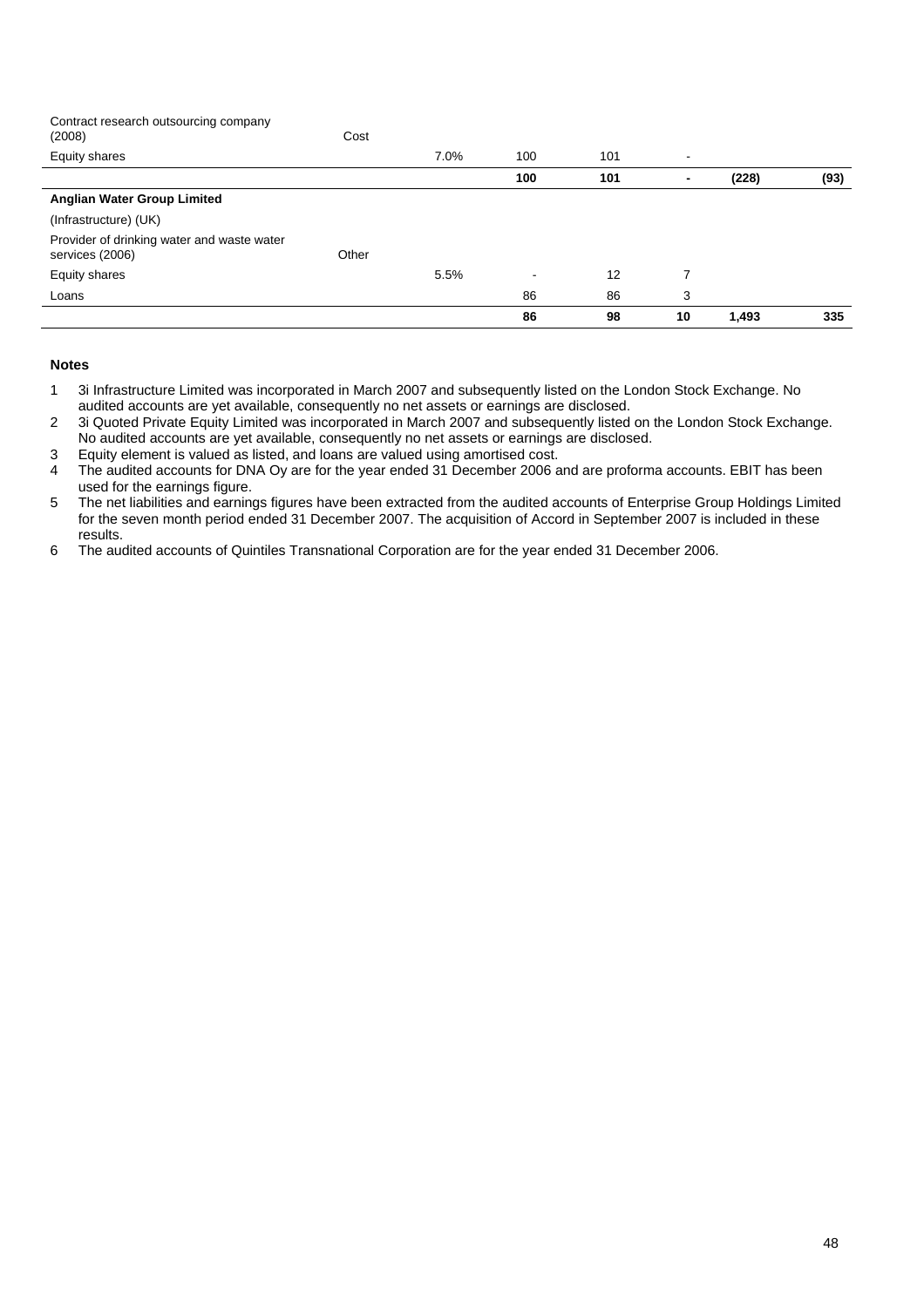| | | | | | | | |
|---|---|---|---|---|---|---|---|
| Contract research outsourcing company (2008) | Cost | | | | | | |
| Equity shares | | 7.0% | 100 | 101 | - | | |
| | | | **100** | **101** | **-** | **(228)** | **(93)** |
| **Anglian Water Group Limited** | | | | | | | |
| (Infrastructure) (UK) | | | | | | | |
| Provider of drinking water and waste water services (2006) | Other | | | | | | |
| Equity shares | | 5.5% | - | 12 | 7 | | |
| Loans | | | 86 | 86 | 3 | | |
| | | | **86** | **98** | **10** | **1,493** | **335** |

**Notes**

1. 3i Infrastructure Limited was incorporated in March 2007 and subsequently listed on the London Stock Exchange. No audited accounts are yet available, consequently no net assets or earnings are disclosed.
2. 3i Quoted Private Equity Limited was incorporated in March 2007 and subsequently listed on the London Stock Exchange. No audited accounts are yet available, consequently no net assets or earnings are disclosed.
3. Equity element is valued as listed, and loans are valued using amortised cost.
4. The audited accounts for DNA Oy are for the year ended 31 December 2006 and are proforma accounts. EBIT has been used for the earnings figure.
5. The net liabilities and earnings figures have been extracted from the audited accounts of Enterprise Group Holdings Limited for the seven month period ended 31 December 2007. The acquisition of Accord in September 2007 is included in these results.
6. The audited accounts of Quintiles Transnational Corporation are for the year ended 31 December 2006.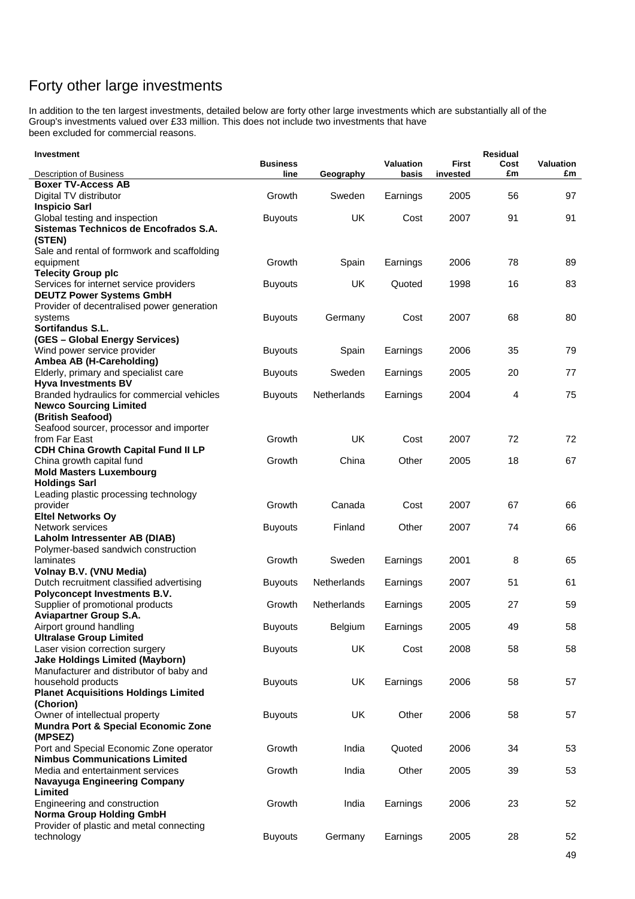# Forty other large investments

In addition to the ten largest investments, detailed below are forty other large investments which are substantially all of the Group's investments valued over £33 million. This does not include two investments that have been excluded for commercial reasons.

| Investment<br>Description of Business | Business line | Geography | Valuation basis | First invested | Residual Cost £m | Valuation £m |
|---|---|---|---|---|---|---|
| **Boxer TV-Access AB**<br>Digital TV distributor | Growth | Sweden | Earnings | 2005 | 56 | 97 |
| **Inspicio Sarl**<br>Global testing and inspection | Buyouts | UK | Cost | 2007 | 91 | 91 |
| **Sistemas Technicos de Encofrados S.A. (STEN)**<br>Sale and rental of formwork and scaffolding equipment | Growth | Spain | Earnings | 2006 | 78 | 89 |
| **Telecity Group plc**<br>Services for internet service providers | Buyouts | UK | Quoted | 1998 | 16 | 83 |
| **DEUTZ Power Systems GmbH**<br>Provider of decentralised power generation systems | Buyouts | Germany | Cost | 2007 | 68 | 80 |
| **Sortifandus S.L. (GES – Global Energy Services)**<br>Wind power service provider | Buyouts | Spain | Earnings | 2006 | 35 | 79 |
| **Ambea AB (H-Careholding)**<br>Elderly, primary and specialist care | Buyouts | Sweden | Earnings | 2005 | 20 | 77 |
| **Hyva Investments BV**<br>Branded hydraulics for commercial vehicles | Buyouts | Netherlands | Earnings | 2004 | 4 | 75 |
| **Newco Sourcing Limited (British Seafood)**<br>Seafood sourcer, processor and importer from Far East | Growth | UK | Cost | 2007 | 72 | 72 |
| **CDH China Growth Capital Fund II LP**<br>China growth capital fund | Growth | China | Other | 2005 | 18 | 67 |
| **Mold Masters Luxembourg Holdings Sarl**<br>Leading plastic processing technology provider | Growth | Canada | Cost | 2007 | 67 | 66 |
| **Eltel Networks Oy**<br>Network services | Buyouts | Finland | Other | 2007 | 74 | 66 |
| **Laholm Intressenter AB (DIAB)**<br>Polymer-based sandwich construction laminates | Growth | Sweden | Earnings | 2001 | 8 | 65 |
| **Volnay B.V. (VNU Media)**<br>Dutch recruitment classified advertising | Buyouts | Netherlands | Earnings | 2007 | 51 | 61 |
| **Polyconcept Investments B.V.**<br>Supplier of promotional products | Growth | Netherlands | Earnings | 2005 | 27 | 59 |
| **Aviapartner Group S.A.**<br>Airport ground handling | Buyouts | Belgium | Earnings | 2005 | 49 | 58 |
| **Ultralase Group Limited**<br>Laser vision correction surgery | Buyouts | UK | Cost | 2008 | 58 | 58 |
| **Jake Holdings Limited (Mayborn)**<br>Manufacturer and distributor of baby and household products | Buyouts | UK | Earnings | 2006 | 58 | 57 |
| **Planet Acquisitions Holdings Limited (Chorion)**<br>Owner of intellectual property | Buyouts | UK | Other | 2006 | 58 | 57 |
| **Mundra Port & Special Economic Zone (MPSEZ)**<br>Port and Special Economic Zone operator | Growth | India | Quoted | 2006 | 34 | 53 |
| **Nimbus Communications Limited**<br>Media and entertainment services | Growth | India | Other | 2005 | 39 | 53 |
| **Navayuga Engineering Company Limited**<br>Engineering and construction | Growth | India | Earnings | 2006 | 23 | 52 |
| **Norma Group Holding GmbH**<br>Provider of plastic and metal connecting technology | Buyouts | Germany | Earnings | 2005 | 28 | 52 |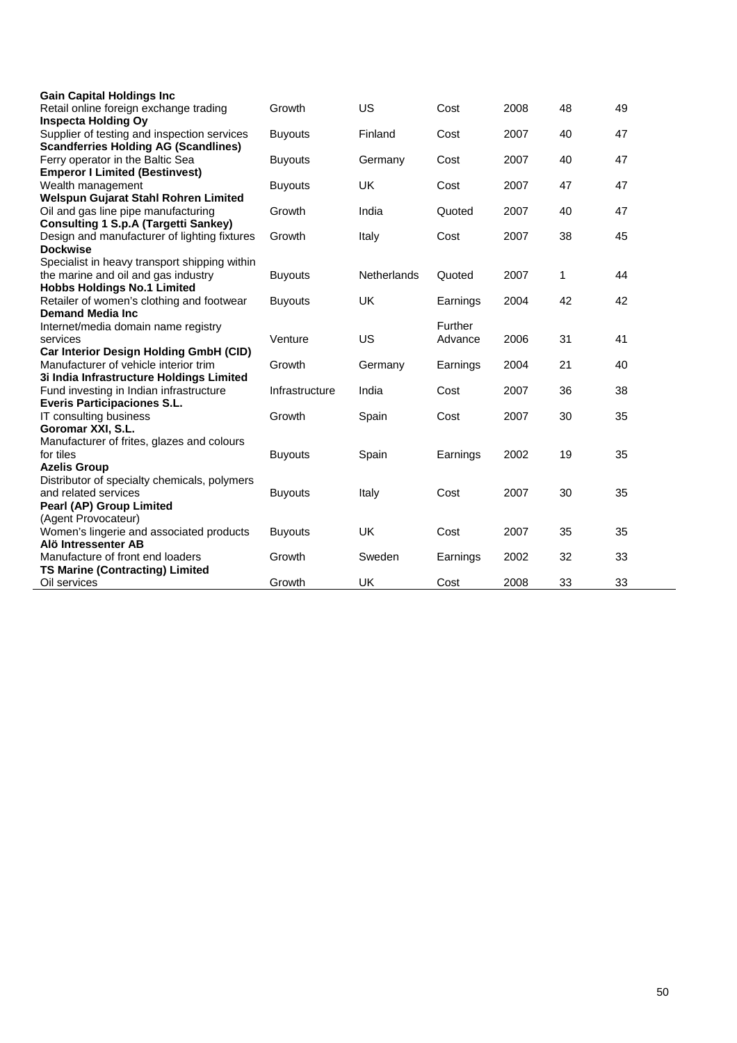| | | | | | | |
|---|---|---|---|---|---|---|
| **Gain Capital Holdings Inc** | | | | | | |
| Retail online foreign exchange trading | Growth | US | Cost | 2008 | 48 | 49 |
| **Inspecta Holding Oy** | | | | | | |
| Supplier of testing and inspection services | Buyouts | Finland | Cost | 2007 | 40 | 47 |
| **Scandferries Holding AG (Scandlines)** | | | | | | |
| Ferry operator in the Baltic Sea | Buyouts | Germany | Cost | 2007 | 40 | 47 |
| **Emperor I Limited (Bestinvest)** | | | | | | |
| Wealth management | Buyouts | UK | Cost | 2007 | 47 | 47 |
| **Welspun Gujarat Stahl Rohren Limited** | | | | | | |
| Oil and gas line pipe manufacturing | Growth | India | Quoted | 2007 | 40 | 47 |
| **Consulting 1 S.p.A (Targetti Sankey)** | | | | | | |
| Design and manufacturer of lighting fixtures | Growth | Italy | Cost | 2007 | 38 | 45 |
| **Dockwise** | | | | | | |
| Specialist in heavy transport shipping within the marine and oil and gas industry | Buyouts | Netherlands | Quoted | 2007 | 1 | 44 |
| **Hobbs Holdings No.1 Limited** | | | | | | |
| Retailer of women's clothing and footwear | Buyouts | UK | Earnings | 2004 | 42 | 42 |
| **Demand Media Inc** | | | | | | |
| Internet/media domain name registry services | Venture | US | Further Advance | 2006 | 31 | 41 |
| **Car Interior Design Holding GmbH (CID)** | | | | | | |
| Manufacturer of vehicle interior trim | Growth | Germany | Earnings | 2004 | 21 | 40 |
| **3i India Infrastructure Holdings Limited** | | | | | | |
| Fund investing in Indian infrastructure | Infrastructure | India | Cost | 2007 | 36 | 38 |
| **Everis Participaciones S.L.** | | | | | | |
| IT consulting business | Growth | Spain | Cost | 2007 | 30 | 35 |
| **Goromar XXI, S.L.** | | | | | | |
| Manufacturer of frites, glazes and colours for tiles | Buyouts | Spain | Earnings | 2002 | 19 | 35 |
| **Azelis Group** | | | | | | |
| Distributor of specialty chemicals, polymers and related services | Buyouts | Italy | Cost | 2007 | 30 | 35 |
| **Pearl (AP) Group Limited** (Agent Provocateur) | | | | | | |
| Women's lingerie and associated products | Buyouts | UK | Cost | 2007 | 35 | 35 |
| **Alö Intressenter AB** | | | | | | |
| Manufacture of front end loaders | Growth | Sweden | Earnings | 2002 | 32 | 33 |
| **TS Marine (Contracting) Limited** | | | | | | |
| Oil services | Growth | UK | Cost | 2008 | 33 | 33 |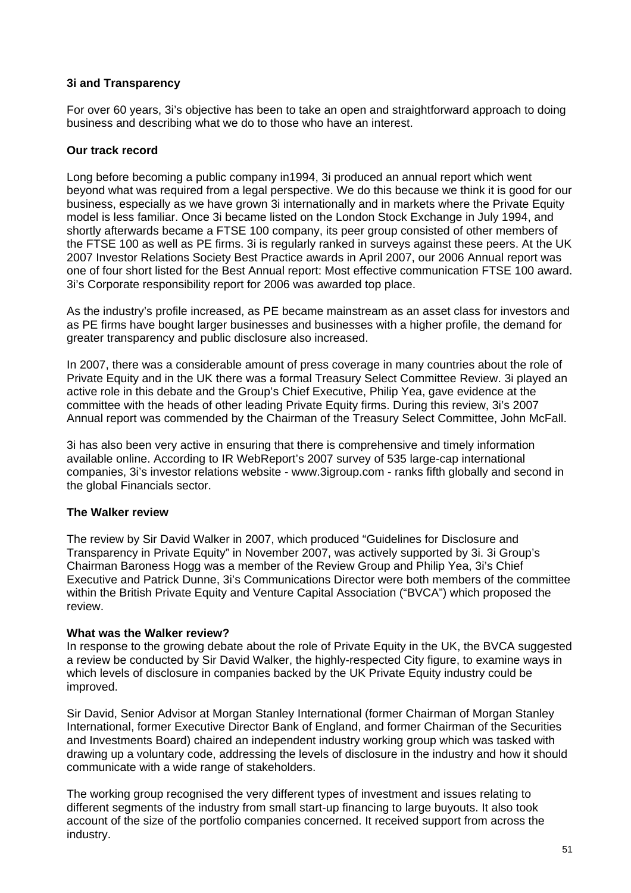**3i and Transparency**

For over 60 years, 3i's objective has been to take an open and straightforward approach to doing business and describing what we do to those who have an interest.

**Our track record**

Long before becoming a public company in1994, 3i produced an annual report which went beyond what was required from a legal perspective. We do this because we think it is good for our business, especially as we have grown 3i internationally and in markets where the Private Equity model is less familiar. Once 3i became listed on the London Stock Exchange in July 1994, and shortly afterwards became a FTSE 100 company, its peer group consisted of other members of the FTSE 100 as well as PE firms. 3i is regularly ranked in surveys against these peers. At the UK 2007 Investor Relations Society Best Practice awards in April 2007, our 2006 Annual report was one of four short listed for the Best Annual report: Most effective communication FTSE 100 award. 3i's Corporate responsibility report for 2006 was awarded top place.

As the industry's profile increased, as PE became mainstream as an asset class for investors and as PE firms have bought larger businesses and businesses with a higher profile, the demand for greater transparency and public disclosure also increased.

In 2007, there was a considerable amount of press coverage in many countries about the role of Private Equity and in the UK there was a formal Treasury Select Committee Review. 3i played an active role in this debate and the Group's Chief Executive, Philip Yea, gave evidence at the committee with the heads of other leading Private Equity firms. During this review, 3i's 2007 Annual report was commended by the Chairman of the Treasury Select Committee, John McFall.

3i has also been very active in ensuring that there is comprehensive and timely information available online. According to IR WebReport's 2007 survey of 535 large-cap international companies, 3i's investor relations website - www.3igroup.com - ranks fifth globally and second in the global Financials sector.

**The Walker review**

The review by Sir David Walker in 2007, which produced "Guidelines for Disclosure and Transparency in Private Equity" in November 2007, was actively supported by 3i. 3i Group's Chairman Baroness Hogg was a member of the Review Group and Philip Yea, 3i's Chief Executive and Patrick Dunne, 3i's Communications Director were both members of the committee within the British Private Equity and Venture Capital Association ("BVCA") which proposed the review.

**What was the Walker review?**

In response to the growing debate about the role of Private Equity in the UK, the BVCA suggested a review be conducted by Sir David Walker, the highly-respected City figure, to examine ways in which levels of disclosure in companies backed by the UK Private Equity industry could be improved.

Sir David, Senior Advisor at Morgan Stanley International (former Chairman of Morgan Stanley International, former Executive Director Bank of England, and former Chairman of the Securities and Investments Board) chaired an independent industry working group which was tasked with drawing up a voluntary code, addressing the levels of disclosure in the industry and how it should communicate with a wide range of stakeholders.

The working group recognised the very different types of investment and issues relating to different segments of the industry from small start-up financing to large buyouts. It also took account of the size of the portfolio companies concerned. It received support from across the industry.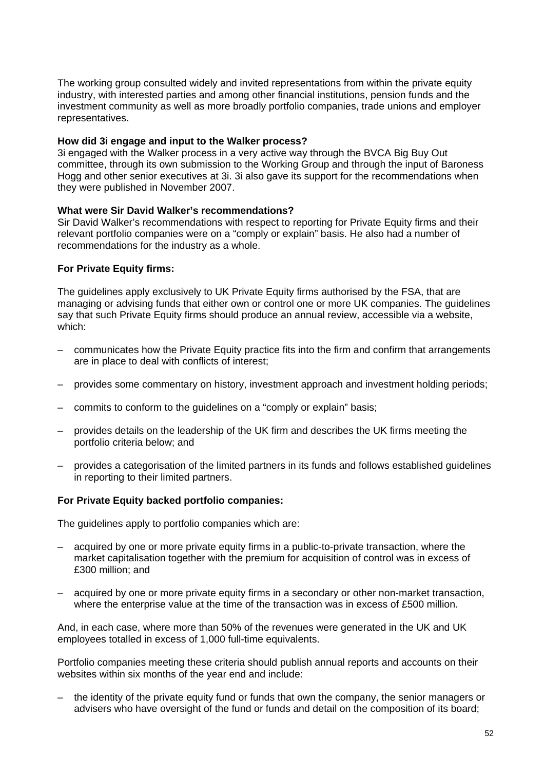The working group consulted widely and invited representations from within the private equity industry, with interested parties and among other financial institutions, pension funds and the investment community as well as more broadly portfolio companies, trade unions and employer representatives.

**How did 3i engage and input to the Walker process?**
3i engaged with the Walker process in a very active way through the BVCA Big Buy Out committee, through its own submission to the Working Group and through the input of Baroness Hogg and other senior executives at 3i. 3i also gave its support for the recommendations when they were published in November 2007.

**What were Sir David Walker's recommendations?**
Sir David Walker's recommendations with respect to reporting for Private Equity firms and their relevant portfolio companies were on a "comply or explain" basis. He also had a number of recommendations for the industry as a whole.

**For Private Equity firms:**

The guidelines apply exclusively to UK Private Equity firms authorised by the FSA, that are managing or advising funds that either own or control one or more UK companies. The guidelines say that such Private Equity firms should produce an annual review, accessible via a website, which:

- communicates how the Private Equity practice fits into the firm and confirm that arrangements are in place to deal with conflicts of interest;
- provides some commentary on history, investment approach and investment holding periods;
- commits to conform to the guidelines on a "comply or explain" basis;
- provides details on the leadership of the UK firm and describes the UK firms meeting the portfolio criteria below; and
- provides a categorisation of the limited partners in its funds and follows established guidelines in reporting to their limited partners.

**For Private Equity backed portfolio companies:**

The guidelines apply to portfolio companies which are:

- acquired by one or more private equity firms in a public-to-private transaction, where the market capitalisation together with the premium for acquisition of control was in excess of £300 million; and
- acquired by one or more private equity firms in a secondary or other non-market transaction, where the enterprise value at the time of the transaction was in excess of £500 million.

And, in each case, where more than 50% of the revenues were generated in the UK and UK employees totalled in excess of 1,000 full-time equivalents.

Portfolio companies meeting these criteria should publish annual reports and accounts on their websites within six months of the year end and include:

- the identity of the private equity fund or funds that own the company, the senior managers or advisers who have oversight of the fund or funds and detail on the composition of its board;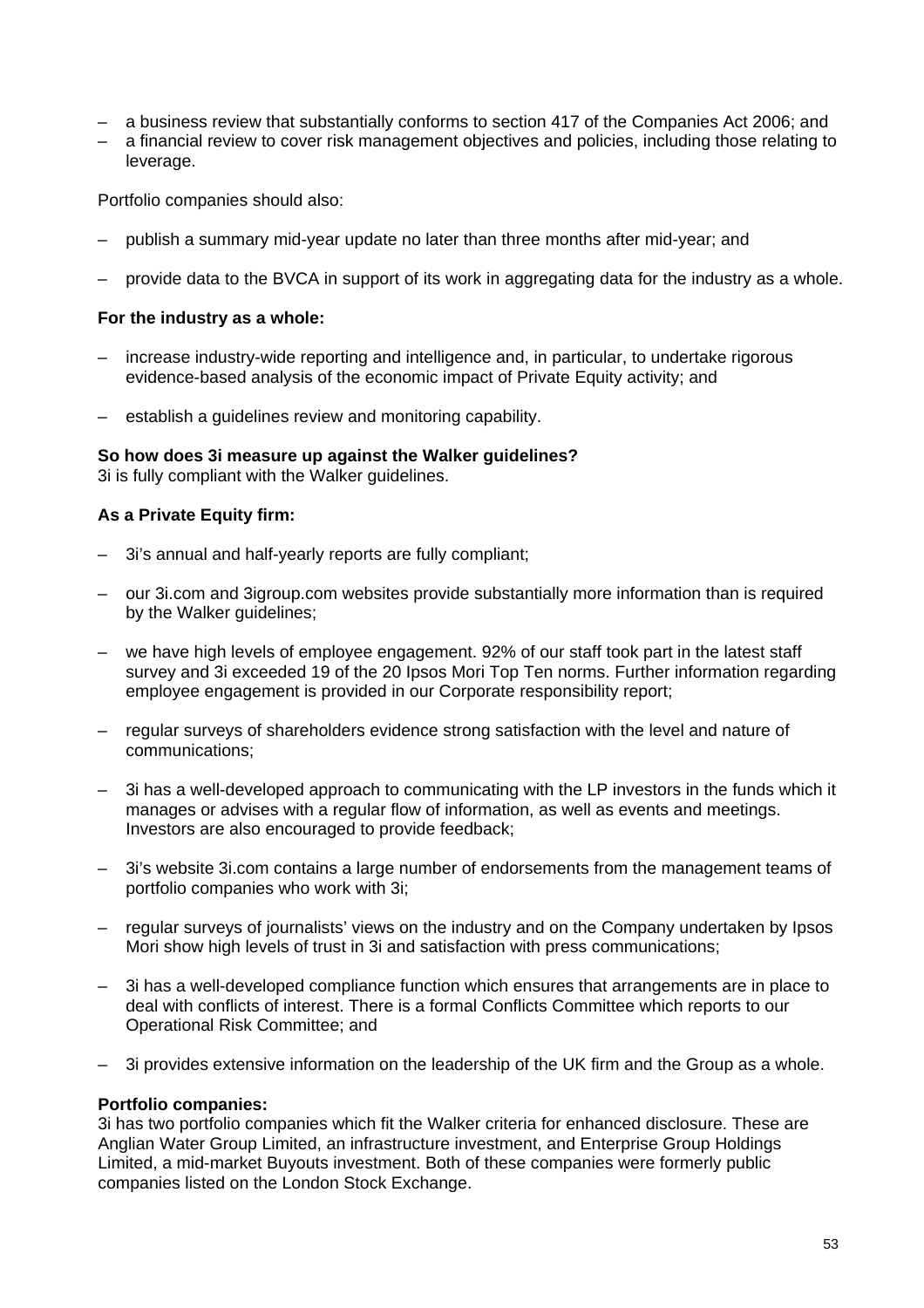- a business review that substantially conforms to section 417 of the Companies Act 2006; and
- a financial review to cover risk management objectives and policies, including those relating to leverage.

Portfolio companies should also:

- publish a summary mid-year update no later than three months after mid-year; and
- provide data to the BVCA in support of its work in aggregating data for the industry as a whole.

**For the industry as a whole:**

- increase industry-wide reporting and intelligence and, in particular, to undertake rigorous evidence-based analysis of the economic impact of Private Equity activity; and
- establish a guidelines review and monitoring capability.

**So how does 3i measure up against the Walker guidelines?**
3i is fully compliant with the Walker guidelines.

**As a Private Equity firm:**

- 3i's annual and half-yearly reports are fully compliant;
- our 3i.com and 3igroup.com websites provide substantially more information than is required by the Walker guidelines;
- we have high levels of employee engagement. 92% of our staff took part in the latest staff survey and 3i exceeded 19 of the 20 Ipsos Mori Top Ten norms. Further information regarding employee engagement is provided in our Corporate responsibility report;
- regular surveys of shareholders evidence strong satisfaction with the level and nature of communications;
- 3i has a well-developed approach to communicating with the LP investors in the funds which it manages or advises with a regular flow of information, as well as events and meetings. Investors are also encouraged to provide feedback;
- 3i's website 3i.com contains a large number of endorsements from the management teams of portfolio companies who work with 3i;
- regular surveys of journalists' views on the industry and on the Company undertaken by Ipsos Mori show high levels of trust in 3i and satisfaction with press communications;
- 3i has a well-developed compliance function which ensures that arrangements are in place to deal with conflicts of interest. There is a formal Conflicts Committee which reports to our Operational Risk Committee; and
- 3i provides extensive information on the leadership of the UK firm and the Group as a whole.

**Portfolio companies:**
3i has two portfolio companies which fit the Walker criteria for enhanced disclosure. These are Anglian Water Group Limited, an infrastructure investment, and Enterprise Group Holdings Limited, a mid-market Buyouts investment. Both of these companies were formerly public companies listed on the London Stock Exchange.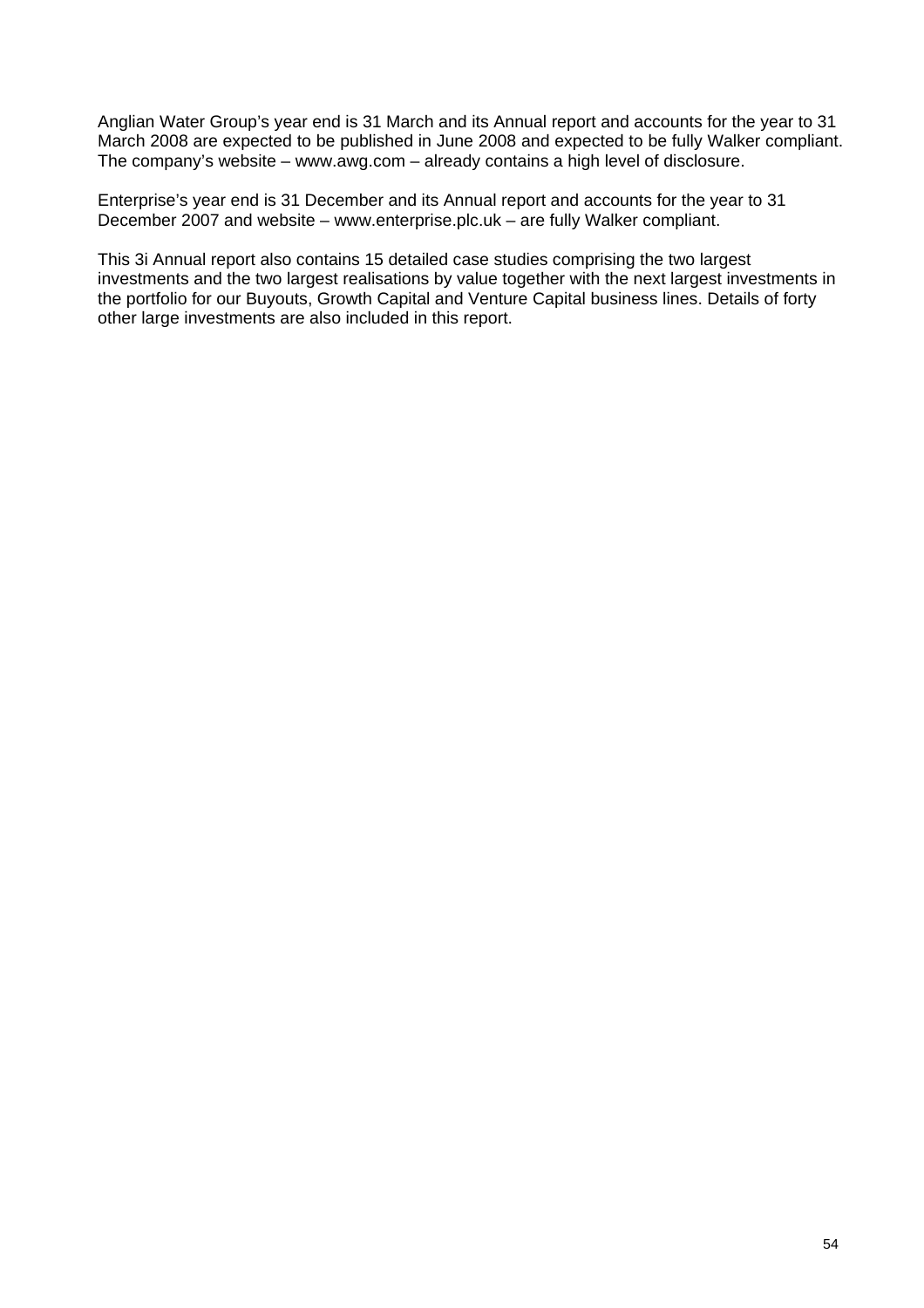Anglian Water Group's year end is 31 March and its Annual report and accounts for the year to 31 March 2008 are expected to be published in June 2008 and expected to be fully Walker compliant. The company's website – www.awg.com – already contains a high level of disclosure.

Enterprise's year end is 31 December and its Annual report and accounts for the year to 31 December 2007 and website – www.enterprise.plc.uk – are fully Walker compliant.

This 3i Annual report also contains 15 detailed case studies comprising the two largest investments and the two largest realisations by value together with the next largest investments in the portfolio for our Buyouts, Growth Capital and Venture Capital business lines. Details of forty other large investments are also included in this report.